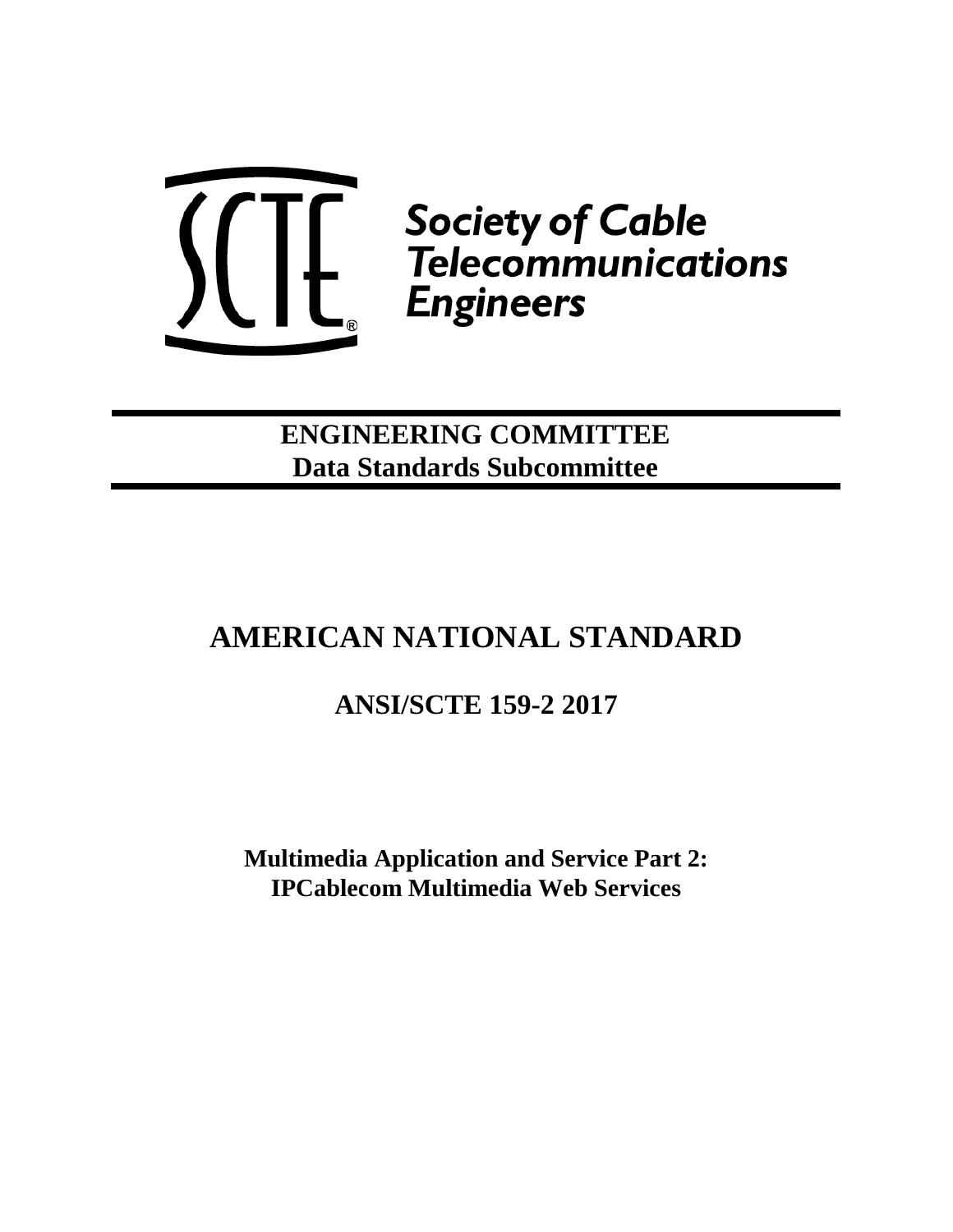Society of Cable Telecommunications Engineers

**ENGINEERING COMMITTEE**
**Data Standards Subcommittee**

# AMERICAN NATIONAL STANDARD

## ANSI/SCTE 159-2 2017

**Multimedia Application and Service Part 2: IPCablecom Multimedia Web Services**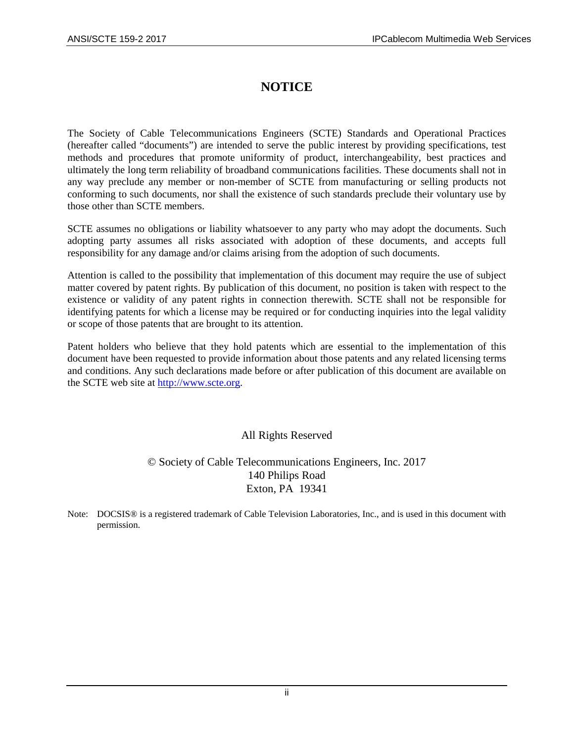# NOTICE

The Society of Cable Telecommunications Engineers (SCTE) Standards and Operational Practices (hereafter called "documents") are intended to serve the public interest by providing specifications, test methods and procedures that promote uniformity of product, interchangeability, best practices and ultimately the long term reliability of broadband communications facilities. These documents shall not in any way preclude any member or non-member of SCTE from manufacturing or selling products not conforming to such documents, nor shall the existence of such standards preclude their voluntary use by those other than SCTE members.

SCTE assumes no obligations or liability whatsoever to any party who may adopt the documents. Such adopting party assumes all risks associated with adoption of these documents, and accepts full responsibility for any damage and/or claims arising from the adoption of such documents.

Attention is called to the possibility that implementation of this document may require the use of subject matter covered by patent rights. By publication of this document, no position is taken with respect to the existence or validity of any patent rights in connection therewith. SCTE shall not be responsible for identifying patents for which a license may be required or for conducting inquiries into the legal validity or scope of those patents that are brought to its attention.

Patent holders who believe that they hold patents which are essential to the implementation of this document have been requested to provide information about those patents and any related licensing terms and conditions. Any such declarations made before or after publication of this document are available on the SCTE web site at [http://www.scte.org](http://www.scte.org).

All Rights Reserved

© Society of Cable Telecommunications Engineers, Inc. 2017
140 Philips Road
Exton, PA 19341

Note: DOCSIS® is a registered trademark of Cable Television Laboratories, Inc., and is used in this document with permission.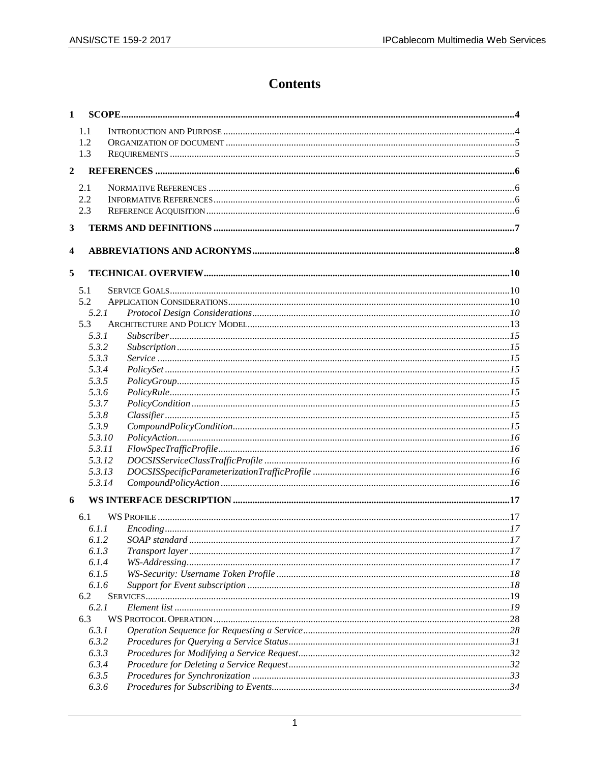# Contents

**1 SCOPE** ..... 4

- 1.1 Introduction and Purpose ..... 4
- 1.2 Organization of document ..... 5
- 1.3 Requirements ..... 5

**2 REFERENCES** ..... 6

- 2.1 Normative References ..... 6
- 2.2 Informative References ..... 6
- 2.3 Reference Acquisition ..... 6

**3 TERMS AND DEFINITIONS** ..... 7

**4 ABBREVIATIONS AND ACRONYMS** ..... 8

**5 TECHNICAL OVERVIEW** ..... 10

- 5.1 Service Goals ..... 10
- 5.2 Application Considerations ..... 10
  - *5.2.1 Protocol Design Considerations* ..... 10
- 5.3 Architecture and Policy Model ..... 13
  - *5.3.1 Subscriber* ..... 15
  - *5.3.2 Subscription* ..... 15
  - *5.3.3 Service* ..... 15
  - *5.3.4 PolicySet* ..... 15
  - *5.3.5 PolicyGroup* ..... 15
  - *5.3.6 PolicyRule* ..... 15
  - *5.3.7 PolicyCondition* ..... 15
  - *5.3.8 Classifier* ..... 15
  - *5.3.9 CompoundPolicyCondition* ..... 15
  - *5.3.10 PolicyAction* ..... 16
  - *5.3.11 FlowSpecTrafficProfile* ..... 16
  - *5.3.12 DOCSISServiceClassTrafficProfile* ..... 16
  - *5.3.13 DOCSISSpecificParameterizationTrafficProfile* ..... 16
  - *5.3.14 CompoundPolicyAction* ..... 16

**6 WS INTERFACE DESCRIPTION** ..... 17

- 6.1 WS Profile ..... 17
  - *6.1.1 Encoding* ..... 17
  - *6.1.2 SOAP standard* ..... 17
  - *6.1.3 Transport layer* ..... 17
  - *6.1.4 WS-Addressing* ..... 17
  - *6.1.5 WS-Security: Username Token Profile* ..... 18
  - *6.1.6 Support for Event subscription* ..... 18
- 6.2 Services ..... 19
  - *6.2.1 Element list* ..... 19
- 6.3 WS Protocol Operation ..... 28
  - *6.3.1 Operation Sequence for Requesting a Service* ..... 28
  - *6.3.2 Procedures for Querying a Service Status* ..... 31
  - *6.3.3 Procedures for Modifying a Service Request* ..... 32
  - *6.3.4 Procedure for Deleting a Service Request* ..... 32
  - *6.3.5 Procedures for Synchronization* ..... 33
  - *6.3.6 Procedures for Subscribing to Events* ..... 34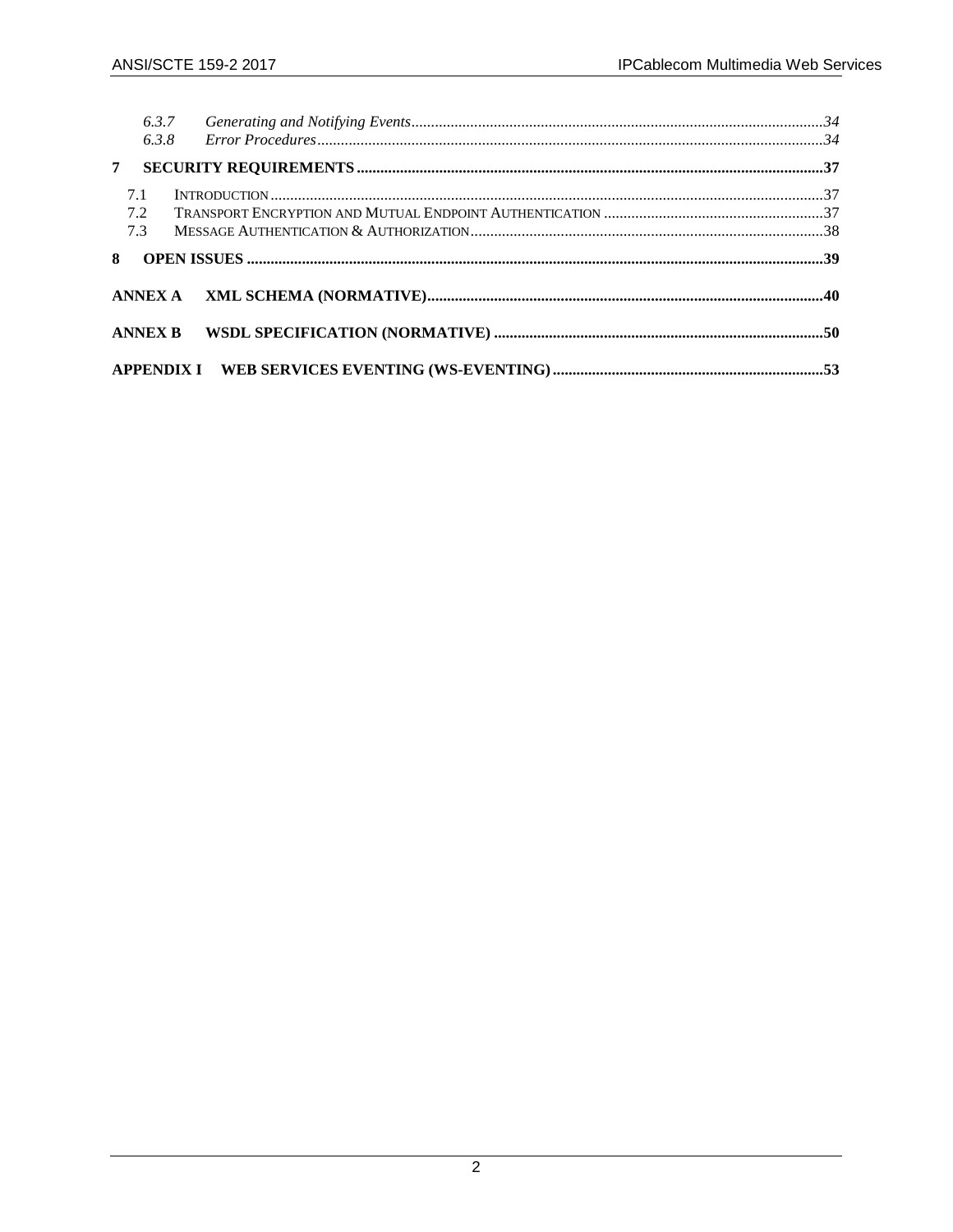*6.3.7 Generating and Notifying Events......34*
*6.3.8 Error Procedures......34*

**7 SECURITY REQUIREMENTS......37**

7.1 INTRODUCTION......37
7.2 TRANSPORT ENCRYPTION AND MUTUAL ENDPOINT AUTHENTICATION......37
7.3 MESSAGE AUTHENTICATION & AUTHORIZATION......38

**8 OPEN ISSUES......39**

**ANNEX A XML SCHEMA (NORMATIVE)......40**

**ANNEX B WSDL SPECIFICATION (NORMATIVE)......50**

**APPENDIX I WEB SERVICES EVENTING (WS-EVENTING)......53**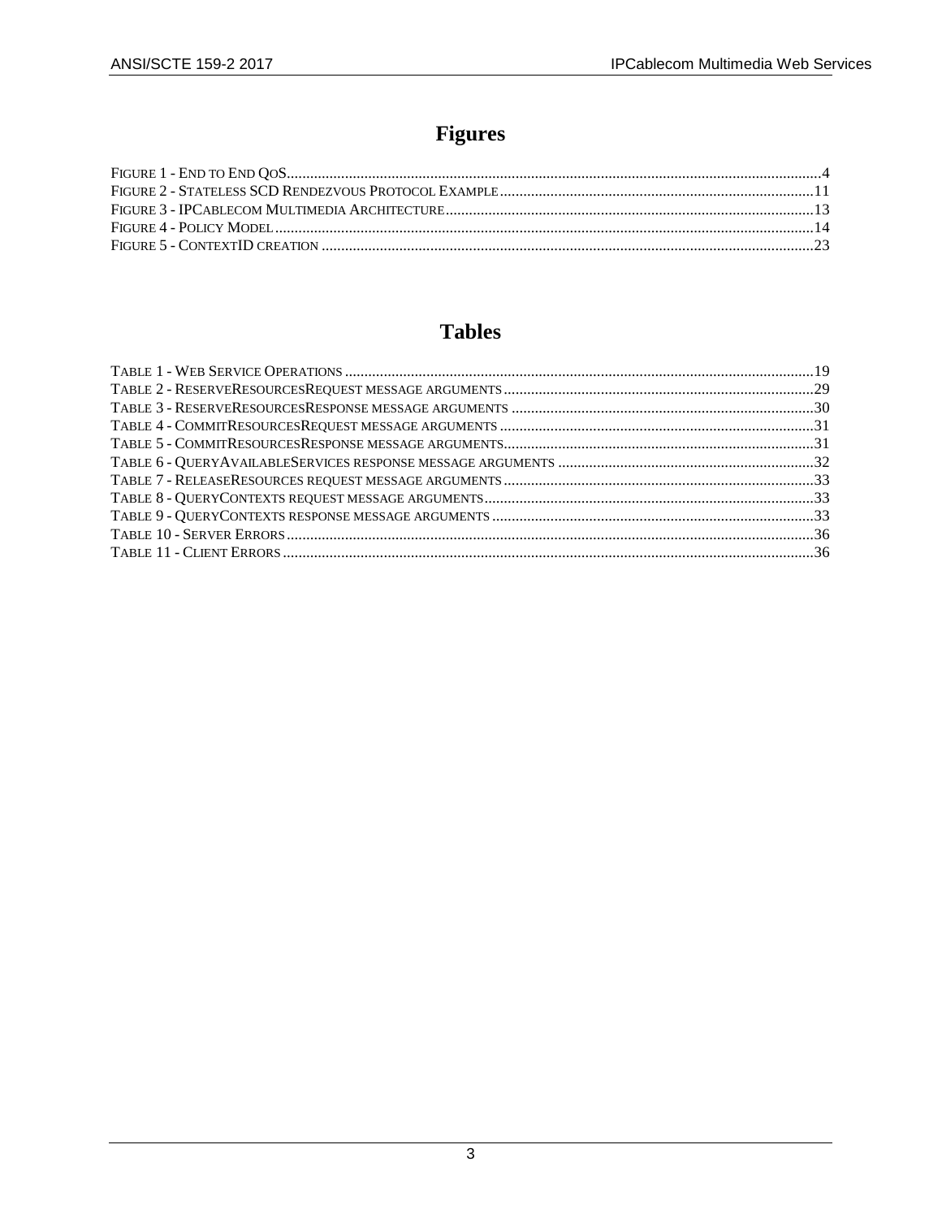# Figures

FIGURE 1 - END TO END QOS....................................................................................................................................4
FIGURE 2 - STATELESS SCD RENDEZVOUS PROTOCOL EXAMPLE................................................................................11
FIGURE 3 - IPCABLECOM MULTIMEDIA ARCHITECTURE..............................................................................................13
FIGURE 4 - POLICY MODEL..........................................................................................................................................14
FIGURE 5 - CONTEXTID CREATION ..............................................................................................................................23

# Tables

TABLE 1 - WEB SERVICE OPERATIONS ........................................................................................................................19
TABLE 2 - RESERVERESOURCESREQUEST MESSAGE ARGUMENTS...............................................................................29
TABLE 3 - RESERVERESOURCESRESPONSE MESSAGE ARGUMENTS .............................................................................30
TABLE 4 - COMMITRESOURCESREQUEST MESSAGE ARGUMENTS ................................................................................31
TABLE 5 - COMMITRESOURCESRESPONSE MESSAGE ARGUMENTS...............................................................................31
TABLE 6 - QUERYAVAILABLESERVICES RESPONSE MESSAGE ARGUMENTS .................................................................32
TABLE 7 - RELEASERESOURCES REQUEST MESSAGE ARGUMENTS ...............................................................................33
TABLE 8 - QUERYCONTEXTS REQUEST MESSAGE ARGUMENTS....................................................................................33
TABLE 9 - QUERYCONTEXTS RESPONSE MESSAGE ARGUMENTS ..................................................................................33
TABLE 10 - SERVER ERRORS.......................................................................................................................................36
TABLE 11 - CLIENT ERRORS........................................................................................................................................36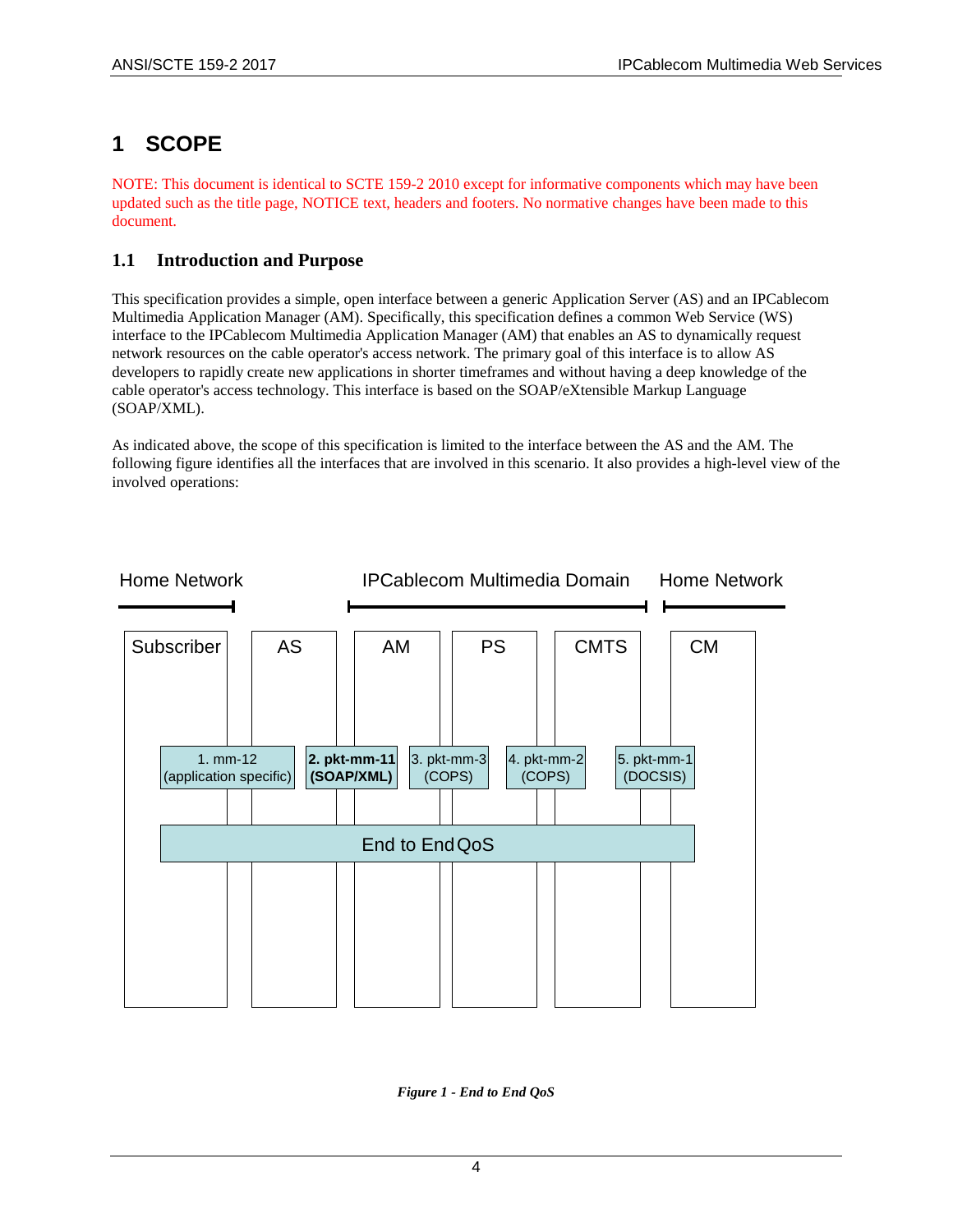# 1 SCOPE

NOTE: This document is identical to SCTE 159-2 2010 except for informative components which may have been updated such as the title page, NOTICE text, headers and footers. No normative changes have been made to this document.

## 1.1 Introduction and Purpose

This specification provides a simple, open interface between a generic Application Server (AS) and an IPCablecom Multimedia Application Manager (AM). Specifically, this specification defines a common Web Service (WS) interface to the IPCablecom Multimedia Application Manager (AM) that enables an AS to dynamically request network resources on the cable operator's access network. The primary goal of this interface is to allow AS developers to rapidly create new applications in shorter timeframes and without having a deep knowledge of the cable operator's access technology. This interface is based on the SOAP/eXtensible Markup Language (SOAP/XML).

As indicated above, the scope of this specification is limited to the interface between the AS and the AM. The following figure identifies all the interfaces that are involved in this scenario. It also provides a high-level view of the involved operations:

Home Network | IPCablecom Multimedia Domain | Home Network

Subscriber | AS | AM | PS | CMTS | CM

1. mm-12 (application specific)

**2. pkt-mm-11 (SOAP/XML)**

3. pkt-mm-3 (COPS)

4. pkt-mm-2 (COPS)

5. pkt-mm-1 (DOCSIS)

End to End QoS

*Figure 1 - End to End QoS*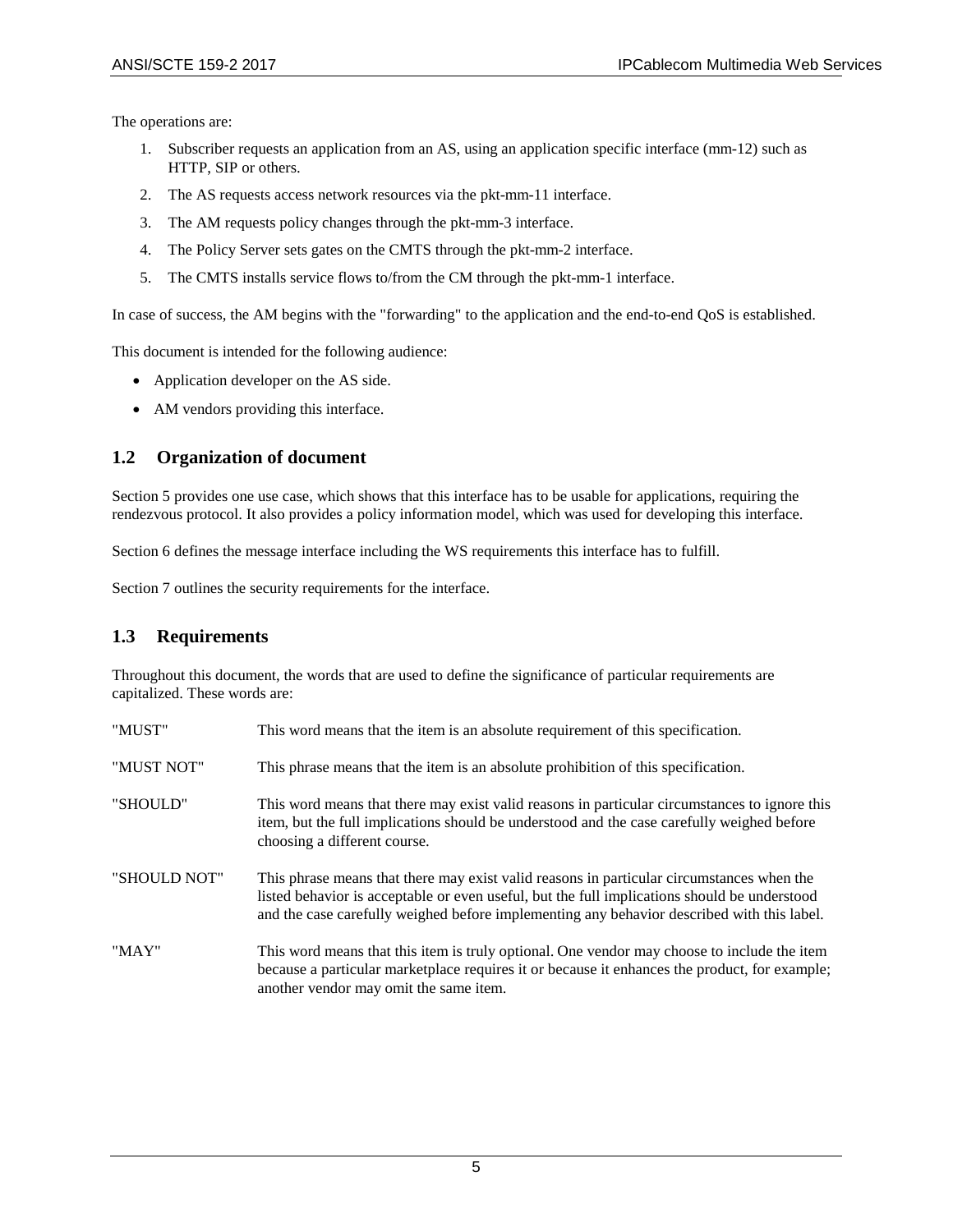The operations are:

1. Subscriber requests an application from an AS, using an application specific interface (mm-12) such as HTTP, SIP or others.
2. The AS requests access network resources via the pkt-mm-11 interface.
3. The AM requests policy changes through the pkt-mm-3 interface.
4. The Policy Server sets gates on the CMTS through the pkt-mm-2 interface.
5. The CMTS installs service flows to/from the CM through the pkt-mm-1 interface.

In case of success, the AM begins with the "forwarding" to the application and the end-to-end QoS is established.

This document is intended for the following audience:

- Application developer on the AS side.
- AM vendors providing this interface.

## 1.2 Organization of document

Section 5 provides one use case, which shows that this interface has to be usable for applications, requiring the rendezvous protocol. It also provides a policy information model, which was used for developing this interface.

Section 6 defines the message interface including the WS requirements this interface has to fulfill.

Section 7 outlines the security requirements for the interface.

## 1.3 Requirements

Throughout this document, the words that are used to define the significance of particular requirements are capitalized. These words are:

| | |
|---|---|
| "MUST" | This word means that the item is an absolute requirement of this specification. |
| "MUST NOT" | This phrase means that the item is an absolute prohibition of this specification. |
| "SHOULD" | This word means that there may exist valid reasons in particular circumstances to ignore this item, but the full implications should be understood and the case carefully weighed before choosing a different course. |
| "SHOULD NOT" | This phrase means that there may exist valid reasons in particular circumstances when the listed behavior is acceptable or even useful, but the full implications should be understood and the case carefully weighed before implementing any behavior described with this label. |
| "MAY" | This word means that this item is truly optional. One vendor may choose to include the item because a particular marketplace requires it or because it enhances the product, for example; another vendor may omit the same item. |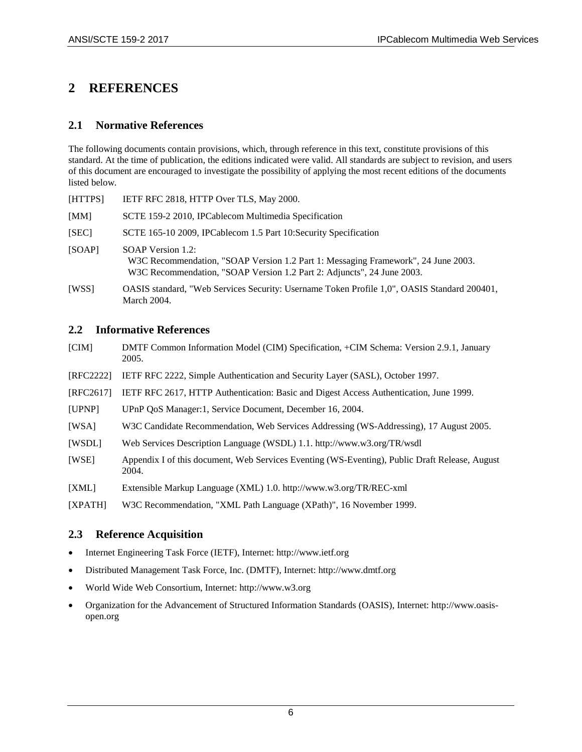# 2 REFERENCES

## 2.1 Normative References

The following documents contain provisions, which, through reference in this text, constitute provisions of this standard. At the time of publication, the editions indicated were valid. All standards are subject to revision, and users of this document are encouraged to investigate the possibility of applying the most recent editions of the documents listed below.

[HTTPS] IETF RFC 2818, HTTP Over TLS, May 2000.

[MM] SCTE 159-2 2010, IPCablecom Multimedia Specification

[SEC] SCTE 165-10 2009, IPCablecom 1.5 Part 10:Security Specification

[SOAP] SOAP Version 1.2:
W3C Recommendation, "SOAP Version 1.2 Part 1: Messaging Framework", 24 June 2003.
W3C Recommendation, "SOAP Version 1.2 Part 2: Adjuncts", 24 June 2003.

[WSS] OASIS standard, "Web Services Security: Username Token Profile 1,0", OASIS Standard 200401, March 2004.

## 2.2 Informative References

[CIM] DMTF Common Information Model (CIM) Specification, +CIM Schema: Version 2.9.1, January 2005.

[RFC2222] IETF RFC 2222, Simple Authentication and Security Layer (SASL), October 1997.

[RFC2617] IETF RFC 2617, HTTP Authentication: Basic and Digest Access Authentication, June 1999.

[UPNP] UPnP QoS Manager:1, Service Document, December 16, 2004.

[WSA] W3C Candidate Recommendation, Web Services Addressing (WS-Addressing), 17 August 2005.

[WSDL] Web Services Description Language (WSDL) 1.1. http://www.w3.org/TR/wsdl

[WSE] Appendix I of this document, Web Services Eventing (WS-Eventing), Public Draft Release, August 2004.

[XML] Extensible Markup Language (XML) 1.0. http://www.w3.org/TR/REC-xml

[XPATH] W3C Recommendation, "XML Path Language (XPath)", 16 November 1999.

## 2.3 Reference Acquisition

- Internet Engineering Task Force (IETF), Internet: http://www.ietf.org
- Distributed Management Task Force, Inc. (DMTF), Internet: http://www.dmtf.org
- World Wide Web Consortium, Internet: http://www.w3.org
- Organization for the Advancement of Structured Information Standards (OASIS), Internet: http://www.oasis-open.org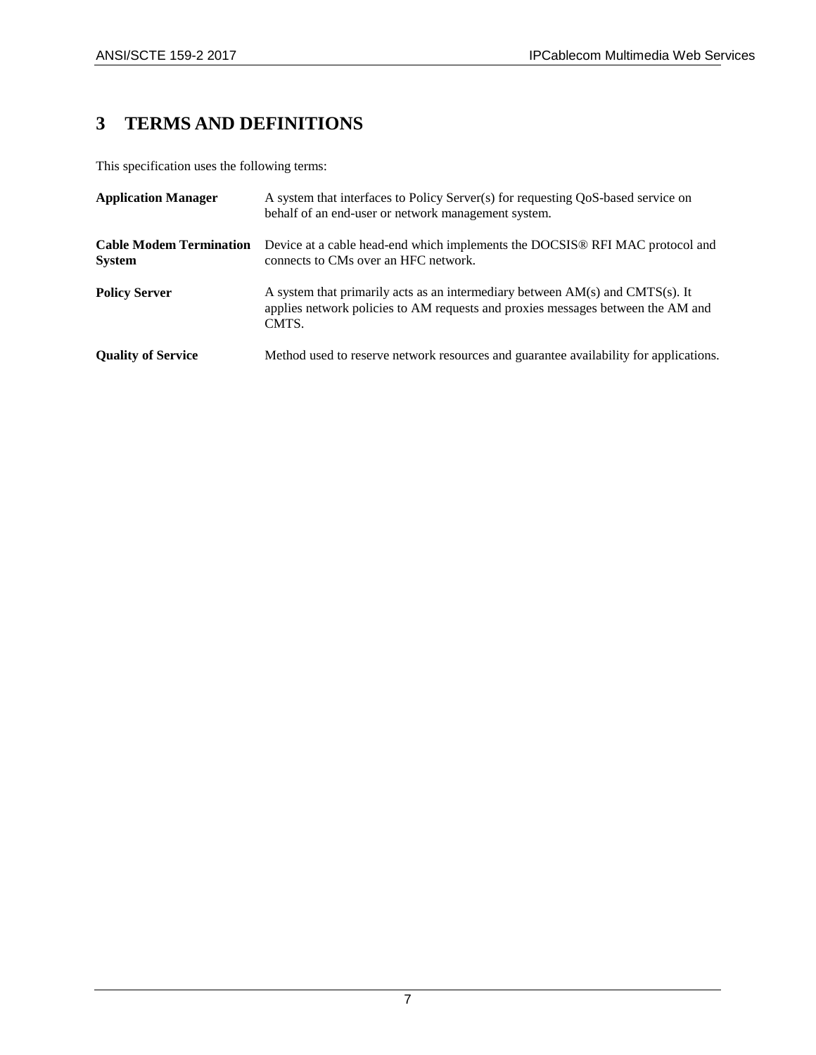# 3 TERMS AND DEFINITIONS

This specification uses the following terms:

| | |
|---|---|
| **Application Manager** | A system that interfaces to Policy Server(s) for requesting QoS-based service on behalf of an end-user or network management system. |
| **Cable Modem Termination System** | Device at a cable head-end which implements the DOCSIS® RFI MAC protocol and connects to CMs over an HFC network. |
| **Policy Server** | A system that primarily acts as an intermediary between AM(s) and CMTS(s). It applies network policies to AM requests and proxies messages between the AM and CMTS. |
| **Quality of Service** | Method used to reserve network resources and guarantee availability for applications. |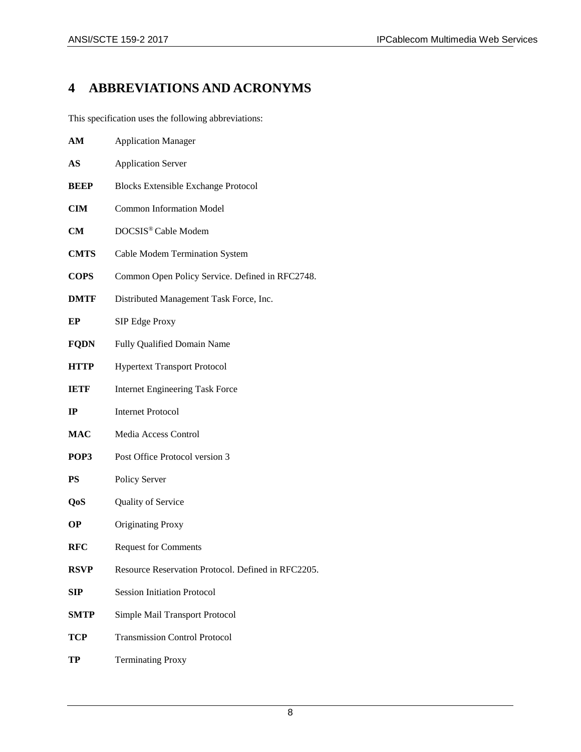# 4 ABBREVIATIONS AND ACRONYMS

This specification uses the following abbreviations:

| | |
|---|---|
| **AM** | Application Manager |
| **AS** | Application Server |
| **BEEP** | Blocks Extensible Exchange Protocol |
| **CIM** | Common Information Model |
| **CM** | DOCSIS® Cable Modem |
| **CMTS** | Cable Modem Termination System |
| **COPS** | Common Open Policy Service. Defined in RFC2748. |
| **DMTF** | Distributed Management Task Force, Inc. |
| **EP** | SIP Edge Proxy |
| **FQDN** | Fully Qualified Domain Name |
| **HTTP** | Hypertext Transport Protocol |
| **IETF** | Internet Engineering Task Force |
| **IP** | Internet Protocol |
| **MAC** | Media Access Control |
| **POP3** | Post Office Protocol version 3 |
| **PS** | Policy Server |
| **QoS** | Quality of Service |
| **OP** | Originating Proxy |
| **RFC** | Request for Comments |
| **RSVP** | Resource Reservation Protocol. Defined in RFC2205. |
| **SIP** | Session Initiation Protocol |
| **SMTP** | Simple Mail Transport Protocol |
| **TCP** | Transmission Control Protocol |
| **TP** | Terminating Proxy |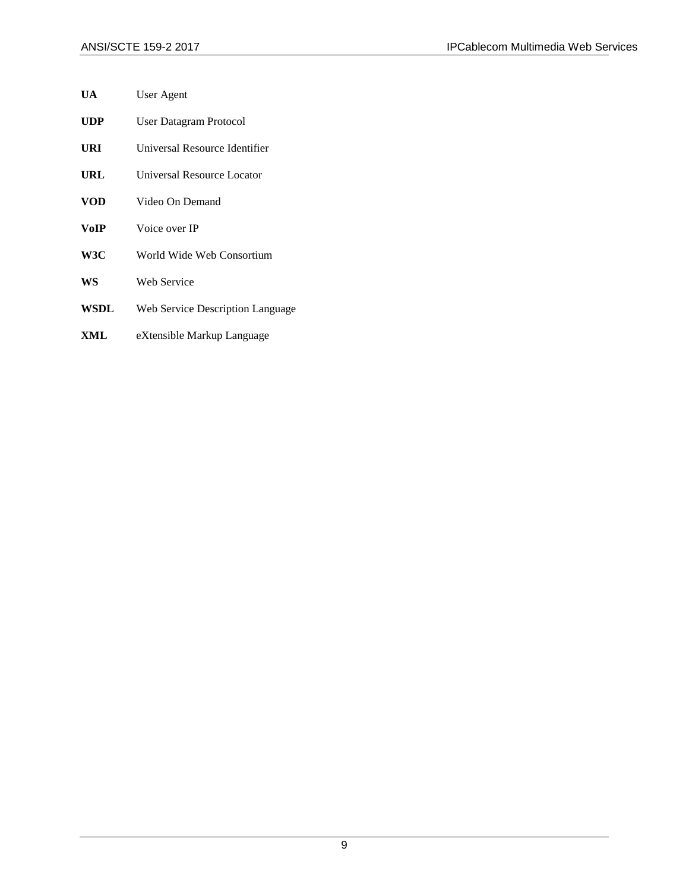| | |
|---|---|
| **UA** | User Agent |
| **UDP** | User Datagram Protocol |
| **URI** | Universal Resource Identifier |
| **URL** | Universal Resource Locator |
| **VOD** | Video On Demand |
| **VoIP** | Voice over IP |
| **W3C** | World Wide Web Consortium |
| **WS** | Web Service |
| **WSDL** | Web Service Description Language |
| **XML** | eXtensible Markup Language |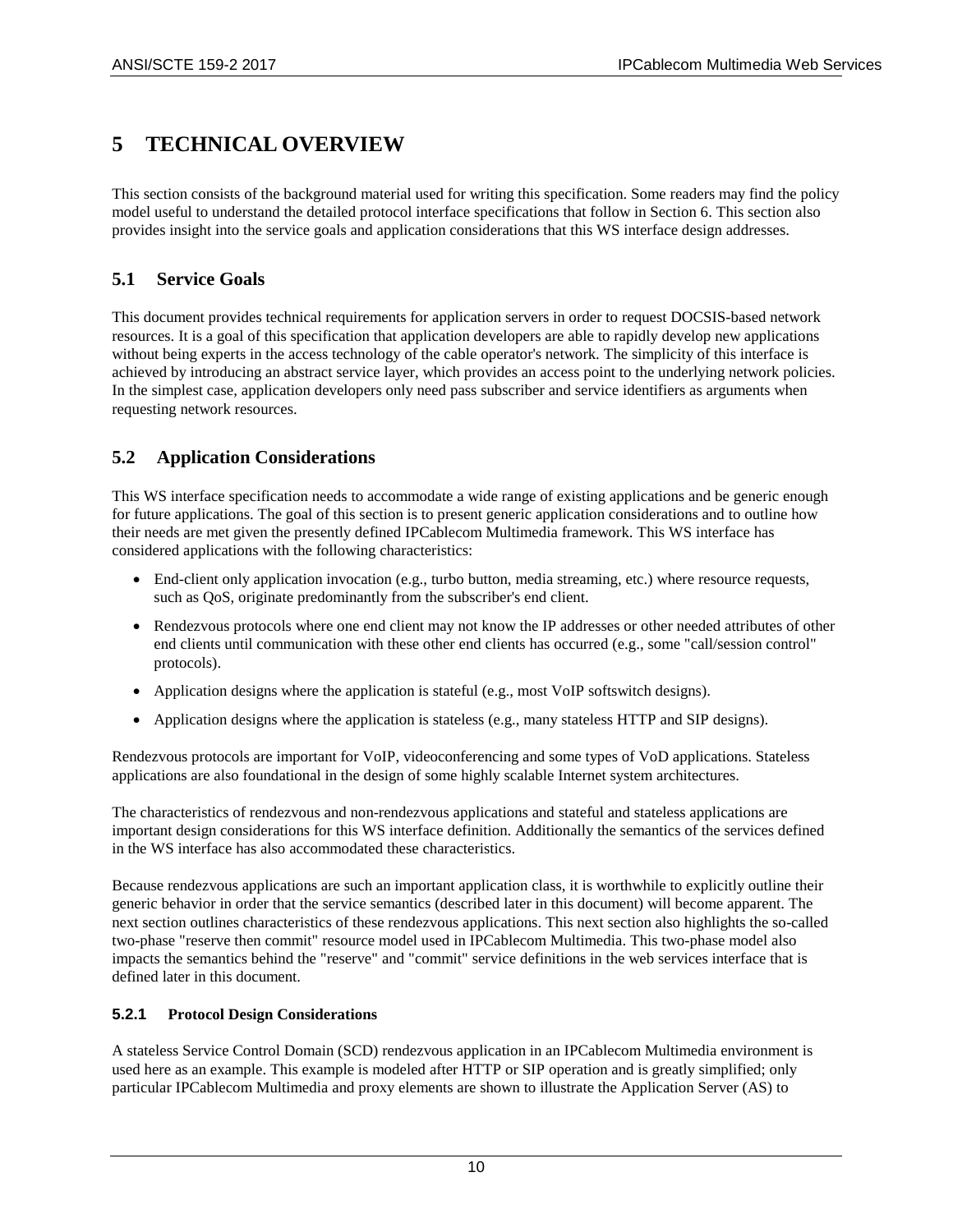# 5 TECHNICAL OVERVIEW

This section consists of the background material used for writing this specification. Some readers may find the policy model useful to understand the detailed protocol interface specifications that follow in Section 6. This section also provides insight into the service goals and application considerations that this WS interface design addresses.

## 5.1 Service Goals

This document provides technical requirements for application servers in order to request DOCSIS-based network resources. It is a goal of this specification that application developers are able to rapidly develop new applications without being experts in the access technology of the cable operator's network. The simplicity of this interface is achieved by introducing an abstract service layer, which provides an access point to the underlying network policies. In the simplest case, application developers only need pass subscriber and service identifiers as arguments when requesting network resources.

## 5.2 Application Considerations

This WS interface specification needs to accommodate a wide range of existing applications and be generic enough for future applications. The goal of this section is to present generic application considerations and to outline how their needs are met given the presently defined IPCablecom Multimedia framework. This WS interface has considered applications with the following characteristics:

- End-client only application invocation (e.g., turbo button, media streaming, etc.) where resource requests, such as QoS, originate predominantly from the subscriber's end client.
- Rendezvous protocols where one end client may not know the IP addresses or other needed attributes of other end clients until communication with these other end clients has occurred (e.g., some "call/session control" protocols).
- Application designs where the application is stateful (e.g., most VoIP softswitch designs).
- Application designs where the application is stateless (e.g., many stateless HTTP and SIP designs).

Rendezvous protocols are important for VoIP, videoconferencing and some types of VoD applications. Stateless applications are also foundational in the design of some highly scalable Internet system architectures.

The characteristics of rendezvous and non-rendezvous applications and stateful and stateless applications are important design considerations for this WS interface definition. Additionally the semantics of the services defined in the WS interface has also accommodated these characteristics.

Because rendezvous applications are such an important application class, it is worthwhile to explicitly outline their generic behavior in order that the service semantics (described later in this document) will become apparent. The next section outlines characteristics of these rendezvous applications. This next section also highlights the so-called two-phase "reserve then commit" resource model used in IPCablecom Multimedia. This two-phase model also impacts the semantics behind the "reserve" and "commit" service definitions in the web services interface that is defined later in this document.

### 5.2.1 Protocol Design Considerations

A stateless Service Control Domain (SCD) rendezvous application in an IPCablecom Multimedia environment is used here as an example. This example is modeled after HTTP or SIP operation and is greatly simplified; only particular IPCablecom Multimedia and proxy elements are shown to illustrate the Application Server (AS) to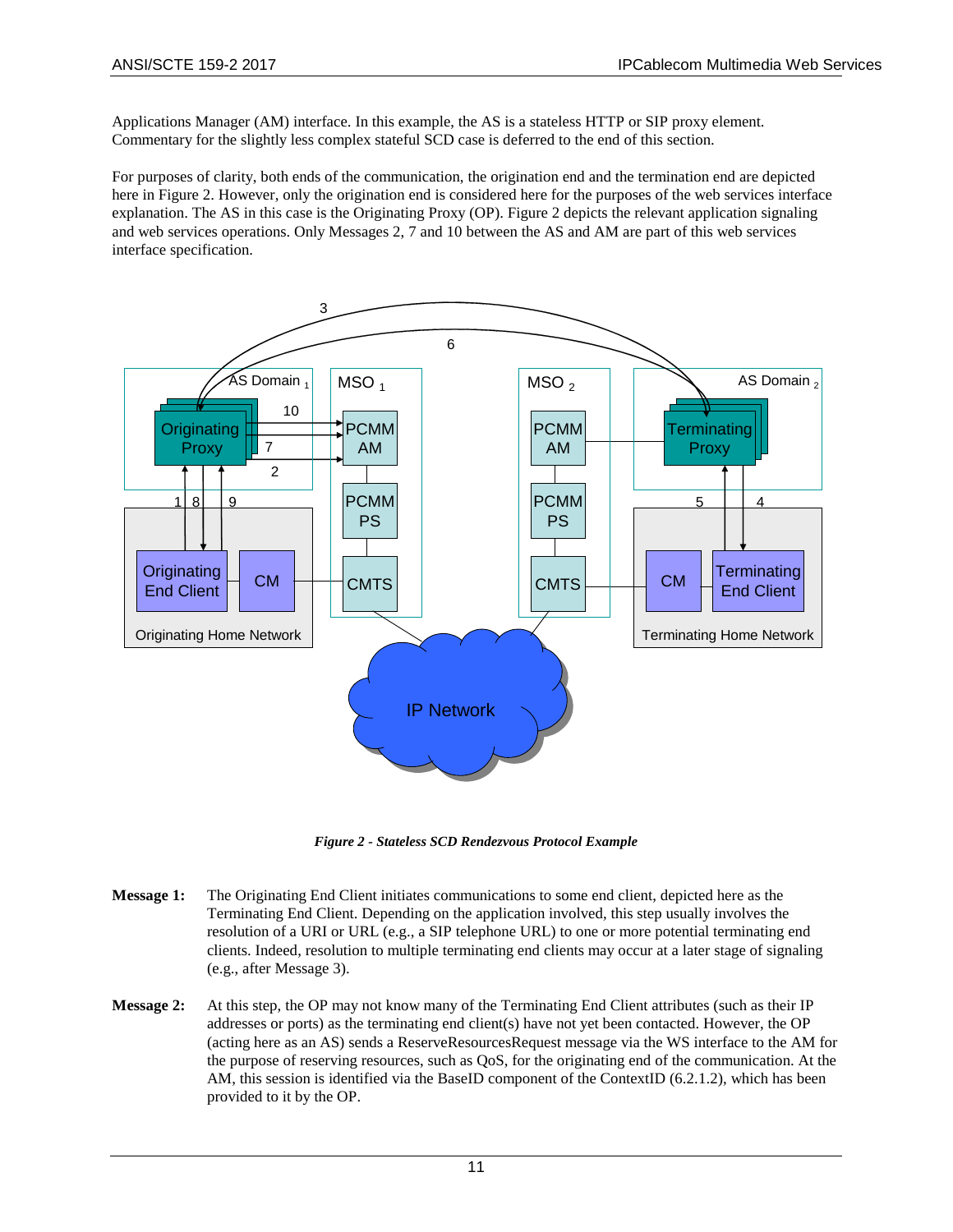Applications Manager (AM) interface. In this example, the AS is a stateless HTTP or SIP proxy element. Commentary for the slightly less complex stateful SCD case is deferred to the end of this section.

For purposes of clarity, both ends of the communication, the origination end and the termination end are depicted here in Figure 2. However, only the origination end is considered here for the purposes of the web services interface explanation. The AS in this case is the Originating Proxy (OP). Figure 2 depicts the relevant application signaling and web services operations. Only Messages 2, 7 and 10 between the AS and AM are part of this web services interface specification.

***Figure 2 - Stateless SCD Rendezvous Protocol Example***

**Message 1:** The Originating End Client initiates communications to some end client, depicted here as the Terminating End Client. Depending on the application involved, this step usually involves the resolution of a URI or URL (e.g., a SIP telephone URL) to one or more potential terminating end clients. Indeed, resolution to multiple terminating end clients may occur at a later stage of signaling (e.g., after Message 3).

**Message 2:** At this step, the OP may not know many of the Terminating End Client attributes (such as their IP addresses or ports) as the terminating end client(s) have not yet been contacted. However, the OP (acting here as an AS) sends a ReserveResourcesRequest message via the WS interface to the AM for the purpose of reserving resources, such as QoS, for the originating end of the communication. At the AM, this session is identified via the BaseID component of the ContextID (6.2.1.2), which has been provided to it by the OP.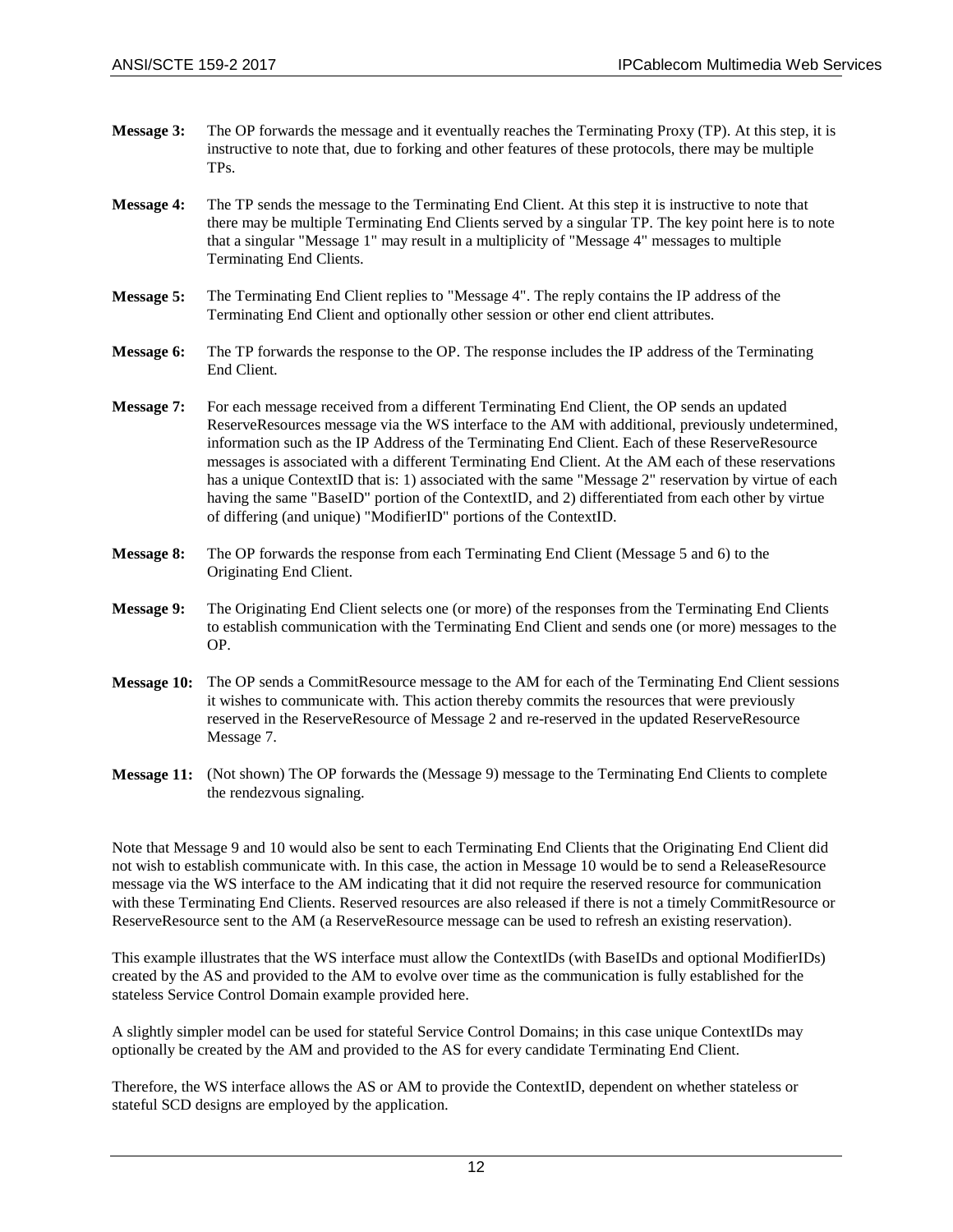**Message 3:** The OP forwards the message and it eventually reaches the Terminating Proxy (TP). At this step, it is instructive to note that, due to forking and other features of these protocols, there may be multiple TPs.

**Message 4:** The TP sends the message to the Terminating End Client. At this step it is instructive to note that there may be multiple Terminating End Clients served by a singular TP. The key point here is to note that a singular "Message 1" may result in a multiplicity of "Message 4" messages to multiple Terminating End Clients.

**Message 5:** The Terminating End Client replies to "Message 4". The reply contains the IP address of the Terminating End Client and optionally other session or other end client attributes.

**Message 6:** The TP forwards the response to the OP. The response includes the IP address of the Terminating End Client.

**Message 7:** For each message received from a different Terminating End Client, the OP sends an updated ReserveResources message via the WS interface to the AM with additional, previously undetermined, information such as the IP Address of the Terminating End Client. Each of these ReserveResource messages is associated with a different Terminating End Client. At the AM each of these reservations has a unique ContextID that is: 1) associated with the same "Message 2" reservation by virtue of each having the same "BaseID" portion of the ContextID, and 2) differentiated from each other by virtue of differing (and unique) "ModifierID" portions of the ContextID.

**Message 8:** The OP forwards the response from each Terminating End Client (Message 5 and 6) to the Originating End Client.

**Message 9:** The Originating End Client selects one (or more) of the responses from the Terminating End Clients to establish communication with the Terminating End Client and sends one (or more) messages to the OP.

**Message 10:** The OP sends a CommitResource message to the AM for each of the Terminating End Client sessions it wishes to communicate with. This action thereby commits the resources that were previously reserved in the ReserveResource of Message 2 and re-reserved in the updated ReserveResource Message 7.

**Message 11:** (Not shown) The OP forwards the (Message 9) message to the Terminating End Clients to complete the rendezvous signaling.

Note that Message 9 and 10 would also be sent to each Terminating End Clients that the Originating End Client did not wish to establish communicate with. In this case, the action in Message 10 would be to send a ReleaseResource message via the WS interface to the AM indicating that it did not require the reserved resource for communication with these Terminating End Clients. Reserved resources are also released if there is not a timely CommitResource or ReserveResource sent to the AM (a ReserveResource message can be used to refresh an existing reservation).

This example illustrates that the WS interface must allow the ContextIDs (with BaseIDs and optional ModifierIDs) created by the AS and provided to the AM to evolve over time as the communication is fully established for the stateless Service Control Domain example provided here.

A slightly simpler model can be used for stateful Service Control Domains; in this case unique ContextIDs may optionally be created by the AM and provided to the AS for every candidate Terminating End Client.

Therefore, the WS interface allows the AS or AM to provide the ContextID, dependent on whether stateless or stateful SCD designs are employed by the application.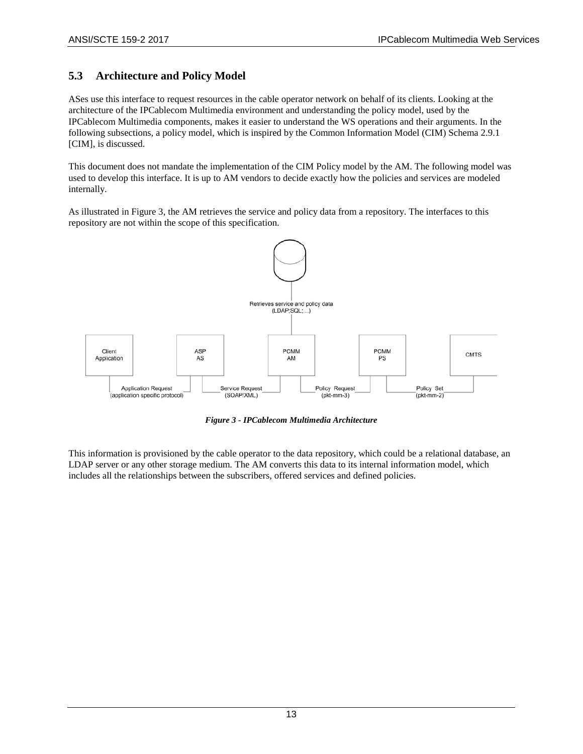## 5.3 Architecture and Policy Model

ASes use this interface to request resources in the cable operator network on behalf of its clients. Looking at the architecture of the IPCablecom Multimedia environment and understanding the policy model, used by the IPCablecom Multimedia components, makes it easier to understand the WS operations and their arguments. In the following subsections, a policy model, which is inspired by the Common Information Model (CIM) Schema 2.9.1 [CIM], is discussed.

This document does not mandate the implementation of the CIM Policy model by the AM. The following model was used to develop this interface. It is up to AM vendors to decide exactly how the policies and services are modeled internally.

As illustrated in Figure 3, the AM retrieves the service and policy data from a repository. The interfaces to this repository are not within the scope of this specification.

*Figure 3 - IPCablecom Multimedia Architecture*

This information is provisioned by the cable operator to the data repository, which could be a relational database, an LDAP server or any other storage medium. The AM converts this data to its internal information model, which includes all the relationships between the subscribers, offered services and defined policies.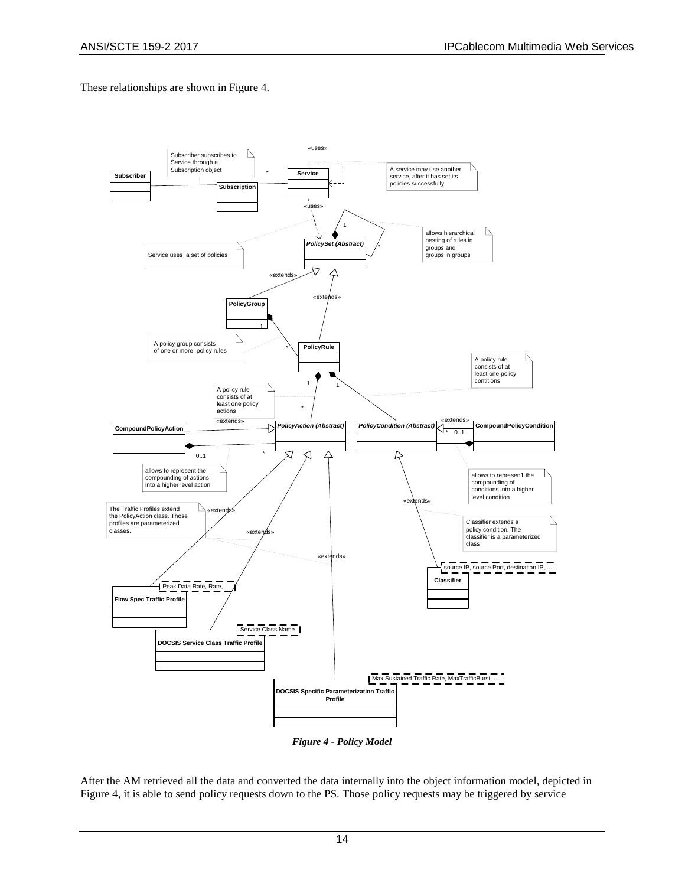These relationships are shown in Figure 4.

*Figure 4 - Policy Model*

After the AM retrieved all the data and converted the data internally into the object information model, depicted in Figure 4, it is able to send policy requests down to the PS. Those policy requests may be triggered by service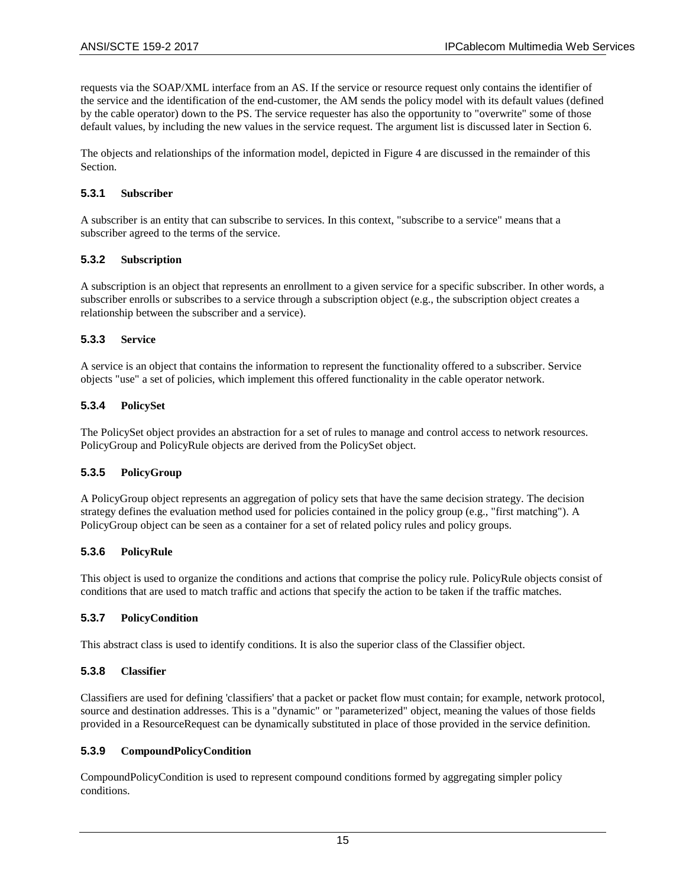requests via the SOAP/XML interface from an AS. If the service or resource request only contains the identifier of the service and the identification of the end-customer, the AM sends the policy model with its default values (defined by the cable operator) down to the PS. The service requester has also the opportunity to "overwrite" some of those default values, by including the new values in the service request. The argument list is discussed later in Section 6.

The objects and relationships of the information model, depicted in Figure 4 are discussed in the remainder of this Section.

### 5.3.1 Subscriber

A subscriber is an entity that can subscribe to services. In this context, "subscribe to a service" means that a subscriber agreed to the terms of the service.

### 5.3.2 Subscription

A subscription is an object that represents an enrollment to a given service for a specific subscriber. In other words, a subscriber enrolls or subscribes to a service through a subscription object (e.g., the subscription object creates a relationship between the subscriber and a service).

### 5.3.3 Service

A service is an object that contains the information to represent the functionality offered to a subscriber. Service objects "use" a set of policies, which implement this offered functionality in the cable operator network.

### 5.3.4 PolicySet

The PolicySet object provides an abstraction for a set of rules to manage and control access to network resources. PolicyGroup and PolicyRule objects are derived from the PolicySet object.

### 5.3.5 PolicyGroup

A PolicyGroup object represents an aggregation of policy sets that have the same decision strategy. The decision strategy defines the evaluation method used for policies contained in the policy group (e.g., "first matching"). A PolicyGroup object can be seen as a container for a set of related policy rules and policy groups.

### 5.3.6 PolicyRule

This object is used to organize the conditions and actions that comprise the policy rule. PolicyRule objects consist of conditions that are used to match traffic and actions that specify the action to be taken if the traffic matches.

### 5.3.7 PolicyCondition

This abstract class is used to identify conditions. It is also the superior class of the Classifier object.

### 5.3.8 Classifier

Classifiers are used for defining 'classifiers' that a packet or packet flow must contain; for example, network protocol, source and destination addresses. This is a "dynamic" or "parameterized" object, meaning the values of those fields provided in a ResourceRequest can be dynamically substituted in place of those provided in the service definition.

### 5.3.9 CompoundPolicyCondition

CompoundPolicyCondition is used to represent compound conditions formed by aggregating simpler policy conditions.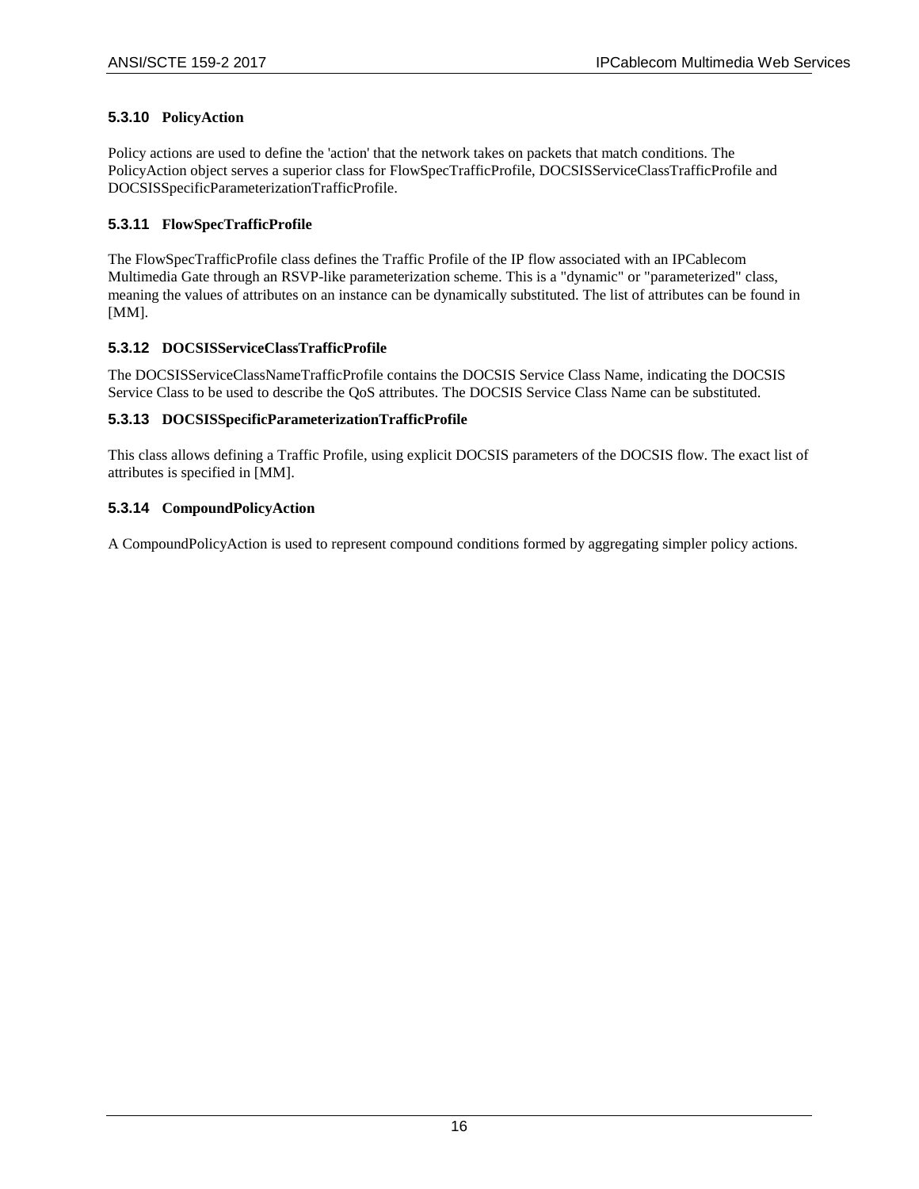#### 5.3.10 PolicyAction

Policy actions are used to define the 'action' that the network takes on packets that match conditions. The PolicyAction object serves a superior class for FlowSpecTrafficProfile, DOCSISServiceClassTrafficProfile and DOCSISSpecificParameterizationTrafficProfile.

#### 5.3.11 FlowSpecTrafficProfile

The FlowSpecTrafficProfile class defines the Traffic Profile of the IP flow associated with an IPCablecom Multimedia Gate through an RSVP-like parameterization scheme. This is a "dynamic" or "parameterized" class, meaning the values of attributes on an instance can be dynamically substituted. The list of attributes can be found in [MM].

#### 5.3.12 DOCSISServiceClassTrafficProfile

The DOCSISServiceClassNameTrafficProfile contains the DOCSIS Service Class Name, indicating the DOCSIS Service Class to be used to describe the QoS attributes. The DOCSIS Service Class Name can be substituted.

#### 5.3.13 DOCSISSpecificParameterizationTrafficProfile

This class allows defining a Traffic Profile, using explicit DOCSIS parameters of the DOCSIS flow. The exact list of attributes is specified in [MM].

#### 5.3.14 CompoundPolicyAction

A CompoundPolicyAction is used to represent compound conditions formed by aggregating simpler policy actions.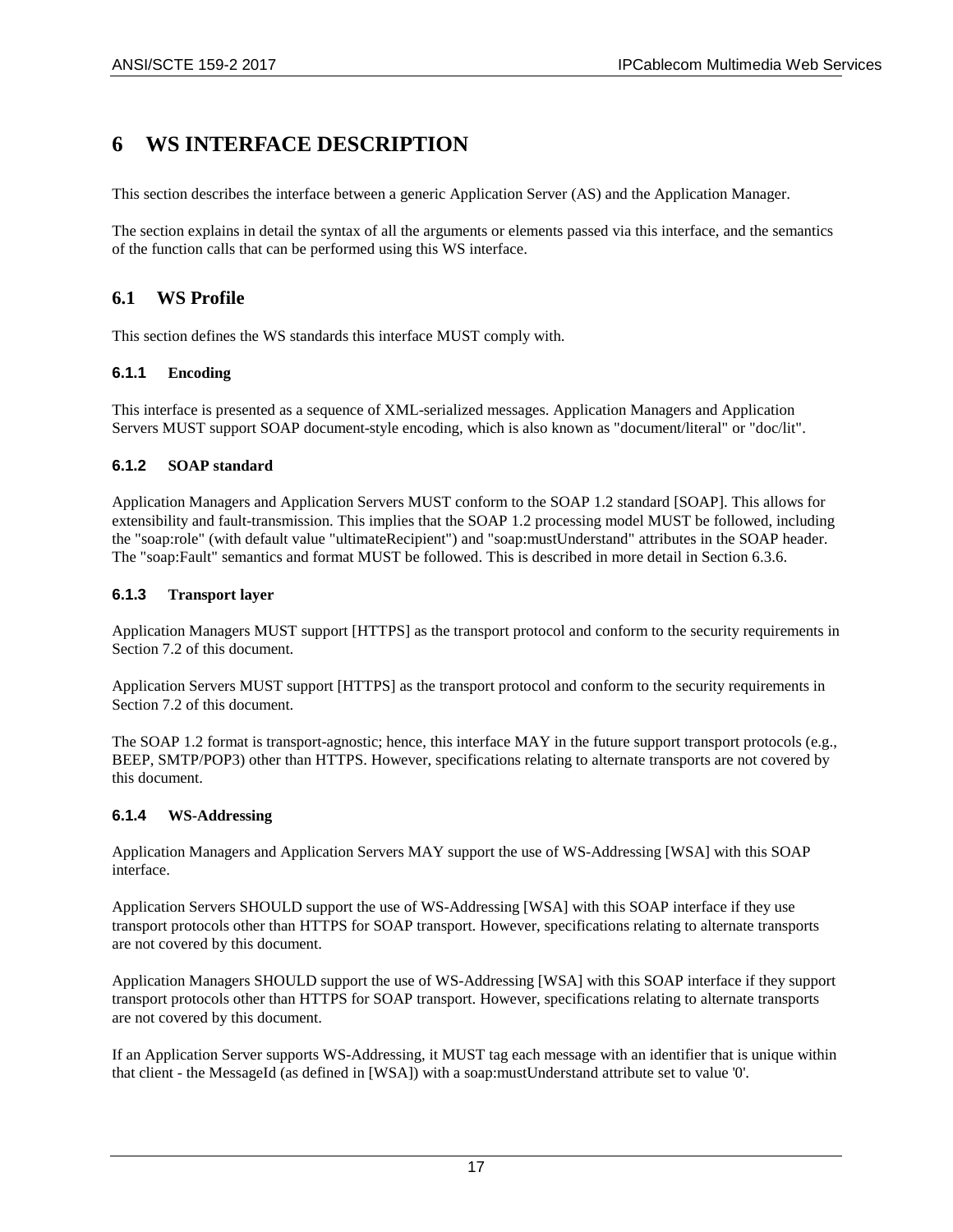# 6 WS INTERFACE DESCRIPTION

This section describes the interface between a generic Application Server (AS) and the Application Manager.

The section explains in detail the syntax of all the arguments or elements passed via this interface, and the semantics of the function calls that can be performed using this WS interface.

## 6.1 WS Profile

This section defines the WS standards this interface MUST comply with.

### 6.1.1 Encoding

This interface is presented as a sequence of XML-serialized messages. Application Managers and Application Servers MUST support SOAP document-style encoding, which is also known as "document/literal" or "doc/lit".

### 6.1.2 SOAP standard

Application Managers and Application Servers MUST conform to the SOAP 1.2 standard [SOAP]. This allows for extensibility and fault-transmission. This implies that the SOAP 1.2 processing model MUST be followed, including the "soap:role" (with default value "ultimateRecipient") and "soap:mustUnderstand" attributes in the SOAP header. The "soap:Fault" semantics and format MUST be followed. This is described in more detail in Section 6.3.6.

### 6.1.3 Transport layer

Application Managers MUST support [HTTPS] as the transport protocol and conform to the security requirements in Section 7.2 of this document.

Application Servers MUST support [HTTPS] as the transport protocol and conform to the security requirements in Section 7.2 of this document.

The SOAP 1.2 format is transport-agnostic; hence, this interface MAY in the future support transport protocols (e.g., BEEP, SMTP/POP3) other than HTTPS. However, specifications relating to alternate transports are not covered by this document.

### 6.1.4 WS-Addressing

Application Managers and Application Servers MAY support the use of WS-Addressing [WSA] with this SOAP interface.

Application Servers SHOULD support the use of WS-Addressing [WSA] with this SOAP interface if they use transport protocols other than HTTPS for SOAP transport. However, specifications relating to alternate transports are not covered by this document.

Application Managers SHOULD support the use of WS-Addressing [WSA] with this SOAP interface if they support transport protocols other than HTTPS for SOAP transport. However, specifications relating to alternate transports are not covered by this document.

If an Application Server supports WS-Addressing, it MUST tag each message with an identifier that is unique within that client - the MessageId (as defined in [WSA]) with a soap:mustUnderstand attribute set to value '0'.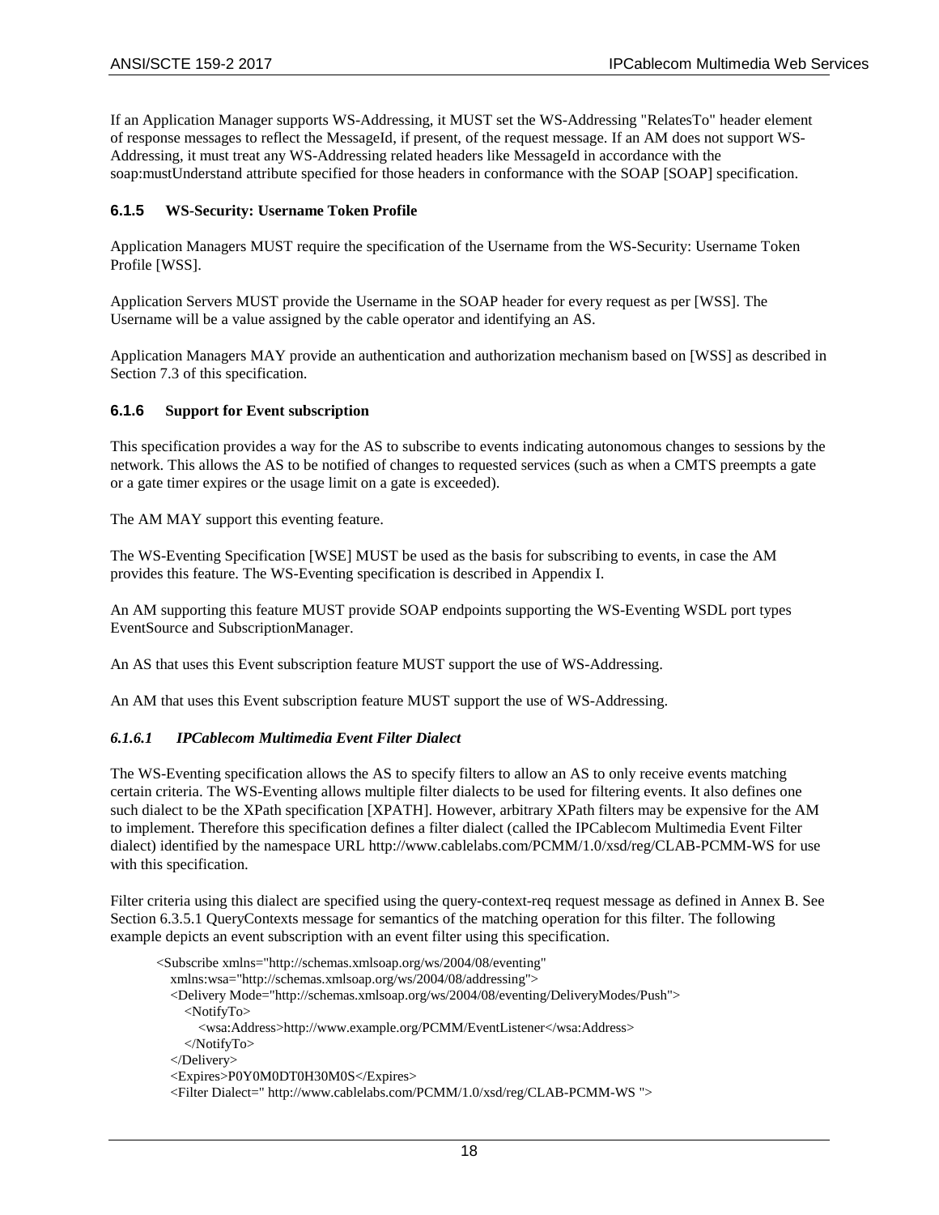If an Application Manager supports WS-Addressing, it MUST set the WS-Addressing "RelatesTo" header element of response messages to reflect the MessageId, if present, of the request message. If an AM does not support WS-Addressing, it must treat any WS-Addressing related headers like MessageId in accordance with the soap:mustUnderstand attribute specified for those headers in conformance with the SOAP [SOAP] specification.

### 6.1.5 WS-Security: Username Token Profile

Application Managers MUST require the specification of the Username from the WS-Security: Username Token Profile [WSS].

Application Servers MUST provide the Username in the SOAP header for every request as per [WSS]. The Username will be a value assigned by the cable operator and identifying an AS.

Application Managers MAY provide an authentication and authorization mechanism based on [WSS] as described in Section 7.3 of this specification.

### 6.1.6 Support for Event subscription

This specification provides a way for the AS to subscribe to events indicating autonomous changes to sessions by the network. This allows the AS to be notified of changes to requested services (such as when a CMTS preempts a gate or a gate timer expires or the usage limit on a gate is exceeded).

The AM MAY support this eventing feature.

The WS-Eventing Specification [WSE] MUST be used as the basis for subscribing to events, in case the AM provides this feature. The WS-Eventing specification is described in Appendix I.

An AM supporting this feature MUST provide SOAP endpoints supporting the WS-Eventing WSDL port types EventSource and SubscriptionManager.

An AS that uses this Event subscription feature MUST support the use of WS-Addressing.

An AM that uses this Event subscription feature MUST support the use of WS-Addressing.

#### *6.1.6.1 IPCablecom Multimedia Event Filter Dialect*

The WS-Eventing specification allows the AS to specify filters to allow an AS to only receive events matching certain criteria. The WS-Eventing allows multiple filter dialects to be used for filtering events. It also defines one such dialect to be the XPath specification [XPATH]. However, arbitrary XPath filters may be expensive for the AM to implement. Therefore this specification defines a filter dialect (called the IPCablecom Multimedia Event Filter dialect) identified by the namespace URL http://www.cablelabs.com/PCMM/1.0/xsd/reg/CLAB-PCMM-WS for use with this specification.

Filter criteria using this dialect are specified using the query-context-req request message as defined in Annex B. See Section 6.3.5.1 QueryContexts message for semantics of the matching operation for this filter. The following example depicts an event subscription with an event filter using this specification.

```
<Subscribe xmlns="http://schemas.xmlsoap.org/ws/2004/08/eventing"
   xmlns:wsa="http://schemas.xmlsoap.org/ws/2004/08/addressing">
   <Delivery Mode="http://schemas.xmlsoap.org/ws/2004/08/eventing/DeliveryModes/Push">
      <NotifyTo>
         <wsa:Address>http://www.example.org/PCMM/EventListener</wsa:Address>
      </NotifyTo>
   </Delivery>
   <Expires>P0Y0M0DT0H30M0S</Expires>
   <Filter Dialect=" http://www.cablelabs.com/PCMM/1.0/xsd/reg/CLAB-PCMM-WS ">
```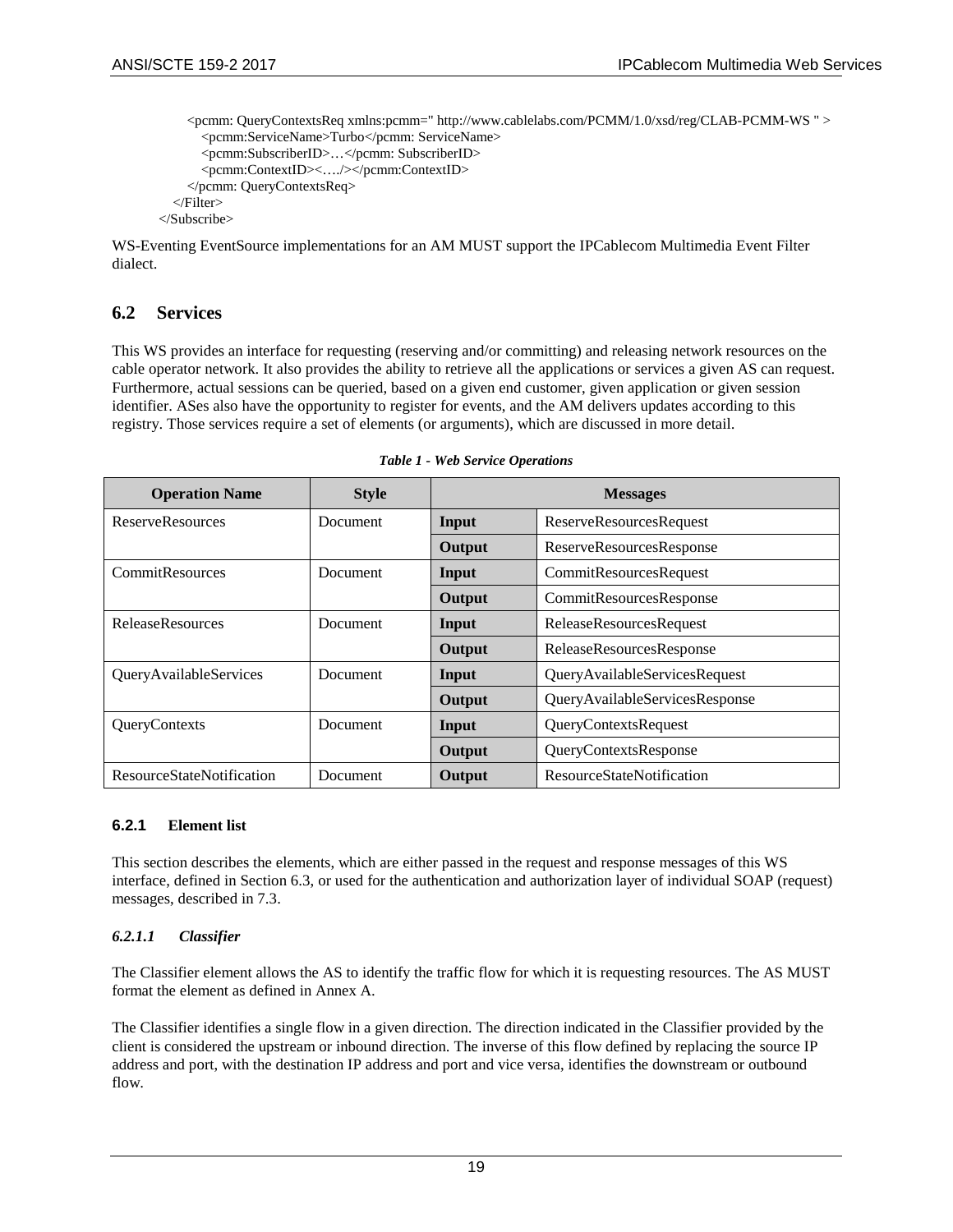```
        <pcmm: QueryContextsReq xmlns:pcmm=" http://www.cablelabs.com/PCMM/1.0/xsd/reg/CLAB-PCMM-WS " >
            <pcmm:ServiceName>Turbo</pcmm: ServiceName>
            <pcmm:SubscriberID>…</pcmm: SubscriberID>
            <pcmm:ContextID><…./></pcmm:ContextID>
        </pcmm: QueryContextsReq>
    </Filter>
</Subscribe>
```

WS-Eventing EventSource implementations for an AM MUST support the IPCablecom Multimedia Event Filter dialect.

## 6.2 Services

This WS provides an interface for requesting (reserving and/or committing) and releasing network resources on the cable operator network. It also provides the ability to retrieve all the applications or services a given AS can request. Furthermore, actual sessions can be queried, based on a given end customer, given application or given session identifier. ASes also have the opportunity to register for events, and the AM delivers updates according to this registry. Those services require a set of elements (or arguments), which are discussed in more detail.

*Table 1 - Web Service Operations*

| Operation Name | Style | Messages | |
|---|---|---|---|
| ReserveResources | Document | **Input** | ReserveResourcesRequest |
| | | **Output** | ReserveResourcesResponse |
| CommitResources | Document | **Input** | CommitResourcesRequest |
| | | **Output** | CommitResourcesResponse |
| ReleaseResources | Document | **Input** | ReleaseResourcesRequest |
| | | **Output** | ReleaseResourcesResponse |
| QueryAvailableServices | Document | **Input** | QueryAvailableServicesRequest |
| | | **Output** | QueryAvailableServicesResponse |
| QueryContexts | Document | **Input** | QueryContextsRequest |
| | | **Output** | QueryContextsResponse |
| ResourceStateNotification | Document | **Output** | ResourceStateNotification |

### 6.2.1 Element list

This section describes the elements, which are either passed in the request and response messages of this WS interface, defined in Section 6.3, or used for the authentication and authorization layer of individual SOAP (request) messages, described in 7.3.

#### *6.2.1.1 Classifier*

The Classifier element allows the AS to identify the traffic flow for which it is requesting resources. The AS MUST format the element as defined in Annex A.

The Classifier identifies a single flow in a given direction. The direction indicated in the Classifier provided by the client is considered the upstream or inbound direction. The inverse of this flow defined by replacing the source IP address and port, with the destination IP address and port and vice versa, identifies the downstream or outbound flow.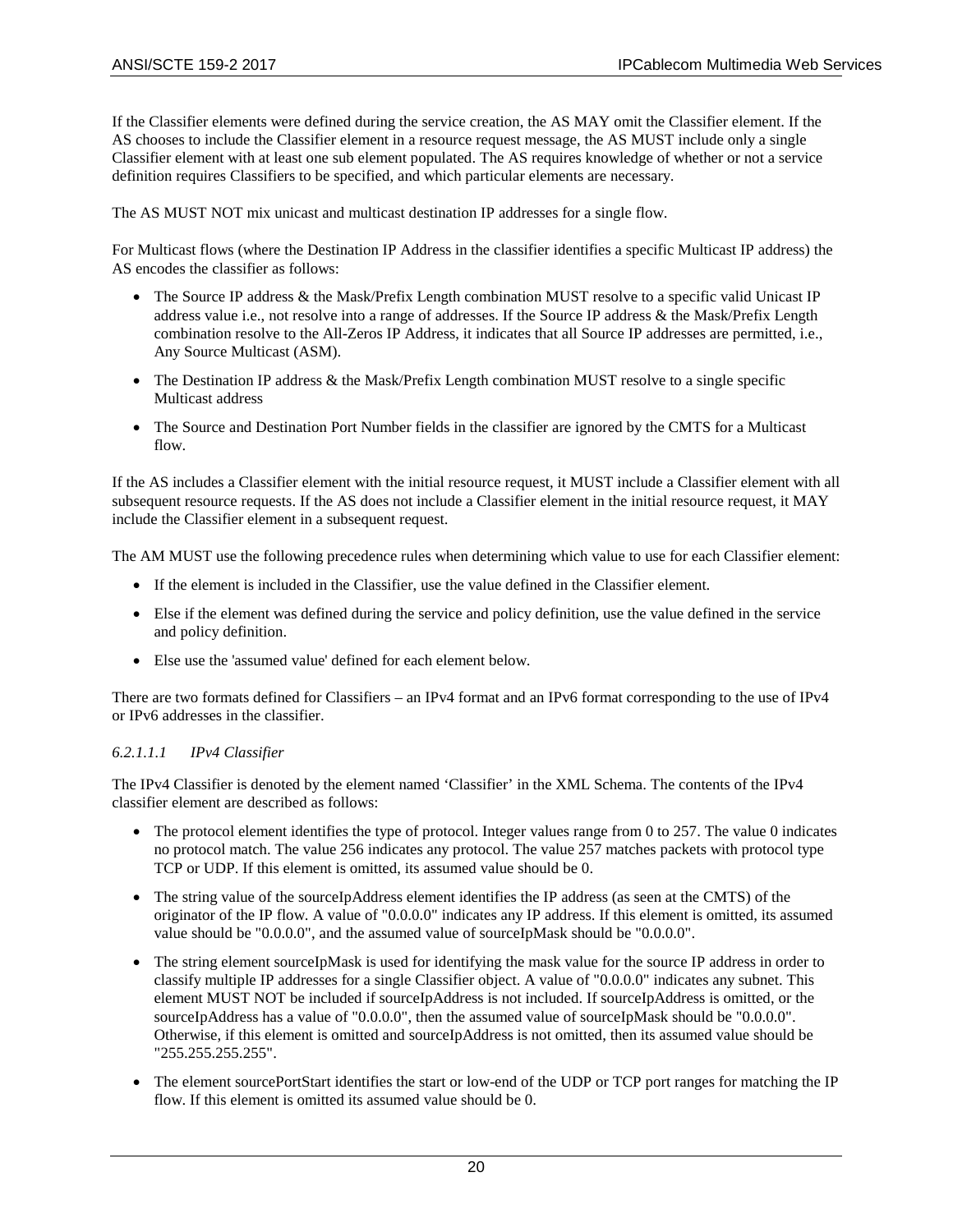If the Classifier elements were defined during the service creation, the AS MAY omit the Classifier element. If the AS chooses to include the Classifier element in a resource request message, the AS MUST include only a single Classifier element with at least one sub element populated. The AS requires knowledge of whether or not a service definition requires Classifiers to be specified, and which particular elements are necessary.

The AS MUST NOT mix unicast and multicast destination IP addresses for a single flow.

For Multicast flows (where the Destination IP Address in the classifier identifies a specific Multicast IP address) the AS encodes the classifier as follows:

- The Source IP address & the Mask/Prefix Length combination MUST resolve to a specific valid Unicast IP address value i.e., not resolve into a range of addresses. If the Source IP address & the Mask/Prefix Length combination resolve to the All-Zeros IP Address, it indicates that all Source IP addresses are permitted, i.e., Any Source Multicast (ASM).
- The Destination IP address & the Mask/Prefix Length combination MUST resolve to a single specific Multicast address
- The Source and Destination Port Number fields in the classifier are ignored by the CMTS for a Multicast flow.

If the AS includes a Classifier element with the initial resource request, it MUST include a Classifier element with all subsequent resource requests. If the AS does not include a Classifier element in the initial resource request, it MAY include the Classifier element in a subsequent request.

The AM MUST use the following precedence rules when determining which value to use for each Classifier element:

- If the element is included in the Classifier, use the value defined in the Classifier element.
- Else if the element was defined during the service and policy definition, use the value defined in the service and policy definition.
- Else use the 'assumed value' defined for each element below.

There are two formats defined for Classifiers – an IPv4 format and an IPv6 format corresponding to the use of IPv4 or IPv6 addresses in the classifier.

#### *6.2.1.1.1 IPv4 Classifier*

The IPv4 Classifier is denoted by the element named ‘Classifier’ in the XML Schema. The contents of the IPv4 classifier element are described as follows:

- The protocol element identifies the type of protocol. Integer values range from 0 to 257. The value 0 indicates no protocol match. The value 256 indicates any protocol. The value 257 matches packets with protocol type TCP or UDP. If this element is omitted, its assumed value should be 0.
- The string value of the sourceIpAddress element identifies the IP address (as seen at the CMTS) of the originator of the IP flow. A value of "0.0.0.0" indicates any IP address. If this element is omitted, its assumed value should be "0.0.0.0", and the assumed value of sourceIpMask should be "0.0.0.0".
- The string element sourceIpMask is used for identifying the mask value for the source IP address in order to classify multiple IP addresses for a single Classifier object. A value of "0.0.0.0" indicates any subnet. This element MUST NOT be included if sourceIpAddress is not included. If sourceIpAddress is omitted, or the sourceIpAddress has a value of "0.0.0.0", then the assumed value of sourceIpMask should be "0.0.0.0". Otherwise, if this element is omitted and sourceIpAddress is not omitted, then its assumed value should be "255.255.255.255".
- The element sourcePortStart identifies the start or low-end of the UDP or TCP port ranges for matching the IP flow. If this element is omitted its assumed value should be 0.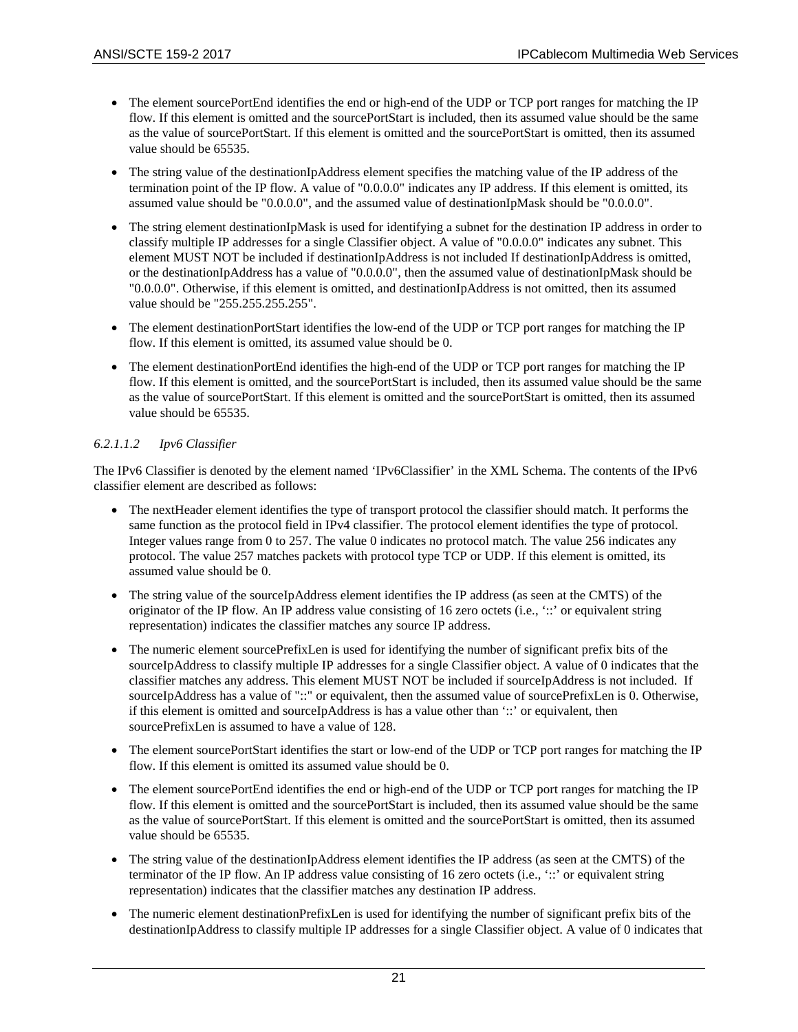- The element sourcePortEnd identifies the end or high-end of the UDP or TCP port ranges for matching the IP flow. If this element is omitted and the sourcePortStart is included, then its assumed value should be the same as the value of sourcePortStart. If this element is omitted and the sourcePortStart is omitted, then its assumed value should be 65535.
- The string value of the destinationIpAddress element specifies the matching value of the IP address of the termination point of the IP flow. A value of "0.0.0.0" indicates any IP address. If this element is omitted, its assumed value should be "0.0.0.0", and the assumed value of destinationIpMask should be "0.0.0.0".
- The string element destinationIpMask is used for identifying a subnet for the destination IP address in order to classify multiple IP addresses for a single Classifier object. A value of "0.0.0.0" indicates any subnet. This element MUST NOT be included if destinationIpAddress is not included If destinationIpAddress is omitted, or the destinationIpAddress has a value of "0.0.0.0", then the assumed value of destinationIpMask should be "0.0.0.0". Otherwise, if this element is omitted, and destinationIpAddress is not omitted, then its assumed value should be "255.255.255.255".
- The element destinationPortStart identifies the low-end of the UDP or TCP port ranges for matching the IP flow. If this element is omitted, its assumed value should be 0.
- The element destinationPortEnd identifies the high-end of the UDP or TCP port ranges for matching the IP flow. If this element is omitted, and the sourcePortStart is included, then its assumed value should be the same as the value of sourcePortStart. If this element is omitted and the sourcePortStart is omitted, then its assumed value should be 65535.

##### *6.2.1.1.2 Ipv6 Classifier*

The IPv6 Classifier is denoted by the element named 'IPv6Classifier' in the XML Schema. The contents of the IPv6 classifier element are described as follows:

- The nextHeader element identifies the type of transport protocol the classifier should match. It performs the same function as the protocol field in IPv4 classifier. The protocol element identifies the type of protocol. Integer values range from 0 to 257. The value 0 indicates no protocol match. The value 256 indicates any protocol. The value 257 matches packets with protocol type TCP or UDP. If this element is omitted, its assumed value should be 0.
- The string value of the sourceIpAddress element identifies the IP address (as seen at the CMTS) of the originator of the IP flow. An IP address value consisting of 16 zero octets (i.e., '::' or equivalent string representation) indicates the classifier matches any source IP address.
- The numeric element sourcePrefixLen is used for identifying the number of significant prefix bits of the sourceIpAddress to classify multiple IP addresses for a single Classifier object. A value of 0 indicates that the classifier matches any address. This element MUST NOT be included if sourceIpAddress is not included. If sourceIpAddress has a value of "::" or equivalent, then the assumed value of sourcePrefixLen is 0. Otherwise, if this element is omitted and sourceIpAddress is has a value other than '::' or equivalent, then sourcePrefixLen is assumed to have a value of 128.
- The element sourcePortStart identifies the start or low-end of the UDP or TCP port ranges for matching the IP flow. If this element is omitted its assumed value should be 0.
- The element sourcePortEnd identifies the end or high-end of the UDP or TCP port ranges for matching the IP flow. If this element is omitted and the sourcePortStart is included, then its assumed value should be the same as the value of sourcePortStart. If this element is omitted and the sourcePortStart is omitted, then its assumed value should be 65535.
- The string value of the destinationIpAddress element identifies the IP address (as seen at the CMTS) of the terminator of the IP flow. An IP address value consisting of 16 zero octets (i.e., '::' or equivalent string representation) indicates that the classifier matches any destination IP address.
- The numeric element destinationPrefixLen is used for identifying the number of significant prefix bits of the destinationIpAddress to classify multiple IP addresses for a single Classifier object. A value of 0 indicates that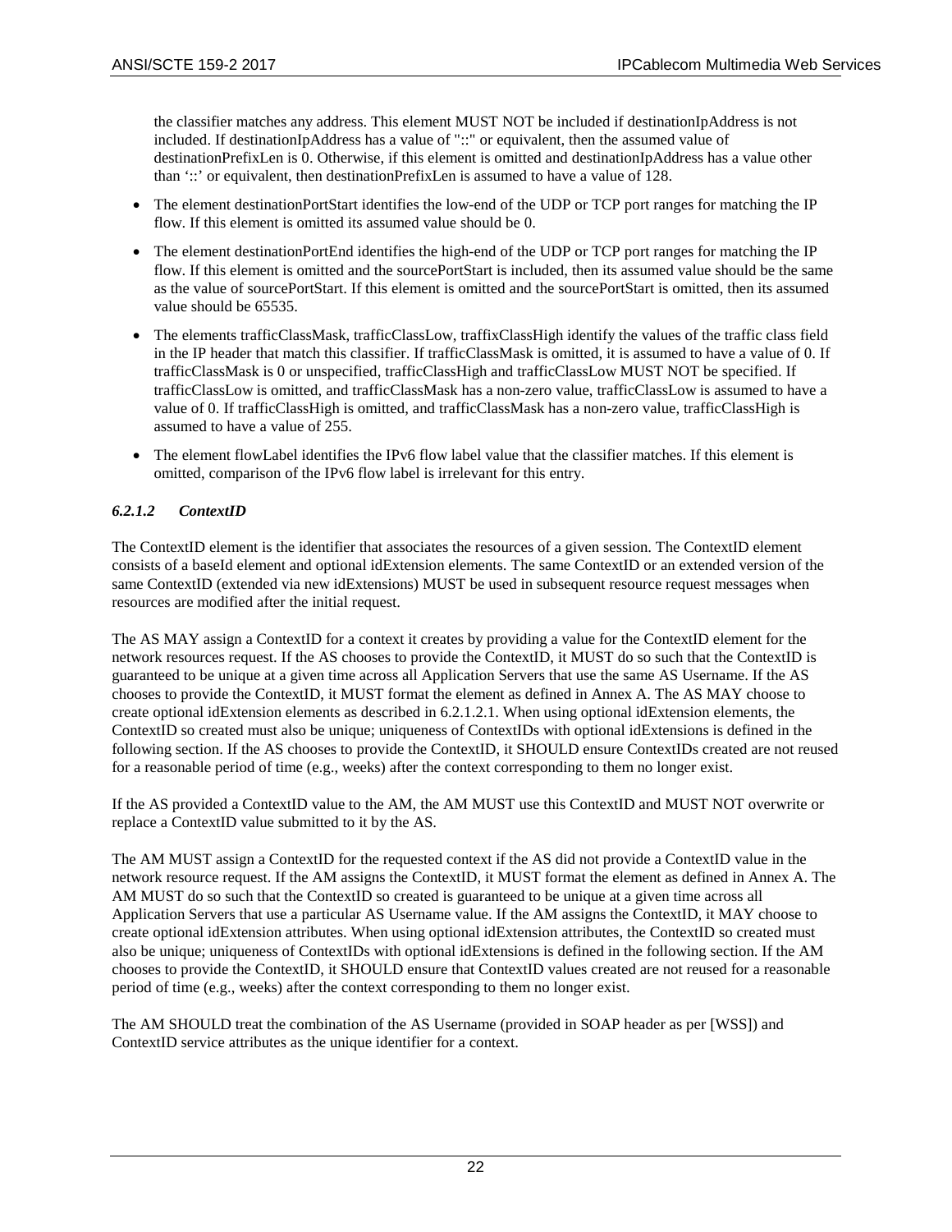the classifier matches any address. This element MUST NOT be included if destinationIpAddress is not included. If destinationIpAddress has a value of "::" or equivalent, then the assumed value of destinationPrefixLen is 0. Otherwise, if this element is omitted and destinationIpAddress has a value other than '::' or equivalent, then destinationPrefixLen is assumed to have a value of 128.

- The element destinationPortStart identifies the low-end of the UDP or TCP port ranges for matching the IP flow. If this element is omitted its assumed value should be 0.
- The element destinationPortEnd identifies the high-end of the UDP or TCP port ranges for matching the IP flow. If this element is omitted and the sourcePortStart is included, then its assumed value should be the same as the value of sourcePortStart. If this element is omitted and the sourcePortStart is omitted, then its assumed value should be 65535.
- The elements trafficClassMask, trafficClassLow, traffixClassHigh identify the values of the traffic class field in the IP header that match this classifier. If trafficClassMask is omitted, it is assumed to have a value of 0. If trafficClassMask is 0 or unspecified, trafficClassHigh and trafficClassLow MUST NOT be specified. If trafficClassLow is omitted, and trafficClassMask has a non-zero value, trafficClassLow is assumed to have a value of 0. If trafficClassHigh is omitted, and trafficClassMask has a non-zero value, trafficClassHigh is assumed to have a value of 255.
- The element flowLabel identifies the IPv6 flow label value that the classifier matches. If this element is omitted, comparison of the IPv6 flow label is irrelevant for this entry.

#### *6.2.1.2 ContextID*

The ContextID element is the identifier that associates the resources of a given session. The ContextID element consists of a baseId element and optional idExtension elements. The same ContextID or an extended version of the same ContextID (extended via new idExtensions) MUST be used in subsequent resource request messages when resources are modified after the initial request.

The AS MAY assign a ContextID for a context it creates by providing a value for the ContextID element for the network resources request. If the AS chooses to provide the ContextID, it MUST do so such that the ContextID is guaranteed to be unique at a given time across all Application Servers that use the same AS Username. If the AS chooses to provide the ContextID, it MUST format the element as defined in Annex A. The AS MAY choose to create optional idExtension elements as described in 6.2.1.2.1. When using optional idExtension elements, the ContextID so created must also be unique; uniqueness of ContextIDs with optional idExtensions is defined in the following section. If the AS chooses to provide the ContextID, it SHOULD ensure ContextIDs created are not reused for a reasonable period of time (e.g., weeks) after the context corresponding to them no longer exist.

If the AS provided a ContextID value to the AM, the AM MUST use this ContextID and MUST NOT overwrite or replace a ContextID value submitted to it by the AS.

The AM MUST assign a ContextID for the requested context if the AS did not provide a ContextID value in the network resource request. If the AM assigns the ContextID, it MUST format the element as defined in Annex A. The AM MUST do so such that the ContextID so created is guaranteed to be unique at a given time across all Application Servers that use a particular AS Username value. If the AM assigns the ContextID, it MAY choose to create optional idExtension attributes. When using optional idExtension attributes, the ContextID so created must also be unique; uniqueness of ContextIDs with optional idExtensions is defined in the following section. If the AM chooses to provide the ContextID, it SHOULD ensure that ContextID values created are not reused for a reasonable period of time (e.g., weeks) after the context corresponding to them no longer exist.

The AM SHOULD treat the combination of the AS Username (provided in SOAP header as per [WSS]) and ContextID service attributes as the unique identifier for a context.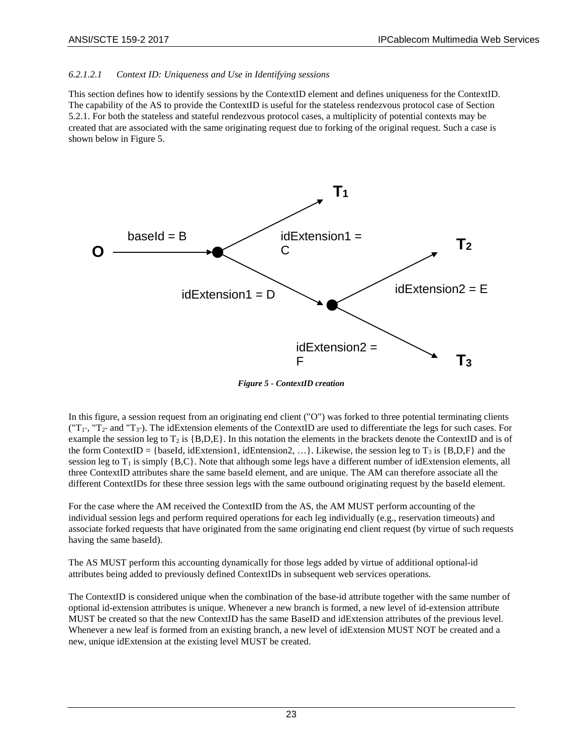#### 6.2.1.2.1 Context ID: Uniqueness and Use in Identifying sessions

This section defines how to identify sessions by the ContextID element and defines uniqueness for the ContextID. The capability of the AS to provide the ContextID is useful for the stateless rendezvous protocol case of Section 5.2.1. For both the stateless and stateful rendezvous protocol cases, a multiplicity of potential contexts may be created that are associated with the same originating request due to forking of the original request. Such a case is shown below in Figure 5.

*Figure 5 - ContextID creation*

In this figure, a session request from an originating end client ("O") was forked to three potential terminating clients ("$T_1$", "$T_2$" and "$T_3$"). The idExtension elements of the ContextID are used to differentiate the legs for such cases. For example the session leg to $T_2$ is {B,D,E}. In this notation the elements in the brackets denote the ContextID and is of the form ContextID = {baseId, idExtension1, idEntension2, …}. Likewise, the session leg to $T_3$ is {B,D,F} and the session leg to $T_1$ is simply {B,C}. Note that although some legs have a different number of idExtension elements, all three ContextID attributes share the same baseId element, and are unique. The AM can therefore associate all the different ContextIDs for these three session legs with the same outbound originating request by the baseId element.

For the case where the AM received the ContextID from the AS, the AM MUST perform accounting of the individual session legs and perform required operations for each leg individually (e.g., reservation timeouts) and associate forked requests that have originated from the same originating end client request (by virtue of such requests having the same baseId).

The AS MUST perform this accounting dynamically for those legs added by virtue of additional optional-id attributes being added to previously defined ContextIDs in subsequent web services operations.

The ContextID is considered unique when the combination of the base-id attribute together with the same number of optional id-extension attributes is unique. Whenever a new branch is formed, a new level of id-extension attribute MUST be created so that the new ContextID has the same BaseID and idExtension attributes of the previous level. Whenever a new leaf is formed from an existing branch, a new level of idExtension MUST NOT be created and a new, unique idExtension at the existing level MUST be created.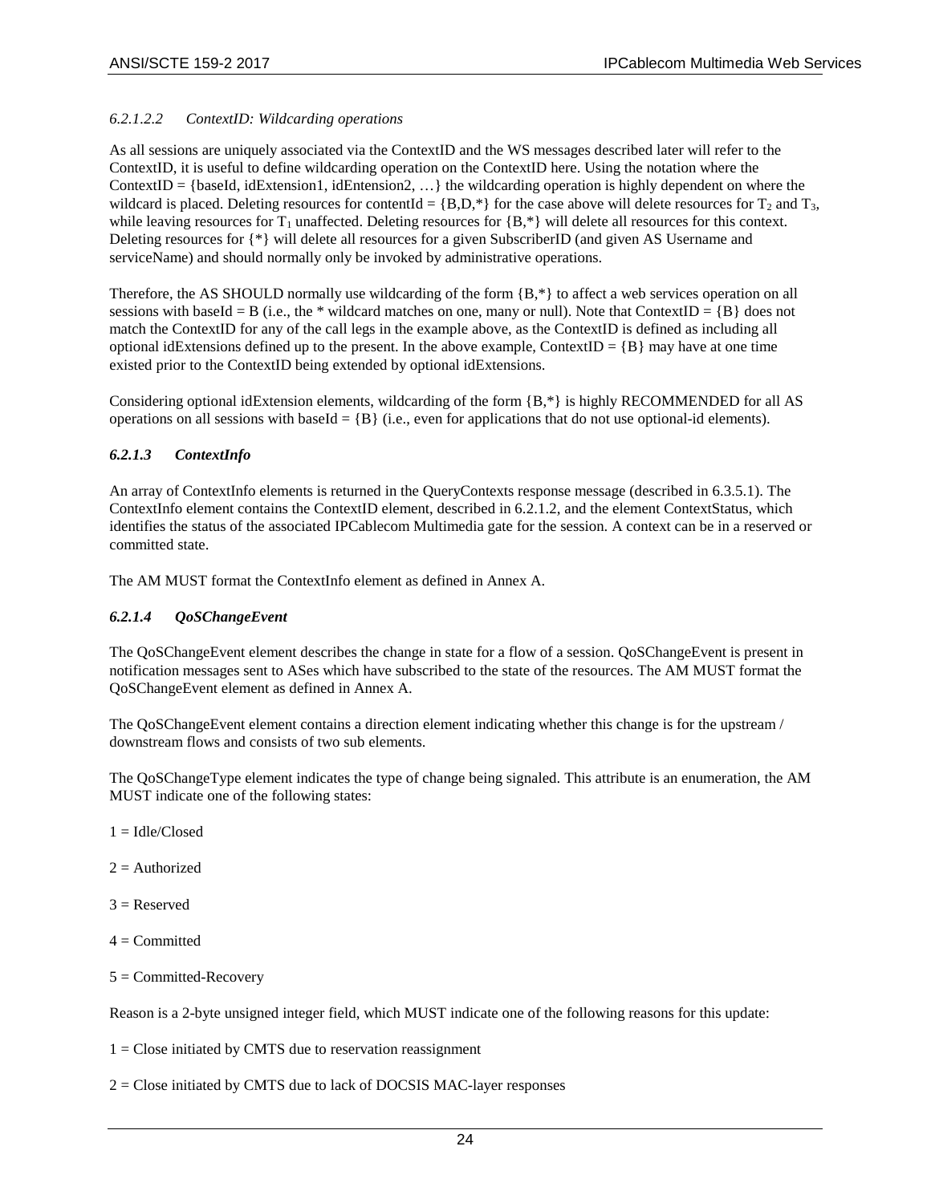#### 6.2.1.2.2 ContextID: Wildcarding operations

As all sessions are uniquely associated via the ContextID and the WS messages described later will refer to the ContextID, it is useful to define wildcarding operation on the ContextID here. Using the notation where the ContextID = {baseId, idExtension1, idEntension2, …} the wildcarding operation is highly dependent on where the wildcard is placed. Deleting resources for contentId = {B,D,*} for the case above will delete resources for $T_2$ and $T_3$, while leaving resources for $T_1$ unaffected. Deleting resources for {B,*} will delete all resources for this context. Deleting resources for {*} will delete all resources for a given SubscriberID (and given AS Username and serviceName) and should normally only be invoked by administrative operations.

Therefore, the AS SHOULD normally use wildcarding of the form {B,*} to affect a web services operation on all sessions with baseId = B (i.e., the * wildcard matches on one, many or null). Note that ContextID = {B} does not match the ContextID for any of the call legs in the example above, as the ContextID is defined as including all optional idExtensions defined up to the present. In the above example, ContextID = {B} may have at one time existed prior to the ContextID being extended by optional idExtensions.

Considering optional idExtension elements, wildcarding of the form {B,*} is highly RECOMMENDED for all AS operations on all sessions with baseId = {B} (i.e., even for applications that do not use optional-id elements).

### 6.2.1.3 ContextInfo

An array of ContextInfo elements is returned in the QueryContexts response message (described in 6.3.5.1). The ContextInfo element contains the ContextID element, described in 6.2.1.2, and the element ContextStatus, which identifies the status of the associated IPCablecom Multimedia gate for the session. A context can be in a reserved or committed state.

The AM MUST format the ContextInfo element as defined in Annex A.

### 6.2.1.4 QoSChangeEvent

The QoSChangeEvent element describes the change in state for a flow of a session. QoSChangeEvent is present in notification messages sent to ASes which have subscribed to the state of the resources. The AM MUST format the QoSChangeEvent element as defined in Annex A.

The QoSChangeEvent element contains a direction element indicating whether this change is for the upstream / downstream flows and consists of two sub elements.

The QoSChangeType element indicates the type of change being signaled. This attribute is an enumeration, the AM MUST indicate one of the following states:

1 = Idle/Closed

2 = Authorized

3 = Reserved

4 = Committed

5 = Committed-Recovery

Reason is a 2-byte unsigned integer field, which MUST indicate one of the following reasons for this update:

1 = Close initiated by CMTS due to reservation reassignment

2 = Close initiated by CMTS due to lack of DOCSIS MAC-layer responses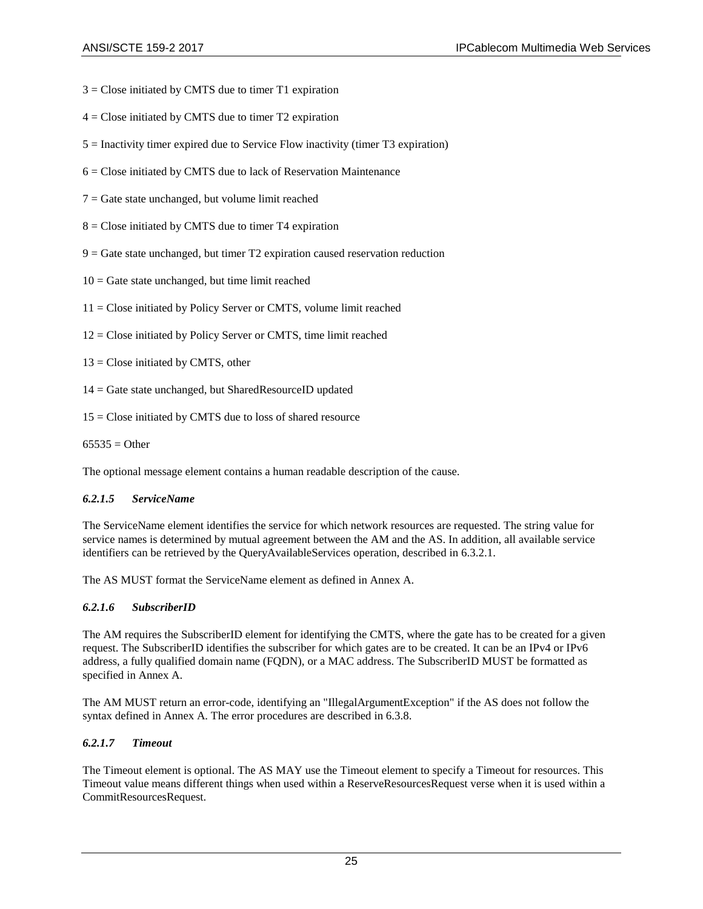3 = Close initiated by CMTS due to timer T1 expiration

4 = Close initiated by CMTS due to timer T2 expiration

5 = Inactivity timer expired due to Service Flow inactivity (timer T3 expiration)

6 = Close initiated by CMTS due to lack of Reservation Maintenance

7 = Gate state unchanged, but volume limit reached

8 = Close initiated by CMTS due to timer T4 expiration

9 = Gate state unchanged, but timer T2 expiration caused reservation reduction

10 = Gate state unchanged, but time limit reached

11 = Close initiated by Policy Server or CMTS, volume limit reached

12 = Close initiated by Policy Server or CMTS, time limit reached

13 = Close initiated by CMTS, other

14 = Gate state unchanged, but SharedResourceID updated

15 = Close initiated by CMTS due to loss of shared resource

65535 = Other

The optional message element contains a human readable description of the cause.

#### *6.2.1.5 ServiceName*

The ServiceName element identifies the service for which network resources are requested. The string value for service names is determined by mutual agreement between the AM and the AS. In addition, all available service identifiers can be retrieved by the QueryAvailableServices operation, described in 6.3.2.1.

The AS MUST format the ServiceName element as defined in Annex A.

#### *6.2.1.6 SubscriberID*

The AM requires the SubscriberID element for identifying the CMTS, where the gate has to be created for a given request. The SubscriberID identifies the subscriber for which gates are to be created. It can be an IPv4 or IPv6 address, a fully qualified domain name (FQDN), or a MAC address. The SubscriberID MUST be formatted as specified in Annex A.

The AM MUST return an error-code, identifying an "IllegalArgumentException" if the AS does not follow the syntax defined in Annex A. The error procedures are described in 6.3.8.

#### *6.2.1.7 Timeout*

The Timeout element is optional. The AS MAY use the Timeout element to specify a Timeout for resources. This Timeout value means different things when used within a ReserveResourcesRequest verse when it is used within a CommitResourcesRequest.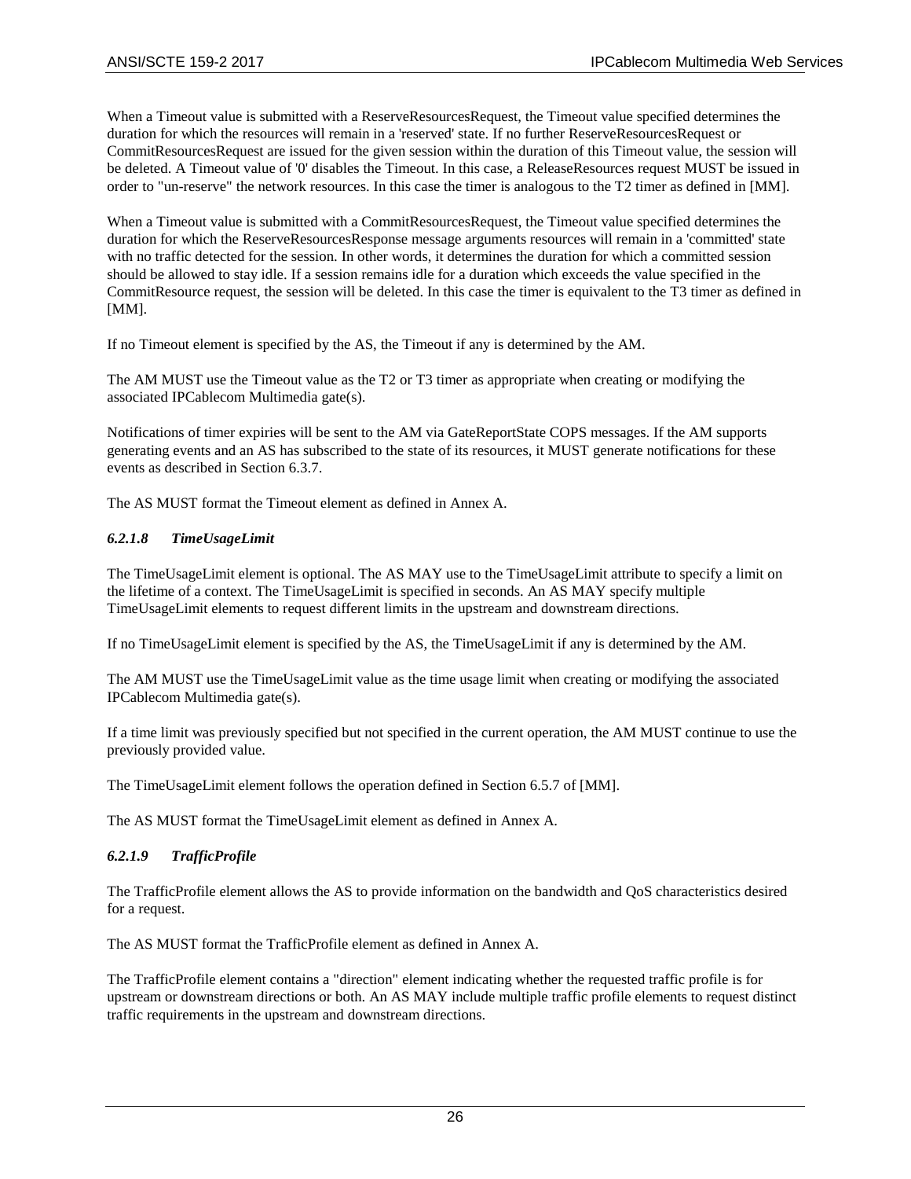When a Timeout value is submitted with a ReserveResourcesRequest, the Timeout value specified determines the duration for which the resources will remain in a 'reserved' state. If no further ReserveResourcesRequest or CommitResourcesRequest are issued for the given session within the duration of this Timeout value, the session will be deleted. A Timeout value of '0' disables the Timeout. In this case, a ReleaseResources request MUST be issued in order to "un-reserve" the network resources. In this case the timer is analogous to the T2 timer as defined in [MM].

When a Timeout value is submitted with a CommitResourcesRequest, the Timeout value specified determines the duration for which the ReserveResourcesResponse message arguments resources will remain in a 'committed' state with no traffic detected for the session. In other words, it determines the duration for which a committed session should be allowed to stay idle. If a session remains idle for a duration which exceeds the value specified in the CommitResource request, the session will be deleted. In this case the timer is equivalent to the T3 timer as defined in [MM].

If no Timeout element is specified by the AS, the Timeout if any is determined by the AM.

The AM MUST use the Timeout value as the T2 or T3 timer as appropriate when creating or modifying the associated IPCablecom Multimedia gate(s).

Notifications of timer expiries will be sent to the AM via GateReportState COPS messages. If the AM supports generating events and an AS has subscribed to the state of its resources, it MUST generate notifications for these events as described in Section 6.3.7.

The AS MUST format the Timeout element as defined in Annex A.

#### *6.2.1.8 TimeUsageLimit*

The TimeUsageLimit element is optional. The AS MAY use to the TimeUsageLimit attribute to specify a limit on the lifetime of a context. The TimeUsageLimit is specified in seconds. An AS MAY specify multiple TimeUsageLimit elements to request different limits in the upstream and downstream directions.

If no TimeUsageLimit element is specified by the AS, the TimeUsageLimit if any is determined by the AM.

The AM MUST use the TimeUsageLimit value as the time usage limit when creating or modifying the associated IPCablecom Multimedia gate(s).

If a time limit was previously specified but not specified in the current operation, the AM MUST continue to use the previously provided value.

The TimeUsageLimit element follows the operation defined in Section 6.5.7 of [MM].

The AS MUST format the TimeUsageLimit element as defined in Annex A.

#### *6.2.1.9 TrafficProfile*

The TrafficProfile element allows the AS to provide information on the bandwidth and QoS characteristics desired for a request.

The AS MUST format the TrafficProfile element as defined in Annex A.

The TrafficProfile element contains a "direction" element indicating whether the requested traffic profile is for upstream or downstream directions or both. An AS MAY include multiple traffic profile elements to request distinct traffic requirements in the upstream and downstream directions.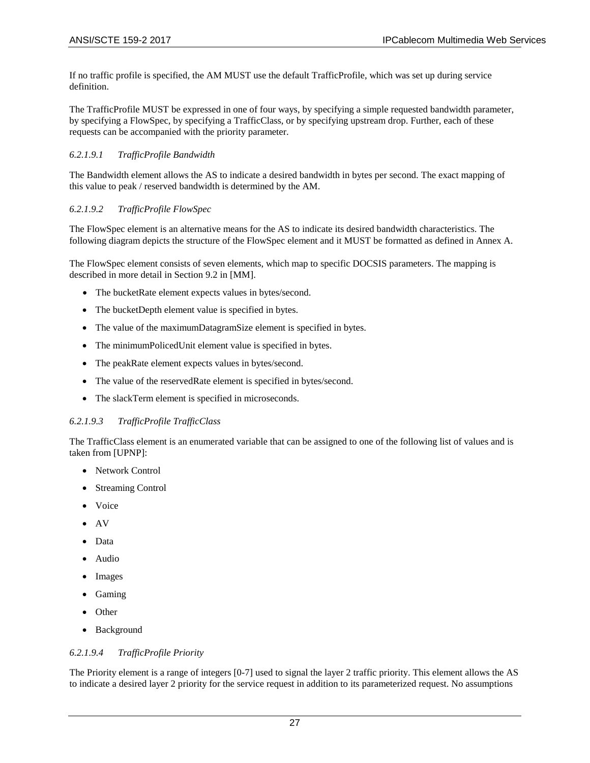If no traffic profile is specified, the AM MUST use the default TrafficProfile, which was set up during service definition.

The TrafficProfile MUST be expressed in one of four ways, by specifying a simple requested bandwidth parameter, by specifying a FlowSpec, by specifying a TrafficClass, or by specifying upstream drop. Further, each of these requests can be accompanied with the priority parameter.

#### *6.2.1.9.1 TrafficProfile Bandwidth*

The Bandwidth element allows the AS to indicate a desired bandwidth in bytes per second. The exact mapping of this value to peak / reserved bandwidth is determined by the AM.

#### *6.2.1.9.2 TrafficProfile FlowSpec*

The FlowSpec element is an alternative means for the AS to indicate its desired bandwidth characteristics. The following diagram depicts the structure of the FlowSpec element and it MUST be formatted as defined in Annex A.

The FlowSpec element consists of seven elements, which map to specific DOCSIS parameters. The mapping is described in more detail in Section 9.2 in [MM].

- The bucketRate element expects values in bytes/second.
- The bucketDepth element value is specified in bytes.
- The value of the maximumDatagramSize element is specified in bytes.
- The minimumPolicedUnit element value is specified in bytes.
- The peakRate element expects values in bytes/second.
- The value of the reservedRate element is specified in bytes/second.
- The slackTerm element is specified in microseconds.

#### *6.2.1.9.3 TrafficProfile TrafficClass*

The TrafficClass element is an enumerated variable that can be assigned to one of the following list of values and is taken from [UPNP]:

- Network Control
- Streaming Control
- Voice
- AV
- Data
- Audio
- Images
- Gaming
- Other
- Background

#### *6.2.1.9.4 TrafficProfile Priority*

The Priority element is a range of integers [0-7] used to signal the layer 2 traffic priority. This element allows the AS to indicate a desired layer 2 priority for the service request in addition to its parameterized request. No assumptions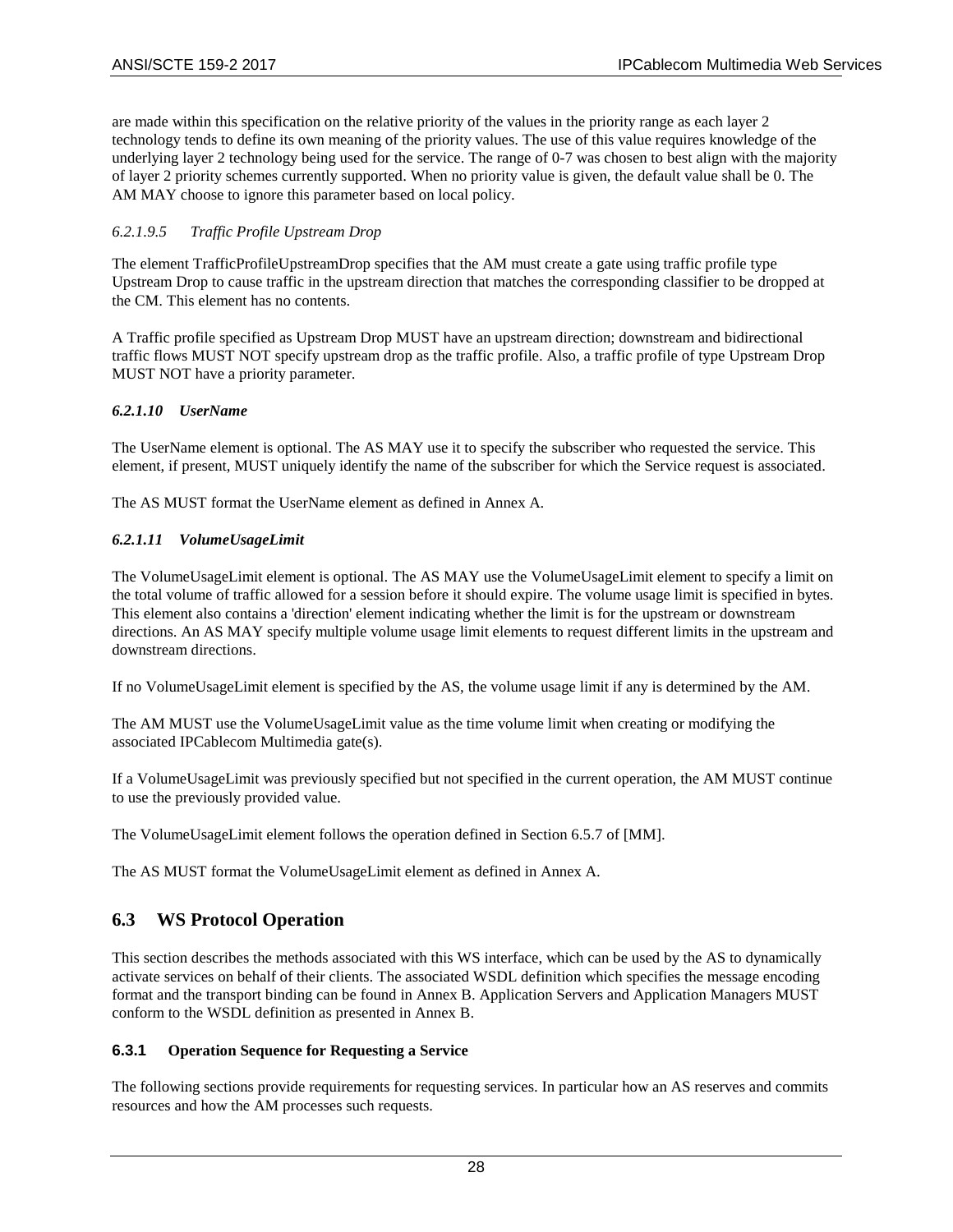are made within this specification on the relative priority of the values in the priority range as each layer 2 technology tends to define its own meaning of the priority values. The use of this value requires knowledge of the underlying layer 2 technology being used for the service. The range of 0-7 was chosen to best align with the majority of layer 2 priority schemes currently supported. When no priority value is given, the default value shall be 0. The AM MAY choose to ignore this parameter based on local policy.

##### *6.2.1.9.5 Traffic Profile Upstream Drop*

The element TrafficProfileUpstreamDrop specifies that the AM must create a gate using traffic profile type Upstream Drop to cause traffic in the upstream direction that matches the corresponding classifier to be dropped at the CM. This element has no contents.

A Traffic profile specified as Upstream Drop MUST have an upstream direction; downstream and bidirectional traffic flows MUST NOT specify upstream drop as the traffic profile. Also, a traffic profile of type Upstream Drop MUST NOT have a priority parameter.

#### *6.2.1.10 UserName*

The UserName element is optional. The AS MAY use it to specify the subscriber who requested the service. This element, if present, MUST uniquely identify the name of the subscriber for which the Service request is associated.

The AS MUST format the UserName element as defined in Annex A.

#### *6.2.1.11 VolumeUsageLimit*

The VolumeUsageLimit element is optional. The AS MAY use the VolumeUsageLimit element to specify a limit on the total volume of traffic allowed for a session before it should expire. The volume usage limit is specified in bytes. This element also contains a 'direction' element indicating whether the limit is for the upstream or downstream directions. An AS MAY specify multiple volume usage limit elements to request different limits in the upstream and downstream directions.

If no VolumeUsageLimit element is specified by the AS, the volume usage limit if any is determined by the AM.

The AM MUST use the VolumeUsageLimit value as the time volume limit when creating or modifying the associated IPCablecom Multimedia gate(s).

If a VolumeUsageLimit was previously specified but not specified in the current operation, the AM MUST continue to use the previously provided value.

The VolumeUsageLimit element follows the operation defined in Section 6.5.7 of [MM].

The AS MUST format the VolumeUsageLimit element as defined in Annex A.

## 6.3 WS Protocol Operation

This section describes the methods associated with this WS interface, which can be used by the AS to dynamically activate services on behalf of their clients. The associated WSDL definition which specifies the message encoding format and the transport binding can be found in Annex B. Application Servers and Application Managers MUST conform to the WSDL definition as presented in Annex B.

### 6.3.1 Operation Sequence for Requesting a Service

The following sections provide requirements for requesting services. In particular how an AS reserves and commits resources and how the AM processes such requests.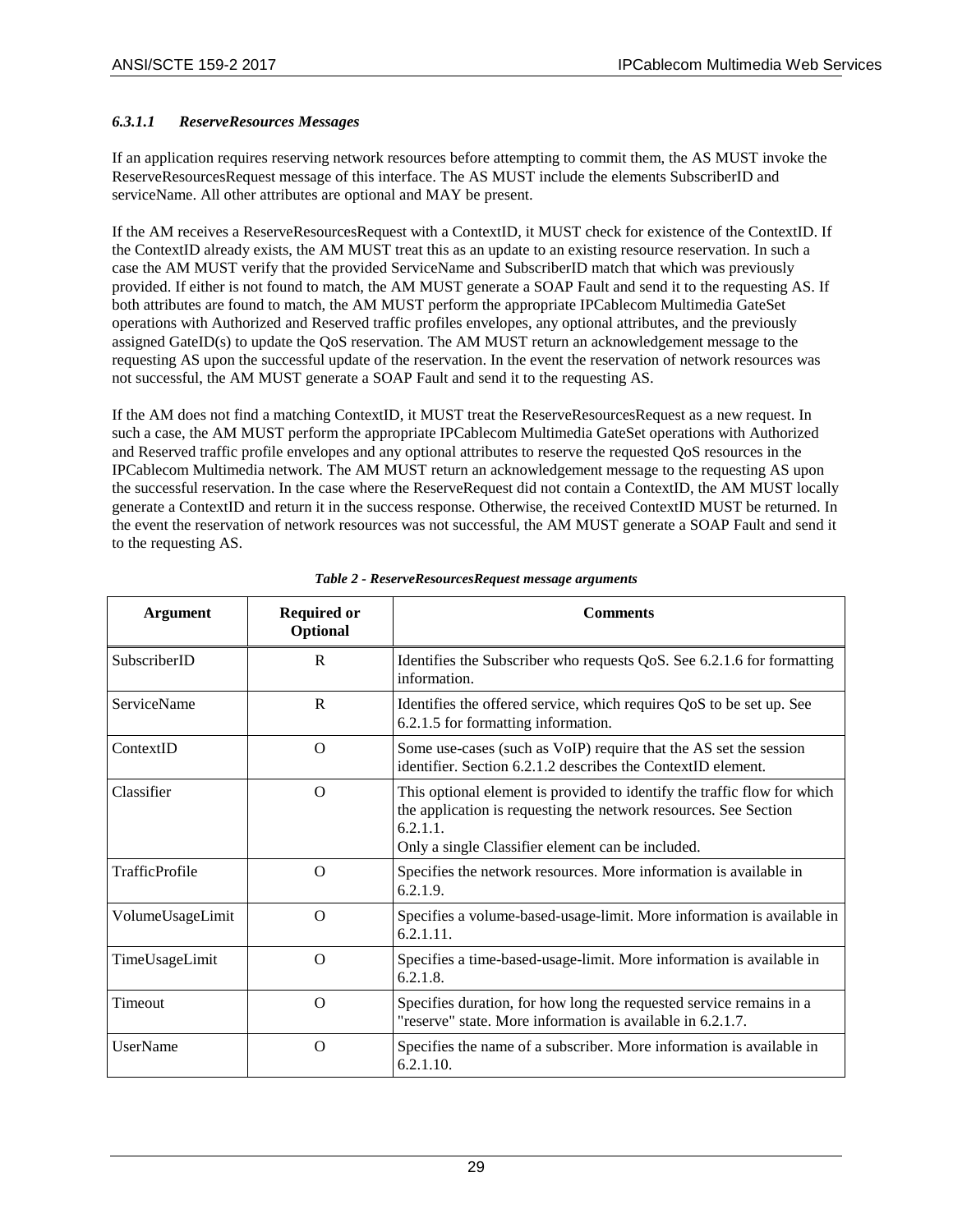#### 6.3.1.1 *ReserveResources Messages*

If an application requires reserving network resources before attempting to commit them, the AS MUST invoke the ReserveResourcesRequest message of this interface. The AS MUST include the elements SubscriberID and serviceName. All other attributes are optional and MAY be present.

If the AM receives a ReserveResourcesRequest with a ContextID, it MUST check for existence of the ContextID. If the ContextID already exists, the AM MUST treat this as an update to an existing resource reservation. In such a case the AM MUST verify that the provided ServiceName and SubscriberID match that which was previously provided. If either is not found to match, the AM MUST generate a SOAP Fault and send it to the requesting AS. If both attributes are found to match, the AM MUST perform the appropriate IPCablecom Multimedia GateSet operations with Authorized and Reserved traffic profiles envelopes, any optional attributes, and the previously assigned GateID(s) to update the QoS reservation. The AM MUST return an acknowledgement message to the requesting AS upon the successful update of the reservation. In the event the reservation of network resources was not successful, the AM MUST generate a SOAP Fault and send it to the requesting AS.

If the AM does not find a matching ContextID, it MUST treat the ReserveResourcesRequest as a new request. In such a case, the AM MUST perform the appropriate IPCablecom Multimedia GateSet operations with Authorized and Reserved traffic profile envelopes and any optional attributes to reserve the requested QoS resources in the IPCablecom Multimedia network. The AM MUST return an acknowledgement message to the requesting AS upon the successful reservation. In the case where the ReserveRequest did not contain a ContextID, the AM MUST locally generate a ContextID and return it in the success response. Otherwise, the received ContextID MUST be returned. In the event the reservation of network resources was not successful, the AM MUST generate a SOAP Fault and send it to the requesting AS.

*Table 2 - ReserveResourcesRequest message arguments*

| Argument | Required or Optional | Comments |
|---|---|---|
| SubscriberID | R | Identifies the Subscriber who requests QoS. See 6.2.1.6 for formatting information. |
| ServiceName | R | Identifies the offered service, which requires QoS to be set up. See 6.2.1.5 for formatting information. |
| ContextID | O | Some use-cases (such as VoIP) require that the AS set the session identifier. Section 6.2.1.2 describes the ContextID element. |
| Classifier | O | This optional element is provided to identify the traffic flow for which the application is requesting the network resources. See Section 6.2.1.1.<br>Only a single Classifier element can be included. |
| TrafficProfile | O | Specifies the network resources. More information is available in 6.2.1.9. |
| VolumeUsageLimit | O | Specifies a volume-based-usage-limit. More information is available in 6.2.1.11. |
| TimeUsageLimit | O | Specifies a time-based-usage-limit. More information is available in 6.2.1.8. |
| Timeout | O | Specifies duration, for how long the requested service remains in a "reserve" state. More information is available in 6.2.1.7. |
| UserName | O | Specifies the name of a subscriber. More information is available in 6.2.1.10. |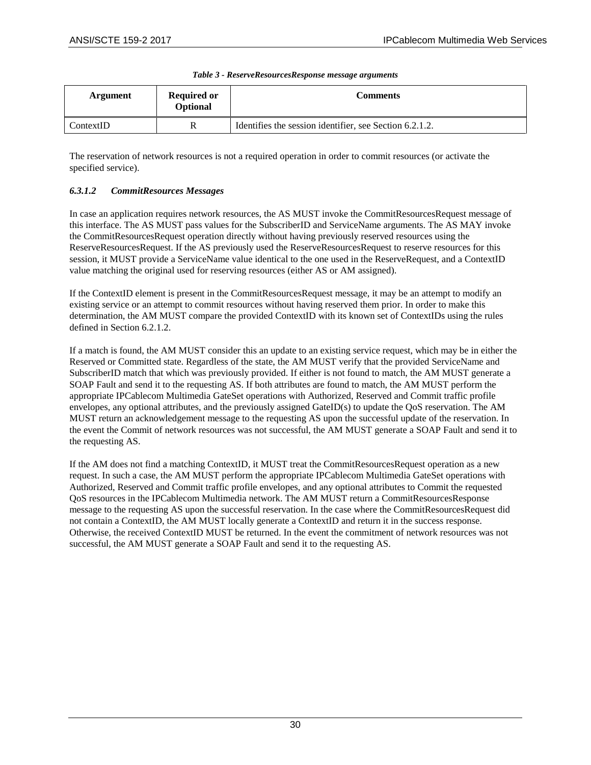*Table 3 - ReserveResourcesResponse message arguments*

| Argument | Required or Optional | Comments |
|---|---|---|
| ContextID | R | Identifies the session identifier, see Section 6.2.1.2. |

The reservation of network resources is not a required operation in order to commit resources (or activate the specified service).

#### *6.3.1.2 CommitResources Messages*

In case an application requires network resources, the AS MUST invoke the CommitResourcesRequest message of this interface. The AS MUST pass values for the SubscriberID and ServiceName arguments. The AS MAY invoke the CommitResourcesRequest operation directly without having previously reserved resources using the ReserveResourcesRequest. If the AS previously used the ReserveResourcesRequest to reserve resources for this session, it MUST provide a ServiceName value identical to the one used in the ReserveRequest, and a ContextID value matching the original used for reserving resources (either AS or AM assigned).

If the ContextID element is present in the CommitResourcesRequest message, it may be an attempt to modify an existing service or an attempt to commit resources without having reserved them prior. In order to make this determination, the AM MUST compare the provided ContextID with its known set of ContextIDs using the rules defined in Section 6.2.1.2.

If a match is found, the AM MUST consider this an update to an existing service request, which may be in either the Reserved or Committed state. Regardless of the state, the AM MUST verify that the provided ServiceName and SubscriberID match that which was previously provided. If either is not found to match, the AM MUST generate a SOAP Fault and send it to the requesting AS. If both attributes are found to match, the AM MUST perform the appropriate IPCablecom Multimedia GateSet operations with Authorized, Reserved and Commit traffic profile envelopes, any optional attributes, and the previously assigned GateID(s) to update the QoS reservation. The AM MUST return an acknowledgement message to the requesting AS upon the successful update of the reservation. In the event the Commit of network resources was not successful, the AM MUST generate a SOAP Fault and send it to the requesting AS.

If the AM does not find a matching ContextID, it MUST treat the CommitResourcesRequest operation as a new request. In such a case, the AM MUST perform the appropriate IPCablecom Multimedia GateSet operations with Authorized, Reserved and Commit traffic profile envelopes, and any optional attributes to Commit the requested QoS resources in the IPCablecom Multimedia network. The AM MUST return a CommitResourcesResponse message to the requesting AS upon the successful reservation. In the case where the CommitResourcesRequest did not contain a ContextID, the AM MUST locally generate a ContextID and return it in the success response. Otherwise, the received ContextID MUST be returned. In the event the commitment of network resources was not successful, the AM MUST generate a SOAP Fault and send it to the requesting AS.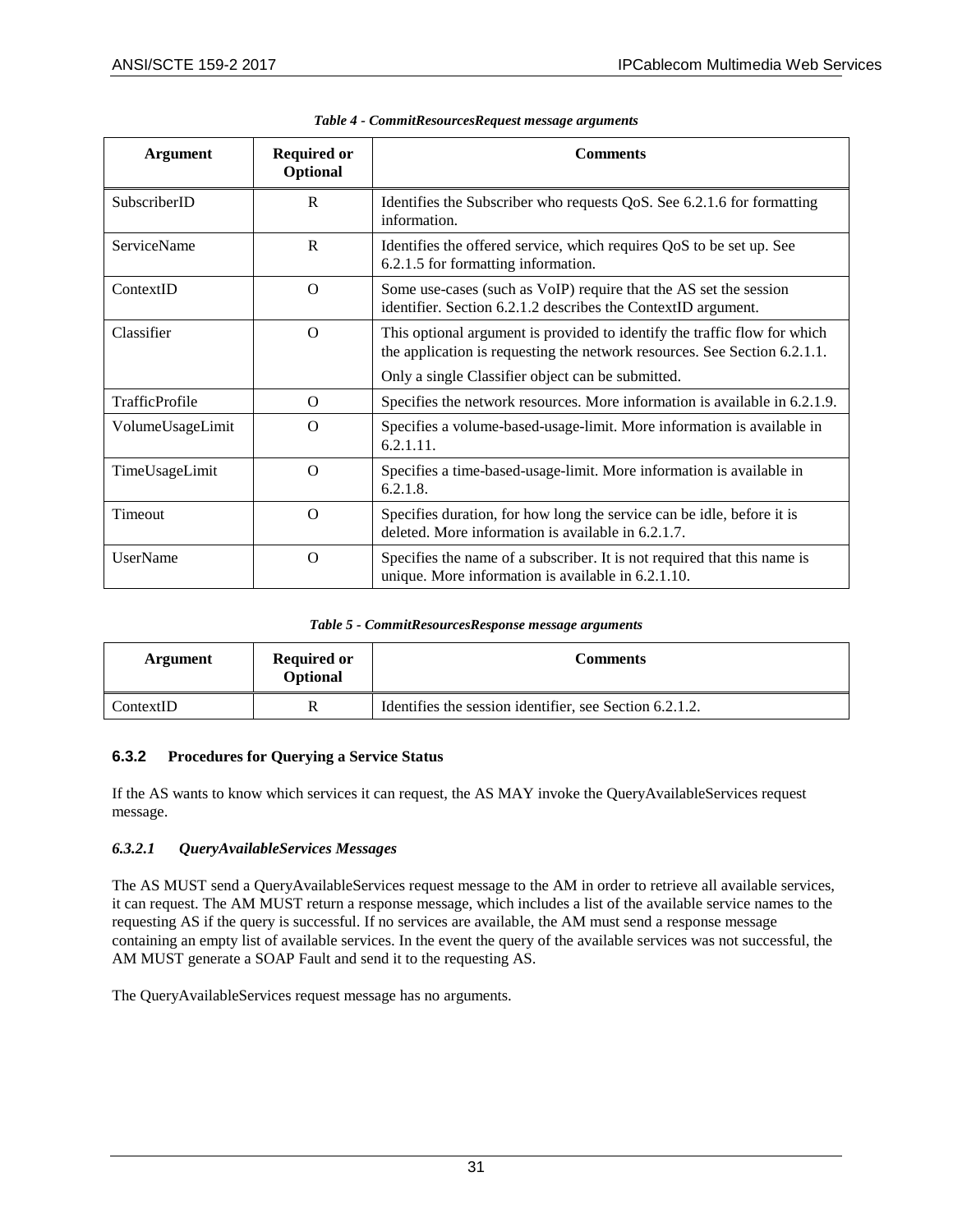*Table 4 - CommitResourcesRequest message arguments*

| Argument | Required or Optional | Comments |
|---|---|---|
| SubscriberID | R | Identifies the Subscriber who requests QoS. See 6.2.1.6 for formatting information. |
| ServiceName | R | Identifies the offered service, which requires QoS to be set up. See 6.2.1.5 for formatting information. |
| ContextID | O | Some use-cases (such as VoIP) require that the AS set the session identifier. Section 6.2.1.2 describes the ContextID argument. |
| Classifier | O | This optional argument is provided to identify the traffic flow for which the application is requesting the network resources. See Section 6.2.1.1.<br>Only a single Classifier object can be submitted. |
| TrafficProfile | O | Specifies the network resources. More information is available in 6.2.1.9. |
| VolumeUsageLimit | O | Specifies a volume-based-usage-limit. More information is available in 6.2.1.11. |
| TimeUsageLimit | O | Specifies a time-based-usage-limit. More information is available in 6.2.1.8. |
| Timeout | O | Specifies duration, for how long the service can be idle, before it is deleted. More information is available in 6.2.1.7. |
| UserName | O | Specifies the name of a subscriber. It is not required that this name is unique. More information is available in 6.2.1.10. |

*Table 5 - CommitResourcesResponse message arguments*

| Argument | Required or Optional | Comments |
|---|---|---|
| ContextID | R | Identifies the session identifier, see Section 6.2.1.2. |

### 6.3.2 Procedures for Querying a Service Status

If the AS wants to know which services it can request, the AS MAY invoke the QueryAvailableServices request message.

#### *6.3.2.1 QueryAvailableServices Messages*

The AS MUST send a QueryAvailableServices request message to the AM in order to retrieve all available services, it can request. The AM MUST return a response message, which includes a list of the available service names to the requesting AS if the query is successful. If no services are available, the AM must send a response message containing an empty list of available services. In the event the query of the available services was not successful, the AM MUST generate a SOAP Fault and send it to the requesting AS.

The QueryAvailableServices request message has no arguments.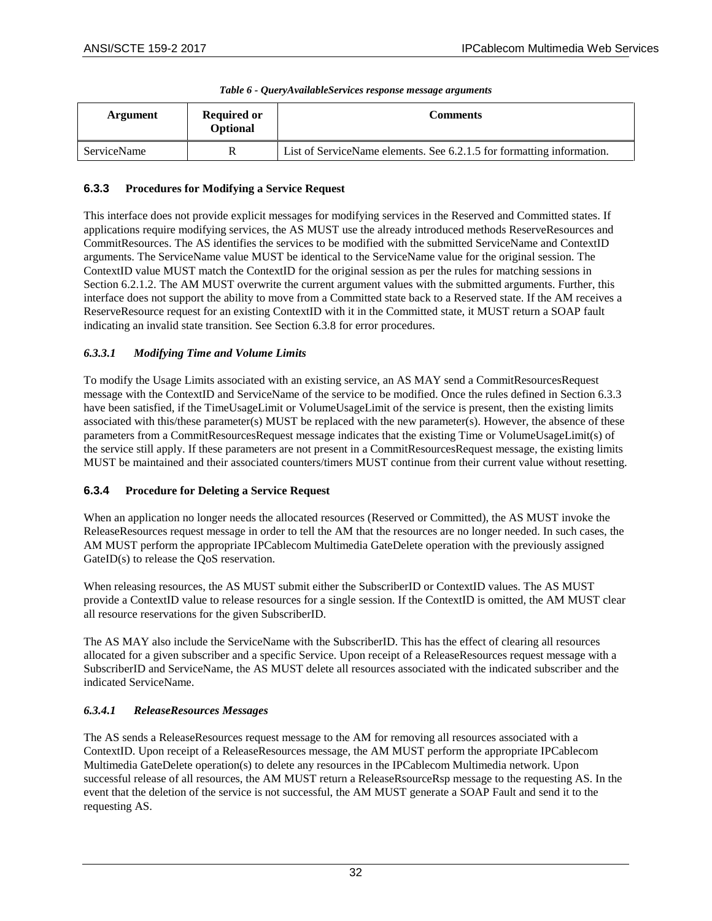*Table 6 - QueryAvailableServices response message arguments*

| Argument | Required or Optional | Comments |
|---|---|---|
| ServiceName | R | List of ServiceName elements. See 6.2.1.5 for formatting information. |

### 6.3.3 Procedures for Modifying a Service Request

This interface does not provide explicit messages for modifying services in the Reserved and Committed states. If applications require modifying services, the AS MUST use the already introduced methods ReserveResources and CommitResources. The AS identifies the services to be modified with the submitted ServiceName and ContextID arguments. The ServiceName value MUST be identical to the ServiceName value for the original session. The ContextID value MUST match the ContextID for the original session as per the rules for matching sessions in Section 6.2.1.2. The AM MUST overwrite the current argument values with the submitted arguments. Further, this interface does not support the ability to move from a Committed state back to a Reserved state. If the AM receives a ReserveResource request for an existing ContextID with it in the Committed state, it MUST return a SOAP fault indicating an invalid state transition. See Section 6.3.8 for error procedures.

#### *6.3.3.1 Modifying Time and Volume Limits*

To modify the Usage Limits associated with an existing service, an AS MAY send a CommitResourcesRequest message with the ContextID and ServiceName of the service to be modified. Once the rules defined in Section 6.3.3 have been satisfied, if the TimeUsageLimit or VolumeUsageLimit of the service is present, then the existing limits associated with this/these parameter(s) MUST be replaced with the new parameter(s). However, the absence of these parameters from a CommitResourcesRequest message indicates that the existing Time or VolumeUsageLimit(s) of the service still apply. If these parameters are not present in a CommitResourcesRequest message, the existing limits MUST be maintained and their associated counters/timers MUST continue from their current value without resetting.

### 6.3.4 Procedure for Deleting a Service Request

When an application no longer needs the allocated resources (Reserved or Committed), the AS MUST invoke the ReleaseResources request message in order to tell the AM that the resources are no longer needed. In such cases, the AM MUST perform the appropriate IPCablecom Multimedia GateDelete operation with the previously assigned GateID(s) to release the QoS reservation.

When releasing resources, the AS MUST submit either the SubscriberID or ContextID values. The AS MUST provide a ContextID value to release resources for a single session. If the ContextID is omitted, the AM MUST clear all resource reservations for the given SubscriberID.

The AS MAY also include the ServiceName with the SubscriberID. This has the effect of clearing all resources allocated for a given subscriber and a specific Service. Upon receipt of a ReleaseResources request message with a SubscriberID and ServiceName, the AS MUST delete all resources associated with the indicated subscriber and the indicated ServiceName.

#### *6.3.4.1 ReleaseResources Messages*

The AS sends a ReleaseResources request message to the AM for removing all resources associated with a ContextID. Upon receipt of a ReleaseResources message, the AM MUST perform the appropriate IPCablecom Multimedia GateDelete operation(s) to delete any resources in the IPCablecom Multimedia network. Upon successful release of all resources, the AM MUST return a ReleaseRsourceRsp message to the requesting AS. In the event that the deletion of the service is not successful, the AM MUST generate a SOAP Fault and send it to the requesting AS.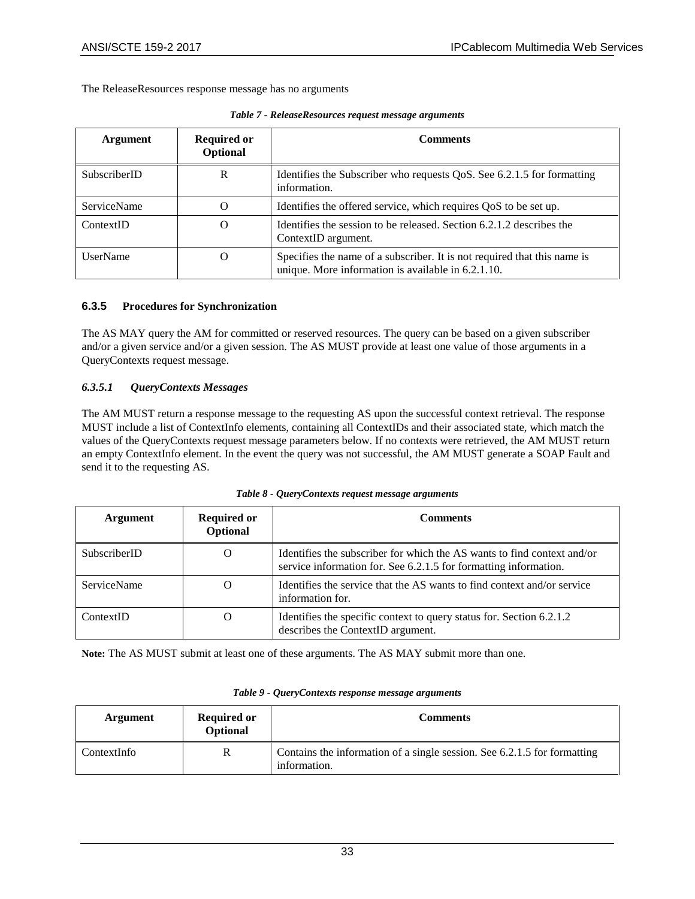The ReleaseResources response message has no arguments

*Table 7 - ReleaseResources request message arguments*

| Argument | Required or Optional | Comments |
|---|---|---|
| SubscriberID | R | Identifies the Subscriber who requests QoS. See 6.2.1.5 for formatting information. |
| ServiceName | O | Identifies the offered service, which requires QoS to be set up. |
| ContextID | O | Identifies the session to be released. Section 6.2.1.2 describes the ContextID argument. |
| UserName | O | Specifies the name of a subscriber. It is not required that this name is unique. More information is available in 6.2.1.10. |

### 6.3.5 Procedures for Synchronization

The AS MAY query the AM for committed or reserved resources. The query can be based on a given subscriber and/or a given service and/or a given session. The AS MUST provide at least one value of those arguments in a QueryContexts request message.

#### *6.3.5.1 QueryContexts Messages*

The AM MUST return a response message to the requesting AS upon the successful context retrieval. The response MUST include a list of ContextInfo elements, containing all ContextIDs and their associated state, which match the values of the QueryContexts request message parameters below. If no contexts were retrieved, the AM MUST return an empty ContextInfo element. In the event the query was not successful, the AM MUST generate a SOAP Fault and send it to the requesting AS.

*Table 8 - QueryContexts request message arguments*

| Argument | Required or Optional | Comments |
|---|---|---|
| SubscriberID | O | Identifies the subscriber for which the AS wants to find context and/or service information for. See 6.2.1.5 for formatting information. |
| ServiceName | O | Identifies the service that the AS wants to find context and/or service information for. |
| ContextID | O | Identifies the specific context to query status for. Section 6.2.1.2 describes the ContextID argument. |

**Note:** The AS MUST submit at least one of these arguments. The AS MAY submit more than one.

*Table 9 - QueryContexts response message arguments*

| Argument | Required or Optional | Comments |
|---|---|---|
| ContextInfo | R | Contains the information of a single session. See 6.2.1.5 for formatting information. |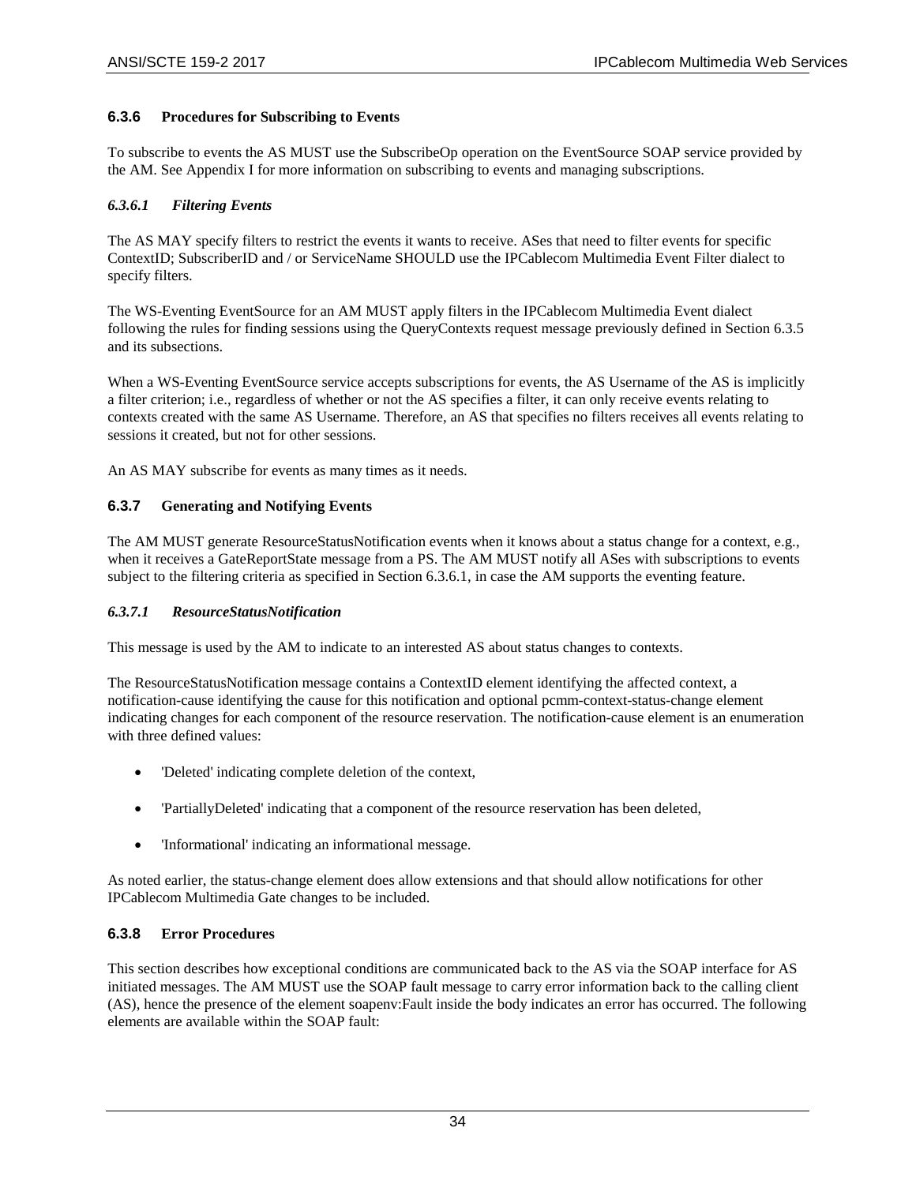### 6.3.6 Procedures for Subscribing to Events

To subscribe to events the AS MUST use the SubscribeOp operation on the EventSource SOAP service provided by the AM. See Appendix I for more information on subscribing to events and managing subscriptions.

#### *6.3.6.1 Filtering Events*

The AS MAY specify filters to restrict the events it wants to receive. ASes that need to filter events for specific ContextID; SubscriberID and / or ServiceName SHOULD use the IPCablecom Multimedia Event Filter dialect to specify filters.

The WS-Eventing EventSource for an AM MUST apply filters in the IPCablecom Multimedia Event dialect following the rules for finding sessions using the QueryContexts request message previously defined in Section 6.3.5 and its subsections.

When a WS-Eventing EventSource service accepts subscriptions for events, the AS Username of the AS is implicitly a filter criterion; i.e., regardless of whether or not the AS specifies a filter, it can only receive events relating to contexts created with the same AS Username. Therefore, an AS that specifies no filters receives all events relating to sessions it created, but not for other sessions.

An AS MAY subscribe for events as many times as it needs.

### 6.3.7 Generating and Notifying Events

The AM MUST generate ResourceStatusNotification events when it knows about a status change for a context, e.g., when it receives a GateReportState message from a PS. The AM MUST notify all ASes with subscriptions to events subject to the filtering criteria as specified in Section 6.3.6.1, in case the AM supports the eventing feature.

#### *6.3.7.1 ResourceStatusNotification*

This message is used by the AM to indicate to an interested AS about status changes to contexts.

The ResourceStatusNotification message contains a ContextID element identifying the affected context, a notification-cause identifying the cause for this notification and optional pcmm-context-status-change element indicating changes for each component of the resource reservation. The notification-cause element is an enumeration with three defined values:

- 'Deleted' indicating complete deletion of the context,
- 'PartiallyDeleted' indicating that a component of the resource reservation has been deleted,
- 'Informational' indicating an informational message.

As noted earlier, the status-change element does allow extensions and that should allow notifications for other IPCablecom Multimedia Gate changes to be included.

### 6.3.8 Error Procedures

This section describes how exceptional conditions are communicated back to the AS via the SOAP interface for AS initiated messages. The AM MUST use the SOAP fault message to carry error information back to the calling client (AS), hence the presence of the element soapenv:Fault inside the body indicates an error has occurred. The following elements are available within the SOAP fault: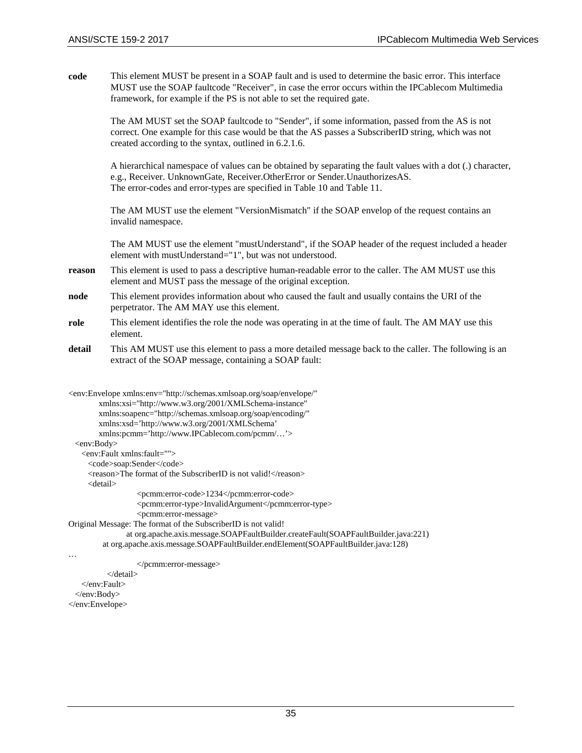**code** This element MUST be present in a SOAP fault and is used to determine the basic error. This interface MUST use the SOAP faultcode "Receiver", in case the error occurs within the IPCablecom Multimedia framework, for example if the PS is not able to set the required gate.

The AM MUST set the SOAP faultcode to "Sender", if some information, passed from the AS is not correct. One example for this case would be that the AS passes a SubscriberID string, which was not created according to the syntax, outlined in 6.2.1.6.

A hierarchical namespace of values can be obtained by separating the fault values with a dot (.) character, e.g., Receiver. UnknownGate, Receiver.OtherError or Sender.UnauthorizesAS.
The error-codes and error-types are specified in Table 10 and Table 11.

The AM MUST use the element "VersionMismatch" if the SOAP envelop of the request contains an invalid namespace.

The AM MUST use the element "mustUnderstand", if the SOAP header of the request included a header element with mustUnderstand="1", but was not understood.

**reason** This element is used to pass a descriptive human-readable error to the caller. The AM MUST use this element and MUST pass the message of the original exception.

**node** This element provides information about who caused the fault and usually contains the URI of the perpetrator. The AM MAY use this element.

**role** This element identifies the role the node was operating in at the time of fault. The AM MAY use this element.

**detail** This AM MUST use this element to pass a more detailed message back to the caller. The following is an extract of the SOAP message, containing a SOAP fault:

```
<env:Envelope xmlns:env="http://schemas.xmlsoap.org/soap/envelope/"
          xmlns:xsi="http://www.w3.org/2001/XMLSchema-instance"
          xmlns:soapenc="http://schemas.xmlsoap.org/soap/encoding/"
          xmlns:xsd='http://www.w3.org/2001/XMLSchema'
          xmlns:pcmm='http://www.IPCablecom.com/pcmm/…'>
  <env:Body>
    <env:Fault xmlns:fault="">
      <code>soap:Sender</code>
      <reason>The format of the SubscriberID is not valid!</reason>
      <detail>
                    <pcmm:error-code>1234</pcmm:error-code>
                    <pcmm:error-type>InvalidArgument</pcmm:error-type>
                    <pcmm:error-message>
Original Message: The format of the SubscriberID is not valid!
                   at org.apache.axis.message.SOAPFaultBuilder.createFault(SOAPFaultBuilder.java:221)
            at org.apache.axis.message.SOAPFaultBuilder.endElement(SOAPFaultBuilder.java:128)
…
                    </pcmm:error-message>
            </detail>
    </env:Fault>
  </env:Body>
</env:Envelope>
```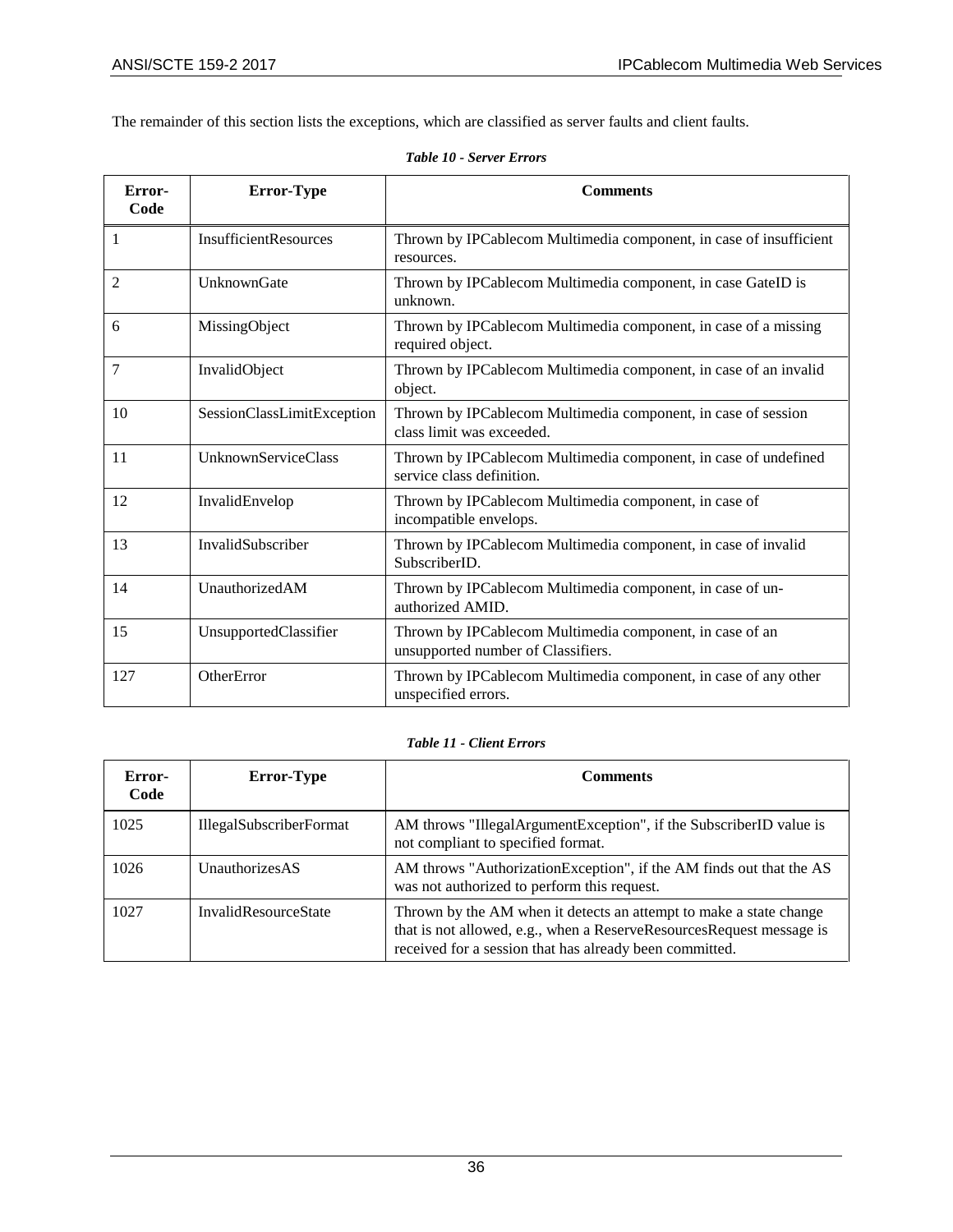The remainder of this section lists the exceptions, which are classified as server faults and client faults.

*Table 10 - Server Errors*

| Error-Code | Error-Type | Comments |
|---|---|---|
| 1 | InsufficientResources | Thrown by IPCablecom Multimedia component, in case of insufficient resources. |
| 2 | UnknownGate | Thrown by IPCablecom Multimedia component, in case GateID is unknown. |
| 6 | MissingObject | Thrown by IPCablecom Multimedia component, in case of a missing required object. |
| 7 | InvalidObject | Thrown by IPCablecom Multimedia component, in case of an invalid object. |
| 10 | SessionClassLimitException | Thrown by IPCablecom Multimedia component, in case of session class limit was exceeded. |
| 11 | UnknownServiceClass | Thrown by IPCablecom Multimedia component, in case of undefined service class definition. |
| 12 | InvalidEnvelop | Thrown by IPCablecom Multimedia component, in case of incompatible envelops. |
| 13 | InvalidSubscriber | Thrown by IPCablecom Multimedia component, in case of invalid SubscriberID. |
| 14 | UnauthorizedAM | Thrown by IPCablecom Multimedia component, in case of un-authorized AMID. |
| 15 | UnsupportedClassifier | Thrown by IPCablecom Multimedia component, in case of an unsupported number of Classifiers. |
| 127 | OtherError | Thrown by IPCablecom Multimedia component, in case of any other unspecified errors. |

*Table 11 - Client Errors*

| Error-Code | Error-Type | Comments |
|---|---|---|
| 1025 | IllegalSubscriberFormat | AM throws "IllegalArgumentException", if the SubscriberID value is not compliant to specified format. |
| 1026 | UnauthorizesAS | AM throws "AuthorizationException", if the AM finds out that the AS was not authorized to perform this request. |
| 1027 | InvalidResourceState | Thrown by the AM when it detects an attempt to make a state change that is not allowed, e.g., when a ReserveResourcesRequest message is received for a session that has already been committed. |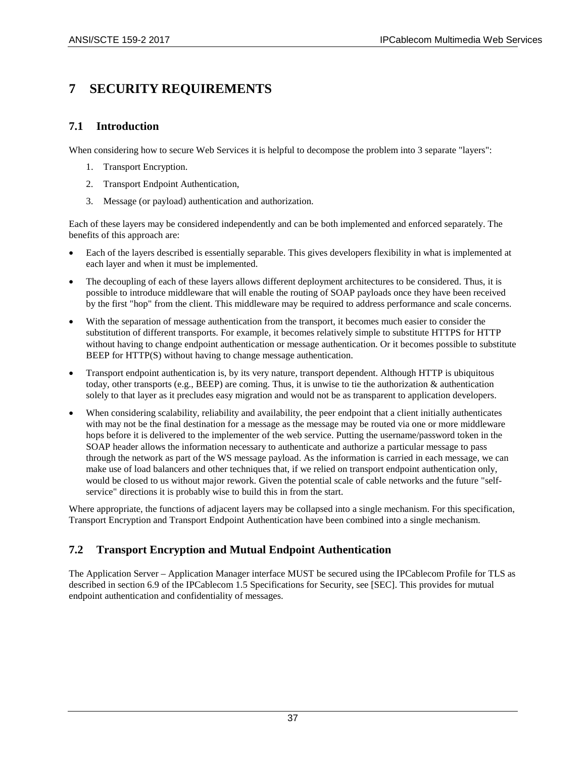# 7 SECURITY REQUIREMENTS

## 7.1 Introduction

When considering how to secure Web Services it is helpful to decompose the problem into 3 separate "layers":

1. Transport Encryption.
2. Transport Endpoint Authentication,
3. Message (or payload) authentication and authorization.

Each of these layers may be considered independently and can be both implemented and enforced separately. The benefits of this approach are:

- Each of the layers described is essentially separable. This gives developers flexibility in what is implemented at each layer and when it must be implemented.
- The decoupling of each of these layers allows different deployment architectures to be considered. Thus, it is possible to introduce middleware that will enable the routing of SOAP payloads once they have been received by the first "hop" from the client. This middleware may be required to address performance and scale concerns.
- With the separation of message authentication from the transport, it becomes much easier to consider the substitution of different transports. For example, it becomes relatively simple to substitute HTTPS for HTTP without having to change endpoint authentication or message authentication. Or it becomes possible to substitute BEEP for HTTP(S) without having to change message authentication.
- Transport endpoint authentication is, by its very nature, transport dependent. Although HTTP is ubiquitous today, other transports (e.g., BEEP) are coming. Thus, it is unwise to tie the authorization & authentication solely to that layer as it precludes easy migration and would not be as transparent to application developers.
- When considering scalability, reliability and availability, the peer endpoint that a client initially authenticates with may not be the final destination for a message as the message may be routed via one or more middleware hops before it is delivered to the implementer of the web service. Putting the username/password token in the SOAP header allows the information necessary to authenticate and authorize a particular message to pass through the network as part of the WS message payload. As the information is carried in each message, we can make use of load balancers and other techniques that, if we relied on transport endpoint authentication only, would be closed to us without major rework. Given the potential scale of cable networks and the future "self-service" directions it is probably wise to build this in from the start.

Where appropriate, the functions of adjacent layers may be collapsed into a single mechanism. For this specification, Transport Encryption and Transport Endpoint Authentication have been combined into a single mechanism.

## 7.2 Transport Encryption and Mutual Endpoint Authentication

The Application Server – Application Manager interface MUST be secured using the IPCablecom Profile for TLS as described in section 6.9 of the IPCablecom 1.5 Specifications for Security, see [SEC]. This provides for mutual endpoint authentication and confidentiality of messages.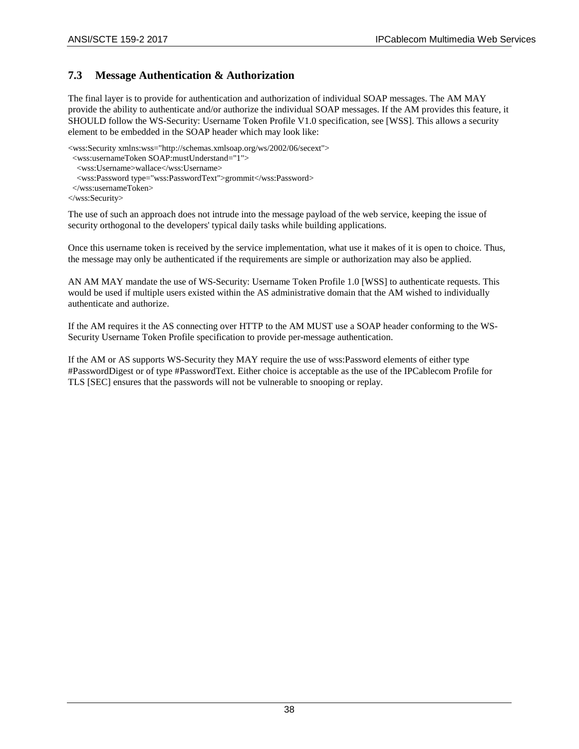## 7.3 Message Authentication & Authorization

The final layer is to provide for authentication and authorization of individual SOAP messages. The AM MAY provide the ability to authenticate and/or authorize the individual SOAP messages. If the AM provides this feature, it SHOULD follow the WS-Security: Username Token Profile V1.0 specification, see [WSS]. This allows a security element to be embedded in the SOAP header which may look like:

```
<wss:Security xmlns:wss="http://schemas.xmlsoap.org/ws/2002/06/secext">
  <wss:usernameToken SOAP:mustUnderstand="1">
    <wss:Username>wallace</wss:Username>
    <wss:Password type="wss:PasswordText">grommit</wss:Password>
  </wss:usernameToken>
</wss:Security>
```

The use of such an approach does not intrude into the message payload of the web service, keeping the issue of security orthogonal to the developers' typical daily tasks while building applications.

Once this username token is received by the service implementation, what use it makes of it is open to choice. Thus, the message may only be authenticated if the requirements are simple or authorization may also be applied.

AN AM MAY mandate the use of WS-Security: Username Token Profile 1.0 [WSS] to authenticate requests. This would be used if multiple users existed within the AS administrative domain that the AM wished to individually authenticate and authorize.

If the AM requires it the AS connecting over HTTP to the AM MUST use a SOAP header conforming to the WS-Security Username Token Profile specification to provide per-message authentication.

If the AM or AS supports WS-Security they MAY require the use of wss:Password elements of either type #PasswordDigest or of type #PasswordText. Either choice is acceptable as the use of the IPCablecom Profile for TLS [SEC] ensures that the passwords will not be vulnerable to snooping or replay.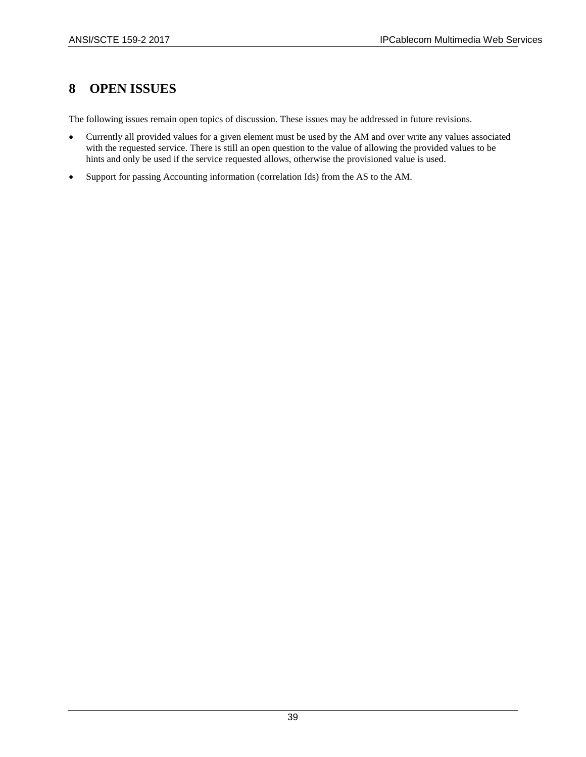# 8 OPEN ISSUES

The following issues remain open topics of discussion. These issues may be addressed in future revisions.

- Currently all provided values for a given element must be used by the AM and over write any values associated with the requested service. There is still an open question to the value of allowing the provided values to be hints and only be used if the service requested allows, otherwise the provisioned value is used.
- Support for passing Accounting information (correlation Ids) from the AS to the AM.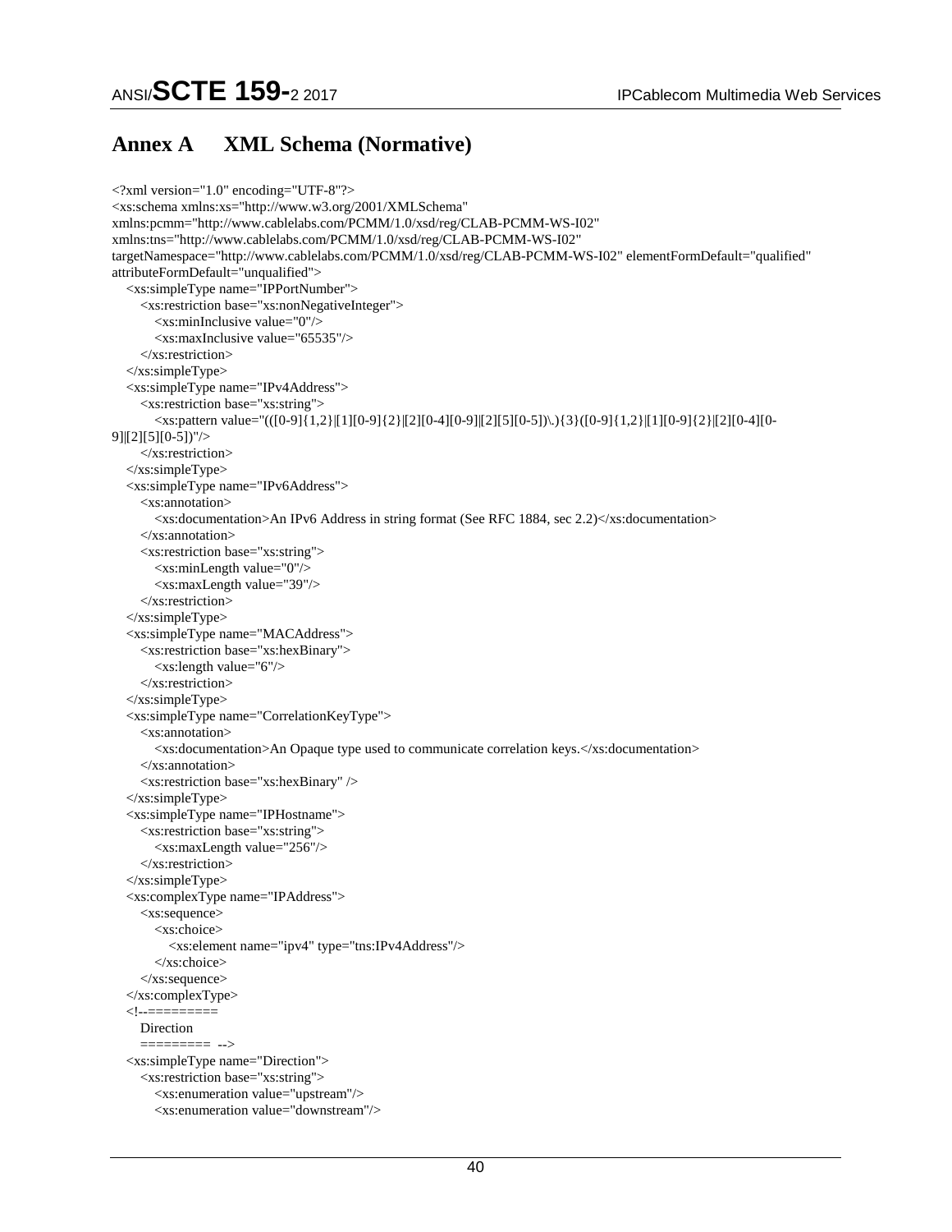# Annex A XML Schema (Normative)

```
<?xml version="1.0" encoding="UTF-8"?>
<xs:schema xmlns:xs="http://www.w3.org/2001/XMLSchema"
xmlns:pcmm="http://www.cablelabs.com/PCMM/1.0/xsd/reg/CLAB-PCMM-WS-I02"
xmlns:tns="http://www.cablelabs.com/PCMM/1.0/xsd/reg/CLAB-PCMM-WS-I02"
targetNamespace="http://www.cablelabs.com/PCMM/1.0/xsd/reg/CLAB-PCMM-WS-I02" elementFormDefault="qualified"
attributeFormDefault="unqualified">
   <xs:simpleType name="IPPortNumber">
      <xs:restriction base="xs:nonNegativeInteger">
         <xs:minInclusive value="0"/>
         <xs:maxInclusive value="65535"/>
      </xs:restriction>
   </xs:simpleType>
   <xs:simpleType name="IPv4Address">
      <xs:restriction base="xs:string">
         <xs:pattern value="(([0-9]{1,2}|[1][0-9]{2}|[2][0-4][0-9]|[2][5][0-5])\.){3}([0-9]{1,2}|[1][0-9]{2}|[2][0-4][0-
9]|[2][5][0-5])"/>
      </xs:restriction>
   </xs:simpleType>
   <xs:simpleType name="IPv6Address">
      <xs:annotation>
         <xs:documentation>An IPv6 Address in string format (See RFC 1884, sec 2.2)</xs:documentation>
      </xs:annotation>
      <xs:restriction base="xs:string">
         <xs:minLength value="0"/>
         <xs:maxLength value="39"/>
      </xs:restriction>
   </xs:simpleType>
   <xs:simpleType name="MACAddress">
      <xs:restriction base="xs:hexBinary">
         <xs:length value="6"/>
      </xs:restriction>
   </xs:simpleType>
   <xs:simpleType name="CorrelationKeyType">
      <xs:annotation>
         <xs:documentation>An Opaque type used to communicate correlation keys.</xs:documentation>
      </xs:annotation>
      <xs:restriction base="xs:hexBinary" />
   </xs:simpleType>
   <xs:simpleType name="IPHostname">
      <xs:restriction base="xs:string">
         <xs:maxLength value="256"/>
      </xs:restriction>
   </xs:simpleType>
   <xs:complexType name="IPAddress">
      <xs:sequence>
         <xs:choice>
            <xs:element name="ipv4" type="tns:IPv4Address"/>
         </xs:choice>
      </xs:sequence>
   </xs:complexType>
   <!--=========
      Direction
      ========= -->
   <xs:simpleType name="Direction">
      <xs:restriction base="xs:string">
         <xs:enumeration value="upstream"/>
         <xs:enumeration value="downstream"/>
```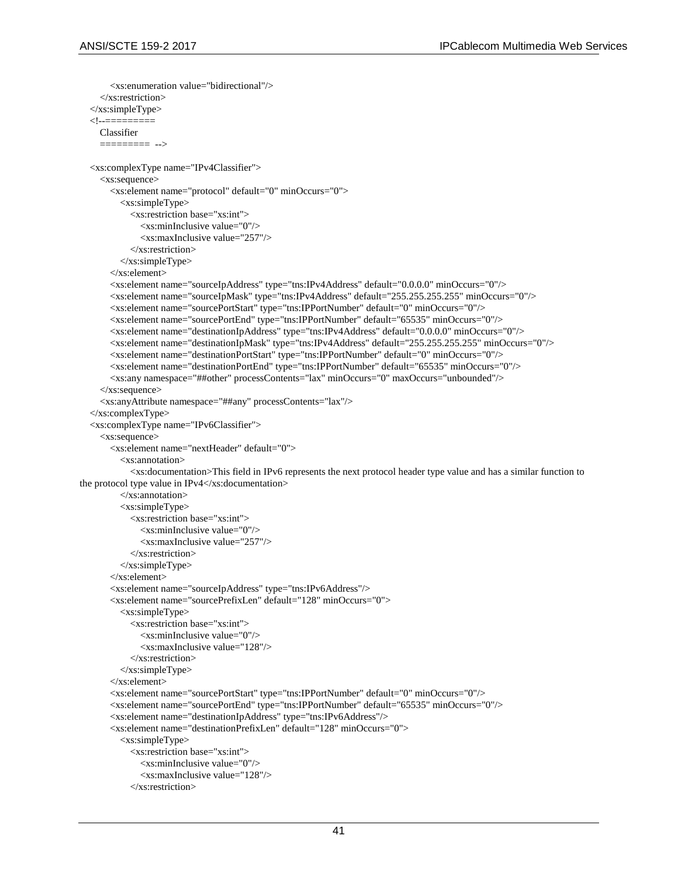```
            <xs:enumeration value="bidirectional"/>
        </xs:restriction>
    </xs:simpleType>
    <!--=========
        Classifier
        ========= -->

    <xs:complexType name="IPv4Classifier">
        <xs:sequence>
            <xs:element name="protocol" default="0" minOccurs="0">
                <xs:simpleType>
                    <xs:restriction base="xs:int">
                        <xs:minInclusive value="0"/>
                        <xs:maxInclusive value="257"/>
                    </xs:restriction>
                </xs:simpleType>
            </xs:element>
            <xs:element name="sourceIpAddress" type="tns:IPv4Address" default="0.0.0.0" minOccurs="0"/>
            <xs:element name="sourceIpMask" type="tns:IPv4Address" default="255.255.255.255" minOccurs="0"/>
            <xs:element name="sourcePortStart" type="tns:IPPortNumber" default="0" minOccurs="0"/>
            <xs:element name="sourcePortEnd" type="tns:IPPortNumber" default="65535" minOccurs="0"/>
            <xs:element name="destinationIpAddress" type="tns:IPv4Address" default="0.0.0.0" minOccurs="0"/>
            <xs:element name="destinationIpMask" type="tns:IPv4Address" default="255.255.255.255" minOccurs="0"/>
            <xs:element name="destinationPortStart" type="tns:IPPortNumber" default="0" minOccurs="0"/>
            <xs:element name="destinationPortEnd" type="tns:IPPortNumber" default="65535" minOccurs="0"/>
            <xs:any namespace="##other" processContents="lax" minOccurs="0" maxOccurs="unbounded"/>
        </xs:sequence>
        <xs:anyAttribute namespace="##any" processContents="lax"/>
    </xs:complexType>
    <xs:complexType name="IPv6Classifier">
        <xs:sequence>
            <xs:element name="nextHeader" default="0">
                <xs:annotation>
                    <xs:documentation>This field in IPv6 represents the next protocol header type value and has a similar function to
the protocol type value in IPv4</xs:documentation>
                </xs:annotation>
                <xs:simpleType>
                    <xs:restriction base="xs:int">
                        <xs:minInclusive value="0"/>
                        <xs:maxInclusive value="257"/>
                    </xs:restriction>
                </xs:simpleType>
            </xs:element>
            <xs:element name="sourceIpAddress" type="tns:IPv6Address"/>
            <xs:element name="sourcePrefixLen" default="128" minOccurs="0">
                <xs:simpleType>
                    <xs:restriction base="xs:int">
                        <xs:minInclusive value="0"/>
                        <xs:maxInclusive value="128"/>
                    </xs:restriction>
                </xs:simpleType>
            </xs:element>
            <xs:element name="sourcePortStart" type="tns:IPPortNumber" default="0" minOccurs="0"/>
            <xs:element name="sourcePortEnd" type="tns:IPPortNumber" default="65535" minOccurs="0"/>
            <xs:element name="destinationIpAddress" type="tns:IPv6Address"/>
            <xs:element name="destinationPrefixLen" default="128" minOccurs="0">
                <xs:simpleType>
                    <xs:restriction base="xs:int">
                        <xs:minInclusive value="0"/>
                        <xs:maxInclusive value="128"/>
                    </xs:restriction>
```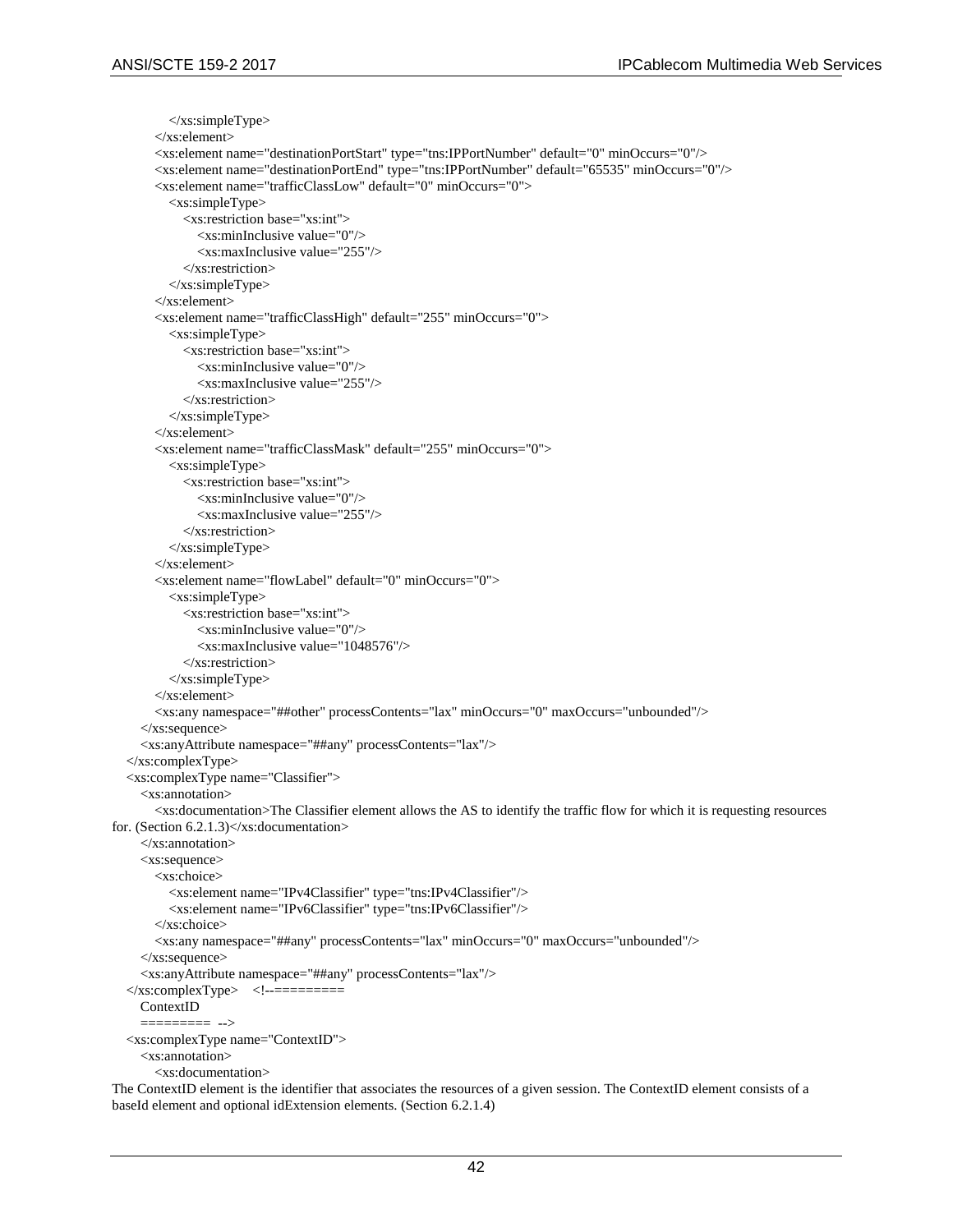```
            </xs:simpleType>
        </xs:element>
        <xs:element name="destinationPortStart" type="tns:IPPortNumber" default="0" minOccurs="0"/>
        <xs:element name="destinationPortEnd" type="tns:IPPortNumber" default="65535" minOccurs="0"/>
        <xs:element name="trafficClassLow" default="0" minOccurs="0">
            <xs:simpleType>
                <xs:restriction base="xs:int">
                    <xs:minInclusive value="0"/>
                    <xs:maxInclusive value="255"/>
                </xs:restriction>
            </xs:simpleType>
        </xs:element>
        <xs:element name="trafficClassHigh" default="255" minOccurs="0">
            <xs:simpleType>
                <xs:restriction base="xs:int">
                    <xs:minInclusive value="0"/>
                    <xs:maxInclusive value="255"/>
                </xs:restriction>
            </xs:simpleType>
        </xs:element>
        <xs:element name="trafficClassMask" default="255" minOccurs="0">
            <xs:simpleType>
                <xs:restriction base="xs:int">
                    <xs:minInclusive value="0"/>
                    <xs:maxInclusive value="255"/>
                </xs:restriction>
            </xs:simpleType>
        </xs:element>
        <xs:element name="flowLabel" default="0" minOccurs="0">
            <xs:simpleType>
                <xs:restriction base="xs:int">
                    <xs:minInclusive value="0"/>
                    <xs:maxInclusive value="1048576"/>
                </xs:restriction>
            </xs:simpleType>
        </xs:element>
        <xs:any namespace="##other" processContents="lax" minOccurs="0" maxOccurs="unbounded"/>
    </xs:sequence>
    <xs:anyAttribute namespace="##any" processContents="lax"/>
</xs:complexType>
<xs:complexType name="Classifier">
    <xs:annotation>
        <xs:documentation>The Classifier element allows the AS to identify the traffic flow for which it is requesting resources
for. (Section 6.2.1.3)</xs:documentation>
    </xs:annotation>
    <xs:sequence>
        <xs:choice>
            <xs:element name="IPv4Classifier" type="tns:IPv4Classifier"/>
            <xs:element name="IPv6Classifier" type="tns:IPv6Classifier"/>
        </xs:choice>
        <xs:any namespace="##any" processContents="lax" minOccurs="0" maxOccurs="unbounded"/>
    </xs:sequence>
    <xs:anyAttribute namespace="##any" processContents="lax"/>
</xs:complexType>    <!--=========
    ContextID
    ========= -->
<xs:complexType name="ContextID">
    <xs:annotation>
        <xs:documentation>
The ContextID element is the identifier that associates the resources of a given session. The ContextID element consists of a
baseId element and optional idExtension elements. (Section 6.2.1.4)
```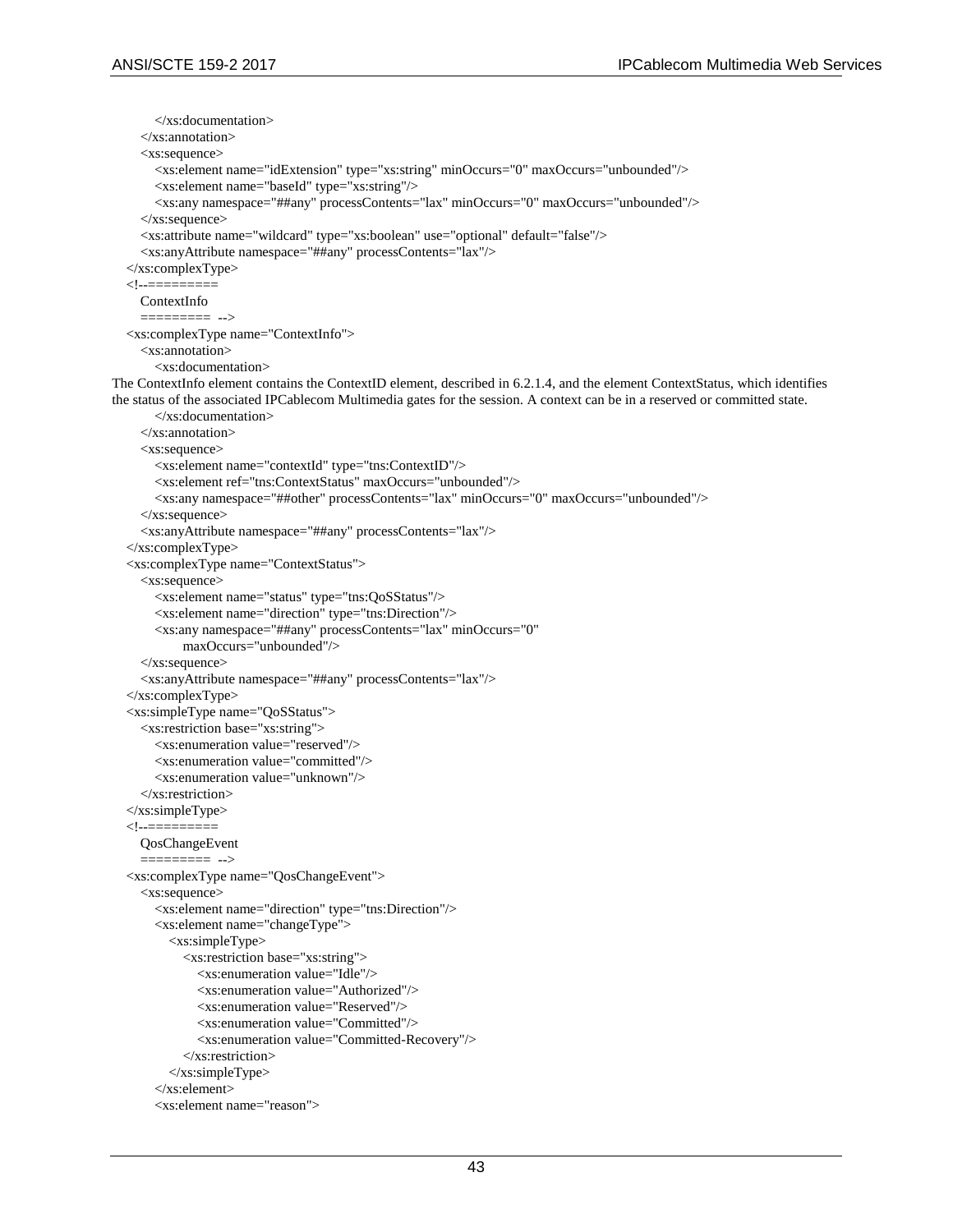```
        </xs:documentation>
    </xs:annotation>
    <xs:sequence>
        <xs:element name="idExtension" type="xs:string" minOccurs="0" maxOccurs="unbounded"/>
        <xs:element name="baseId" type="xs:string"/>
        <xs:any namespace="##any" processContents="lax" minOccurs="0" maxOccurs="unbounded"/>
    </xs:sequence>
    <xs:attribute name="wildcard" type="xs:boolean" use="optional" default="false"/>
    <xs:anyAttribute namespace="##any" processContents="lax"/>
</xs:complexType>
<!--=========
    ContextInfo
    ========= -->
<xs:complexType name="ContextInfo">
    <xs:annotation>
        <xs:documentation>
The ContextInfo element contains the ContextID element, described in 6.2.1.4, and the element ContextStatus, which identifies
the status of the associated IPCablecom Multimedia gates for the session. A context can be in a reserved or committed state.
        </xs:documentation>
    </xs:annotation>
    <xs:sequence>
        <xs:element name="contextId" type="tns:ContextID"/>
        <xs:element ref="tns:ContextStatus" maxOccurs="unbounded"/>
        <xs:any namespace="##other" processContents="lax" minOccurs="0" maxOccurs="unbounded"/>
    </xs:sequence>
    <xs:anyAttribute namespace="##any" processContents="lax"/>
</xs:complexType>
<xs:complexType name="ContextStatus">
    <xs:sequence>
        <xs:element name="status" type="tns:QoSStatus"/>
        <xs:element name="direction" type="tns:Direction"/>
        <xs:any namespace="##any" processContents="lax" minOccurs="0"
              maxOccurs="unbounded"/>
    </xs:sequence>
    <xs:anyAttribute namespace="##any" processContents="lax"/>
</xs:complexType>
<xs:simpleType name="QoSStatus">
    <xs:restriction base="xs:string">
        <xs:enumeration value="reserved"/>
        <xs:enumeration value="committed"/>
        <xs:enumeration value="unknown"/>
    </xs:restriction>
</xs:simpleType>
<!--=========
    QosChangeEvent
    ========= -->
<xs:complexType name="QosChangeEvent">
    <xs:sequence>
        <xs:element name="direction" type="tns:Direction"/>
        <xs:element name="changeType">
            <xs:simpleType>
                <xs:restriction base="xs:string">
                    <xs:enumeration value="Idle"/>
                    <xs:enumeration value="Authorized"/>
                    <xs:enumeration value="Reserved"/>
                    <xs:enumeration value="Committed"/>
                    <xs:enumeration value="Committed-Recovery"/>
                </xs:restriction>
            </xs:simpleType>
        </xs:element>
        <xs:element name="reason">
```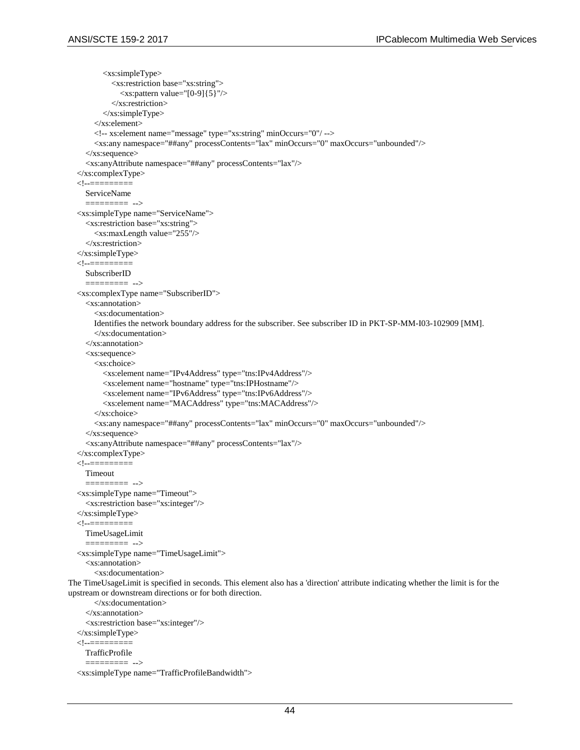```
            <xs:simpleType>
               <xs:restriction base="xs:string">
                  <xs:pattern value="[0-9]{5}"/>
               </xs:restriction>
            </xs:simpleType>
         </xs:element>
         <!-- xs:element name="message" type="xs:string" minOccurs="0"/ -->
         <xs:any namespace="##any" processContents="lax" minOccurs="0" maxOccurs="unbounded"/>
      </xs:sequence>
      <xs:anyAttribute namespace="##any" processContents="lax"/>
   </xs:complexType>
   <!--=========
      ServiceName
      ========= -->
   <xs:simpleType name="ServiceName">
      <xs:restriction base="xs:string">
         <xs:maxLength value="255"/>
      </xs:restriction>
   </xs:simpleType>
   <!--=========
      SubscriberID
      ========= -->
   <xs:complexType name="SubscriberID">
      <xs:annotation>
         <xs:documentation>
         Identifies the network boundary address for the subscriber. See subscriber ID in PKT-SP-MM-I03-102909 [MM].
         </xs:documentation>
      </xs:annotation>
      <xs:sequence>
         <xs:choice>
            <xs:element name="IPv4Address" type="tns:IPv4Address"/>
            <xs:element name="hostname" type="tns:IPHostname"/>
            <xs:element name="IPv6Address" type="tns:IPv6Address"/>
            <xs:element name="MACAddress" type="tns:MACAddress"/>
         </xs:choice>
         <xs:any namespace="##any" processContents="lax" minOccurs="0" maxOccurs="unbounded"/>
      </xs:sequence>
      <xs:anyAttribute namespace="##any" processContents="lax"/>
   </xs:complexType>
   <!--=========
      Timeout
      ========= -->
   <xs:simpleType name="Timeout">
      <xs:restriction base="xs:integer"/>
   </xs:simpleType>
   <!--=========
      TimeUsageLimit
      ========= -->
   <xs:simpleType name="TimeUsageLimit">
      <xs:annotation>
         <xs:documentation>
The TimeUsageLimit is specified in seconds. This element also has a 'direction' attribute indicating whether the limit is for the upstream or downstream directions or for both direction.
         </xs:documentation>
      </xs:annotation>
      <xs:restriction base="xs:integer"/>
   </xs:simpleType>
   <!--=========
      TrafficProfile
      ========= -->
   <xs:simpleType name="TrafficProfileBandwidth">
```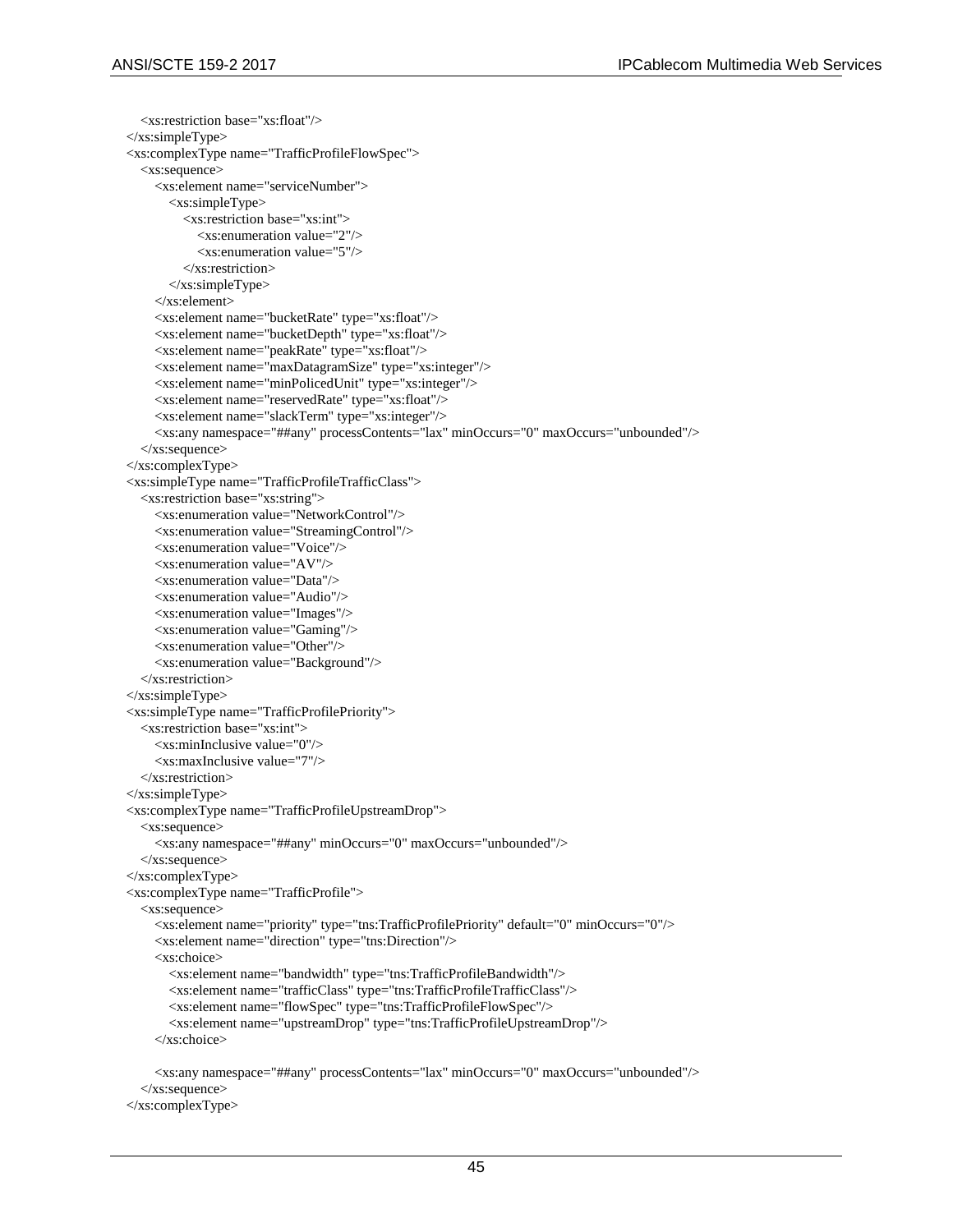```
      <xs:restriction base="xs:float"/>
   </xs:simpleType>
   <xs:complexType name="TrafficProfileFlowSpec">
      <xs:sequence>
         <xs:element name="serviceNumber">
            <xs:simpleType>
               <xs:restriction base="xs:int">
                  <xs:enumeration value="2"/>
                  <xs:enumeration value="5"/>
               </xs:restriction>
            </xs:simpleType>
         </xs:element>
         <xs:element name="bucketRate" type="xs:float"/>
         <xs:element name="bucketDepth" type="xs:float"/>
         <xs:element name="peakRate" type="xs:float"/>
         <xs:element name="maxDatagramSize" type="xs:integer"/>
         <xs:element name="minPolicedUnit" type="xs:integer"/>
         <xs:element name="reservedRate" type="xs:float"/>
         <xs:element name="slackTerm" type="xs:integer"/>
         <xs:any namespace="##any" processContents="lax" minOccurs="0" maxOccurs="unbounded"/>
      </xs:sequence>
   </xs:complexType>
   <xs:simpleType name="TrafficProfileTrafficClass">
      <xs:restriction base="xs:string">
         <xs:enumeration value="NetworkControl"/>
         <xs:enumeration value="StreamingControl"/>
         <xs:enumeration value="Voice"/>
         <xs:enumeration value="AV"/>
         <xs:enumeration value="Data"/>
         <xs:enumeration value="Audio"/>
         <xs:enumeration value="Images"/>
         <xs:enumeration value="Gaming"/>
         <xs:enumeration value="Other"/>
         <xs:enumeration value="Background"/>
      </xs:restriction>
   </xs:simpleType>
   <xs:simpleType name="TrafficProfilePriority">
      <xs:restriction base="xs:int">
         <xs:minInclusive value="0"/>
         <xs:maxInclusive value="7"/>
      </xs:restriction>
   </xs:simpleType>
   <xs:complexType name="TrafficProfileUpstreamDrop">
      <xs:sequence>
         <xs:any namespace="##any" minOccurs="0" maxOccurs="unbounded"/>
      </xs:sequence>
   </xs:complexType>
   <xs:complexType name="TrafficProfile">
      <xs:sequence>
         <xs:element name="priority" type="tns:TrafficProfilePriority" default="0" minOccurs="0"/>
         <xs:element name="direction" type="tns:Direction"/>
         <xs:choice>
            <xs:element name="bandwidth" type="tns:TrafficProfileBandwidth"/>
            <xs:element name="trafficClass" type="tns:TrafficProfileTrafficClass"/>
            <xs:element name="flowSpec" type="tns:TrafficProfileFlowSpec"/>
            <xs:element name="upstreamDrop" type="tns:TrafficProfileUpstreamDrop"/>
         </xs:choice>

         <xs:any namespace="##any" processContents="lax" minOccurs="0" maxOccurs="unbounded"/>
      </xs:sequence>
   </xs:complexType>
```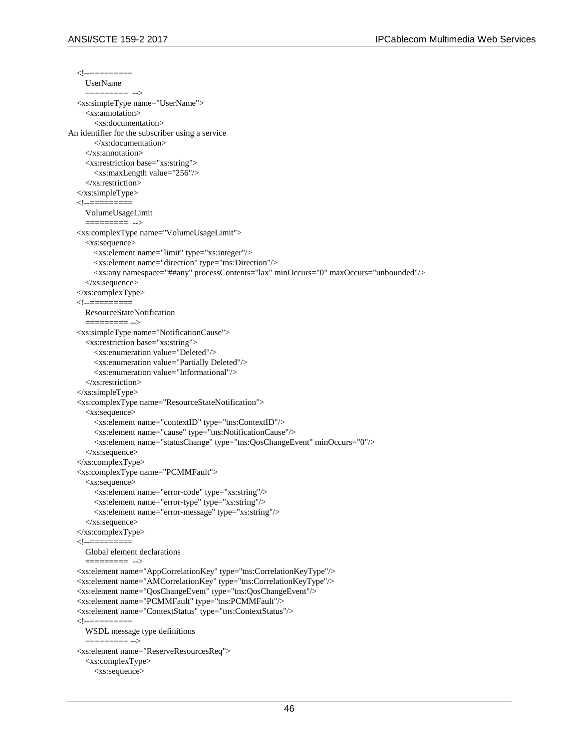```
    <!--=========
       UserName
       ========= -->
    <xs:simpleType name="UserName">
       <xs:annotation>
          <xs:documentation>
An identifier for the subscriber using a service
          </xs:documentation>
       </xs:annotation>
       <xs:restriction base="xs:string">
          <xs:maxLength value="256"/>
       </xs:restriction>
    </xs:simpleType>
    <!--=========
       VolumeUsageLimit
       ========= -->
    <xs:complexType name="VolumeUsageLimit">
       <xs:sequence>
          <xs:element name="limit" type="xs:integer"/>
          <xs:element name="direction" type="tns:Direction"/>
          <xs:any namespace="##any" processContents="lax" minOccurs="0" maxOccurs="unbounded"/>
       </xs:sequence>
    </xs:complexType>
    <!--=========
       ResourceStateNotification
       ========= -->
    <xs:simpleType name="NotificationCause">
       <xs:restriction base="xs:string">
          <xs:enumeration value="Deleted"/>
          <xs:enumeration value="Partially Deleted"/>
          <xs:enumeration value="Informational"/>
       </xs:restriction>
    </xs:simpleType>
    <xs:complexType name="ResourceStateNotification">
       <xs:sequence>
          <xs:element name="contextID" type="tns:ContextID"/>
          <xs:element name="cause" type="tns:NotificationCause"/>
          <xs:element name="statusChange" type="tns:QosChangeEvent" minOccurs="0"/>
       </xs:sequence>
    </xs:complexType>
    <xs:complexType name="PCMMFault">
       <xs:sequence>
          <xs:element name="error-code" type="xs:string"/>
          <xs:element name="error-type" type="xs:string"/>
          <xs:element name="error-message" type="xs:string"/>
       </xs:sequence>
    </xs:complexType>
    <!--=========
       Global element declarations
       ========= -->
    <xs:element name="AppCorrelationKey" type="tns:CorrelationKeyType"/>
    <xs:element name="AMCorrelationKey" type="tns:CorrelationKeyType"/>
    <xs:element name="QosChangeEvent" type="tns:QosChangeEvent"/>
    <xs:element name="PCMMFault" type="tns:PCMMFault"/>
    <xs:element name="ContextStatus" type="tns:ContextStatus"/>
    <!--=========
       WSDL message type definitions
       ========= -->
    <xs:element name="ReserveResourcesReq">
       <xs:complexType>
          <xs:sequence>
```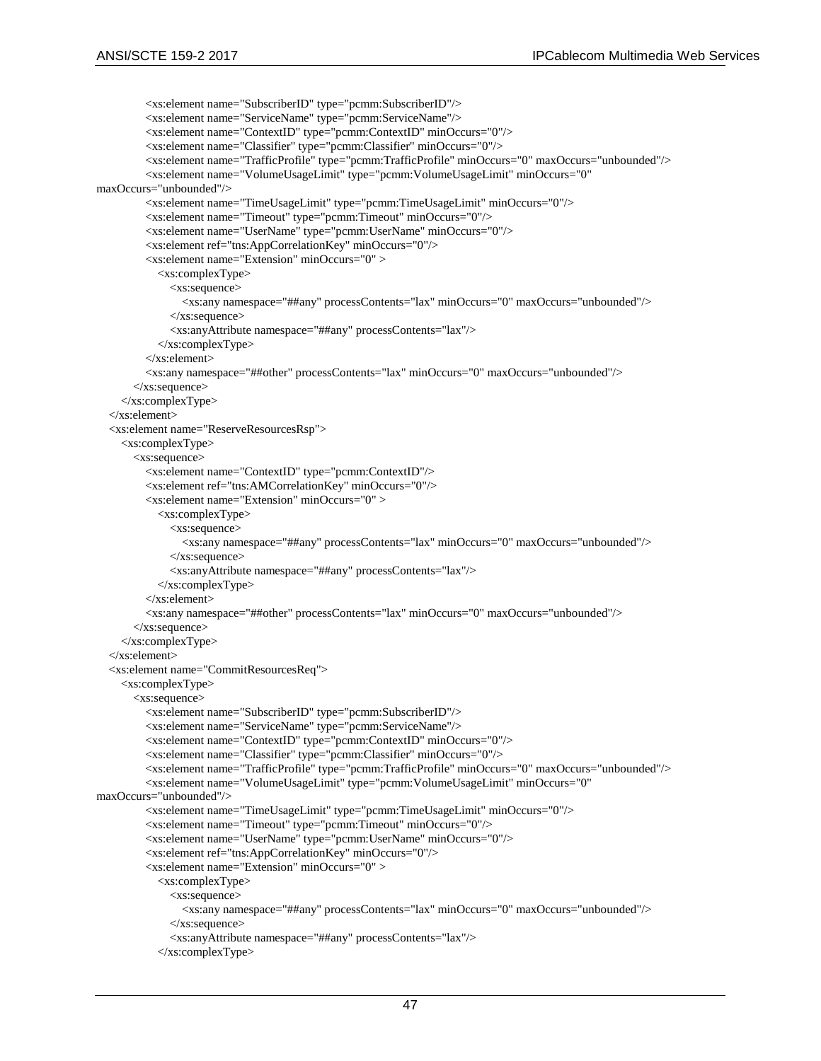```
            <xs:element name="SubscriberID" type="pcmm:SubscriberID"/>
            <xs:element name="ServiceName" type="pcmm:ServiceName"/>
            <xs:element name="ContextID" type="pcmm:ContextID" minOccurs="0"/>
            <xs:element name="Classifier" type="pcmm:Classifier" minOccurs="0"/>
            <xs:element name="TrafficProfile" type="pcmm:TrafficProfile" minOccurs="0" maxOccurs="unbounded"/>
            <xs:element name="VolumeUsageLimit" type="pcmm:VolumeUsageLimit" minOccurs="0"
maxOccurs="unbounded"/>
            <xs:element name="TimeUsageLimit" type="pcmm:TimeUsageLimit" minOccurs="0"/>
            <xs:element name="Timeout" type="pcmm:Timeout" minOccurs="0"/>
            <xs:element name="UserName" type="pcmm:UserName" minOccurs="0"/>
            <xs:element ref="tns:AppCorrelationKey" minOccurs="0"/>
            <xs:element name="Extension" minOccurs="0" >
               <xs:complexType>
                  <xs:sequence>
                     <xs:any namespace="##any" processContents="lax" minOccurs="0" maxOccurs="unbounded"/>
                  </xs:sequence>
                  <xs:anyAttribute namespace="##any" processContents="lax"/>
               </xs:complexType>
            </xs:element>
            <xs:any namespace="##other" processContents="lax" minOccurs="0" maxOccurs="unbounded"/>
         </xs:sequence>
      </xs:complexType>
   </xs:element>
   <xs:element name="ReserveResourcesRsp">
      <xs:complexType>
         <xs:sequence>
            <xs:element name="ContextID" type="pcmm:ContextID"/>
            <xs:element ref="tns:AMCorrelationKey" minOccurs="0"/>
            <xs:element name="Extension" minOccurs="0" >
               <xs:complexType>
                  <xs:sequence>
                     <xs:any namespace="##any" processContents="lax" minOccurs="0" maxOccurs="unbounded"/>
                  </xs:sequence>
                  <xs:anyAttribute namespace="##any" processContents="lax"/>
               </xs:complexType>
            </xs:element>
            <xs:any namespace="##other" processContents="lax" minOccurs="0" maxOccurs="unbounded"/>
         </xs:sequence>
      </xs:complexType>
   </xs:element>
   <xs:element name="CommitResourcesReq">
      <xs:complexType>
         <xs:sequence>
            <xs:element name="SubscriberID" type="pcmm:SubscriberID"/>
            <xs:element name="ServiceName" type="pcmm:ServiceName"/>
            <xs:element name="ContextID" type="pcmm:ContextID" minOccurs="0"/>
            <xs:element name="Classifier" type="pcmm:Classifier" minOccurs="0"/>
            <xs:element name="TrafficProfile" type="pcmm:TrafficProfile" minOccurs="0" maxOccurs="unbounded"/>
            <xs:element name="VolumeUsageLimit" type="pcmm:VolumeUsageLimit" minOccurs="0"
maxOccurs="unbounded"/>
            <xs:element name="TimeUsageLimit" type="pcmm:TimeUsageLimit" minOccurs="0"/>
            <xs:element name="Timeout" type="pcmm:Timeout" minOccurs="0"/>
            <xs:element name="UserName" type="pcmm:UserName" minOccurs="0"/>
            <xs:element ref="tns:AppCorrelationKey" minOccurs="0"/>
            <xs:element name="Extension" minOccurs="0" >
               <xs:complexType>
                  <xs:sequence>
                     <xs:any namespace="##any" processContents="lax" minOccurs="0" maxOccurs="unbounded"/>
                  </xs:sequence>
                  <xs:anyAttribute namespace="##any" processContents="lax"/>
               </xs:complexType>
```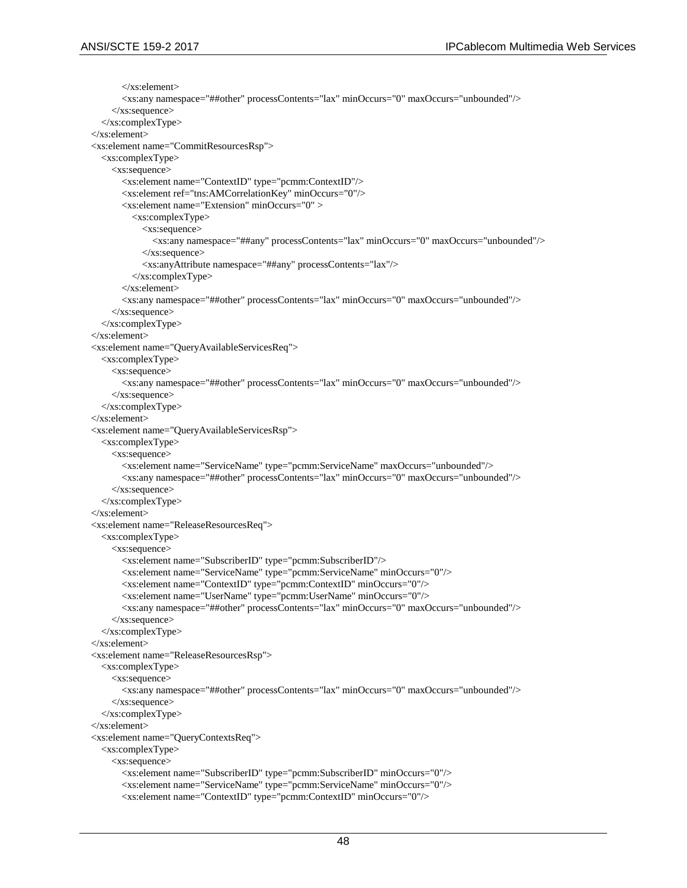```
            </xs:element>
            <xs:any namespace="##other" processContents="lax" minOccurs="0" maxOccurs="unbounded"/>
        </xs:sequence>
    </xs:complexType>
</xs:element>
<xs:element name="CommitResourcesRsp">
    <xs:complexType>
        <xs:sequence>
            <xs:element name="ContextID" type="pcmm:ContextID"/>
            <xs:element ref="tns:AMCorrelationKey" minOccurs="0"/>
            <xs:element name="Extension" minOccurs="0" >
                <xs:complexType>
                    <xs:sequence>
                        <xs:any namespace="##any" processContents="lax" minOccurs="0" maxOccurs="unbounded"/>
                    </xs:sequence>
                    <xs:anyAttribute namespace="##any" processContents="lax"/>
                </xs:complexType>
            </xs:element>
            <xs:any namespace="##other" processContents="lax" minOccurs="0" maxOccurs="unbounded"/>
        </xs:sequence>
    </xs:complexType>
</xs:element>
<xs:element name="QueryAvailableServicesReq">
    <xs:complexType>
        <xs:sequence>
            <xs:any namespace="##other" processContents="lax" minOccurs="0" maxOccurs="unbounded"/>
        </xs:sequence>
    </xs:complexType>
</xs:element>
<xs:element name="QueryAvailableServicesRsp">
    <xs:complexType>
        <xs:sequence>
            <xs:element name="ServiceName" type="pcmm:ServiceName" maxOccurs="unbounded"/>
            <xs:any namespace="##other" processContents="lax" minOccurs="0" maxOccurs="unbounded"/>
        </xs:sequence>
    </xs:complexType>
</xs:element>
<xs:element name="ReleaseResourcesReq">
    <xs:complexType>
        <xs:sequence>
            <xs:element name="SubscriberID" type="pcmm:SubscriberID"/>
            <xs:element name="ServiceName" type="pcmm:ServiceName" minOccurs="0"/>
            <xs:element name="ContextID" type="pcmm:ContextID" minOccurs="0"/>
            <xs:element name="UserName" type="pcmm:UserName" minOccurs="0"/>
            <xs:any namespace="##other" processContents="lax" minOccurs="0" maxOccurs="unbounded"/>
        </xs:sequence>
    </xs:complexType>
</xs:element>
<xs:element name="ReleaseResourcesRsp">
    <xs:complexType>
        <xs:sequence>
            <xs:any namespace="##other" processContents="lax" minOccurs="0" maxOccurs="unbounded"/>
        </xs:sequence>
    </xs:complexType>
</xs:element>
<xs:element name="QueryContextsReq">
    <xs:complexType>
        <xs:sequence>
            <xs:element name="SubscriberID" type="pcmm:SubscriberID" minOccurs="0"/>
            <xs:element name="ServiceName" type="pcmm:ServiceName" minOccurs="0"/>
            <xs:element name="ContextID" type="pcmm:ContextID" minOccurs="0"/>
```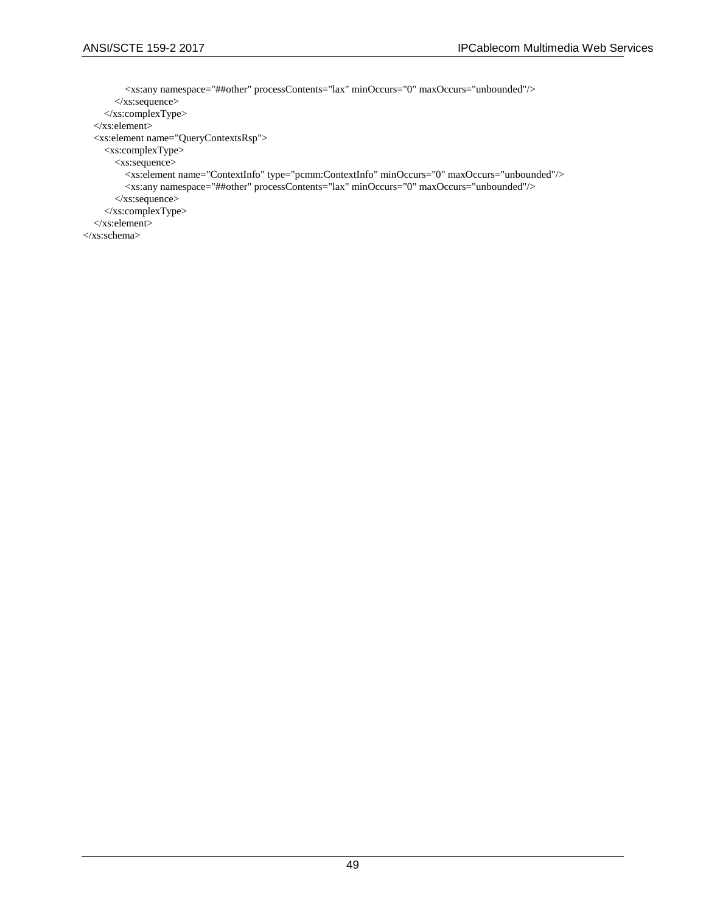```xml
            <xs:any namespace="##other" processContents="lax" minOccurs="0" maxOccurs="unbounded"/>
         </xs:sequence>
      </xs:complexType>
   </xs:element>
   <xs:element name="QueryContextsRsp">
      <xs:complexType>
         <xs:sequence>
            <xs:element name="ContextInfo" type="pcmm:ContextInfo" minOccurs="0" maxOccurs="unbounded"/>
            <xs:any namespace="##other" processContents="lax" minOccurs="0" maxOccurs="unbounded"/>
         </xs:sequence>
      </xs:complexType>
   </xs:element>
</xs:schema>
```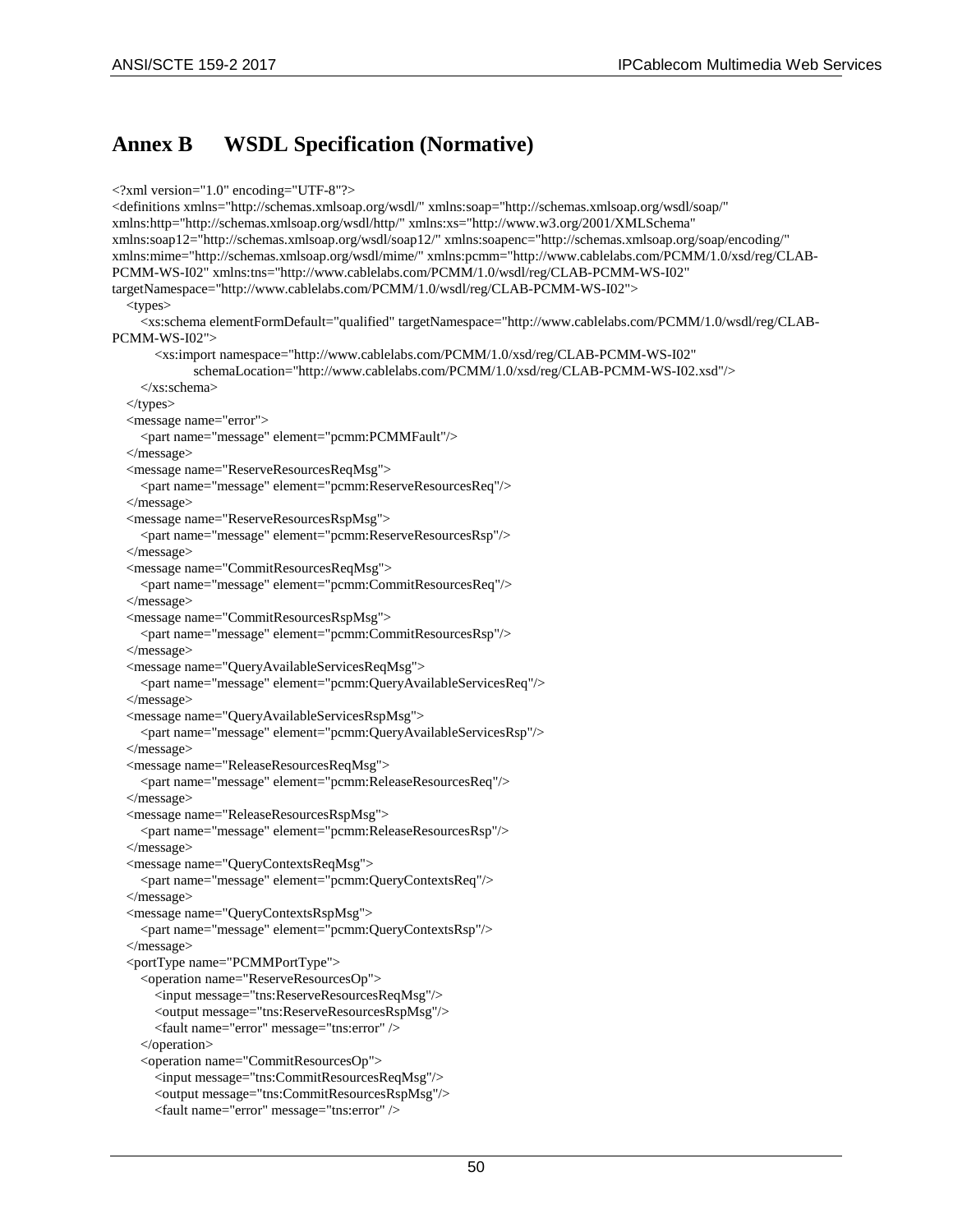# Annex B WSDL Specification (Normative)

```
<?xml version="1.0" encoding="UTF-8"?>
<definitions xmlns="http://schemas.xmlsoap.org/wsdl/" xmlns:soap="http://schemas.xmlsoap.org/wsdl/soap/"
xmlns:http="http://schemas.xmlsoap.org/wsdl/http/" xmlns:xs="http://www.w3.org/2001/XMLSchema"
xmlns:soap12="http://schemas.xmlsoap.org/wsdl/soap12/" xmlns:soapenc="http://schemas.xmlsoap.org/soap/encoding/"
xmlns:mime="http://schemas.xmlsoap.org/wsdl/mime/" xmlns:pcmm="http://www.cablelabs.com/PCMM/1.0/xsd/reg/CLAB-PCMM-WS-I02" xmlns:tns="http://www.cablelabs.com/PCMM/1.0/wsdl/reg/CLAB-PCMM-WS-I02"
targetNamespace="http://www.cablelabs.com/PCMM/1.0/wsdl/reg/CLAB-PCMM-WS-I02">
   <types>
      <xs:schema elementFormDefault="qualified" targetNamespace="http://www.cablelabs.com/PCMM/1.0/wsdl/reg/CLAB-PCMM-WS-I02">
         <xs:import namespace="http://www.cablelabs.com/PCMM/1.0/xsd/reg/CLAB-PCMM-WS-I02"
                 schemaLocation="http://www.cablelabs.com/PCMM/1.0/xsd/reg/CLAB-PCMM-WS-I02.xsd"/>
      </xs:schema>
   </types>
   <message name="error">
      <part name="message" element="pcmm:PCMMFault"/>
   </message>
   <message name="ReserveResourcesReqMsg">
      <part name="message" element="pcmm:ReserveResourcesReq"/>
   </message>
   <message name="ReserveResourcesRspMsg">
      <part name="message" element="pcmm:ReserveResourcesRsp"/>
   </message>
   <message name="CommitResourcesReqMsg">
      <part name="message" element="pcmm:CommitResourcesReq"/>
   </message>
   <message name="CommitResourcesRspMsg">
      <part name="message" element="pcmm:CommitResourcesRsp"/>
   </message>
   <message name="QueryAvailableServicesReqMsg">
      <part name="message" element="pcmm:QueryAvailableServicesReq"/>
   </message>
   <message name="QueryAvailableServicesRspMsg">
      <part name="message" element="pcmm:QueryAvailableServicesRsp"/>
   </message>
   <message name="ReleaseResourcesReqMsg">
      <part name="message" element="pcmm:ReleaseResourcesReq"/>
   </message>
   <message name="ReleaseResourcesRspMsg">
      <part name="message" element="pcmm:ReleaseResourcesRsp"/>
   </message>
   <message name="QueryContextsReqMsg">
      <part name="message" element="pcmm:QueryContextsReq"/>
   </message>
   <message name="QueryContextsRspMsg">
      <part name="message" element="pcmm:QueryContextsRsp"/>
   </message>
   <portType name="PCMMPortType">
      <operation name="ReserveResourcesOp">
         <input message="tns:ReserveResourcesReqMsg"/>
         <output message="tns:ReserveResourcesRspMsg"/>
         <fault name="error" message="tns:error" />
      </operation>
      <operation name="CommitResourcesOp">
         <input message="tns:CommitResourcesReqMsg"/>
         <output message="tns:CommitResourcesRspMsg"/>
         <fault name="error" message="tns:error" />
```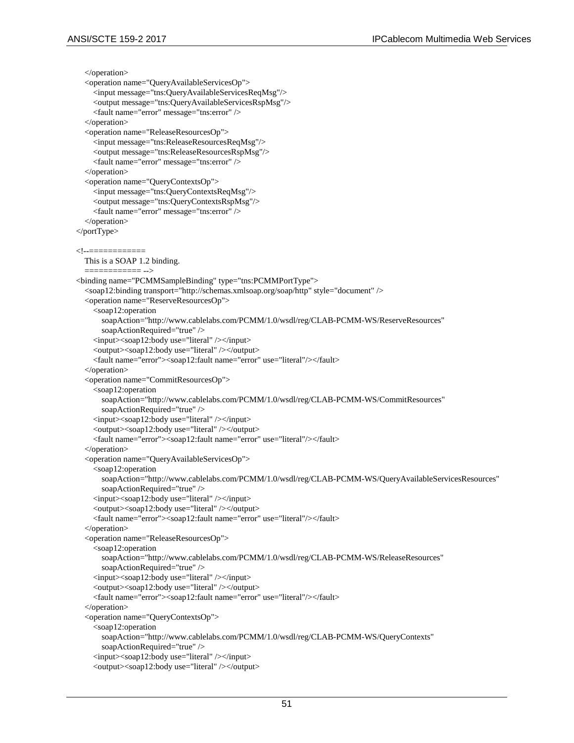```
    </operation>
    <operation name="QueryAvailableServicesOp">
      <input message="tns:QueryAvailableServicesReqMsg"/>
      <output message="tns:QueryAvailableServicesRspMsg"/>
      <fault name="error" message="tns:error" />
    </operation>
    <operation name="ReleaseResourcesOp">
      <input message="tns:ReleaseResourcesReqMsg"/>
      <output message="tns:ReleaseResourcesRspMsg"/>
      <fault name="error" message="tns:error" />
    </operation>
    <operation name="QueryContextsOp">
      <input message="tns:QueryContextsReqMsg"/>
      <output message="tns:QueryContextsRspMsg"/>
      <fault name="error" message="tns:error" />
    </operation>
  </portType>

  <!--============
    This is a SOAP 1.2 binding.
    ============ -->
  <binding name="PCMMSampleBinding" type="tns:PCMMPortType">
    <soap12:binding transport="http://schemas.xmlsoap.org/soap/http" style="document" />
    <operation name="ReserveResourcesOp">
      <soap12:operation
        soapAction="http://www.cablelabs.com/PCMM/1.0/wsdl/reg/CLAB-PCMM-WS/ReserveResources"
        soapActionRequired="true" />
      <input><soap12:body use="literal" /></input>
      <output><soap12:body use="literal" /></output>
      <fault name="error"><soap12:fault name="error" use="literal"/></fault>
    </operation>
    <operation name="CommitResourcesOp">
      <soap12:operation
        soapAction="http://www.cablelabs.com/PCMM/1.0/wsdl/reg/CLAB-PCMM-WS/CommitResources"
        soapActionRequired="true" />
      <input><soap12:body use="literal" /></input>
      <output><soap12:body use="literal" /></output>
      <fault name="error"><soap12:fault name="error" use="literal"/></fault>
    </operation>
    <operation name="QueryAvailableServicesOp">
      <soap12:operation
        soapAction="http://www.cablelabs.com/PCMM/1.0/wsdl/reg/CLAB-PCMM-WS/QueryAvailableServicesResources"
        soapActionRequired="true" />
      <input><soap12:body use="literal" /></input>
      <output><soap12:body use="literal" /></output>
      <fault name="error"><soap12:fault name="error" use="literal"/></fault>
    </operation>
    <operation name="ReleaseResourcesOp">
      <soap12:operation
        soapAction="http://www.cablelabs.com/PCMM/1.0/wsdl/reg/CLAB-PCMM-WS/ReleaseResources"
        soapActionRequired="true" />
      <input><soap12:body use="literal" /></input>
      <output><soap12:body use="literal" /></output>
      <fault name="error"><soap12:fault name="error" use="literal"/></fault>
    </operation>
    <operation name="QueryContextsOp">
      <soap12:operation
        soapAction="http://www.cablelabs.com/PCMM/1.0/wsdl/reg/CLAB-PCMM-WS/QueryContexts"
        soapActionRequired="true" />
      <input><soap12:body use="literal" /></input>
      <output><soap12:body use="literal" /></output>
```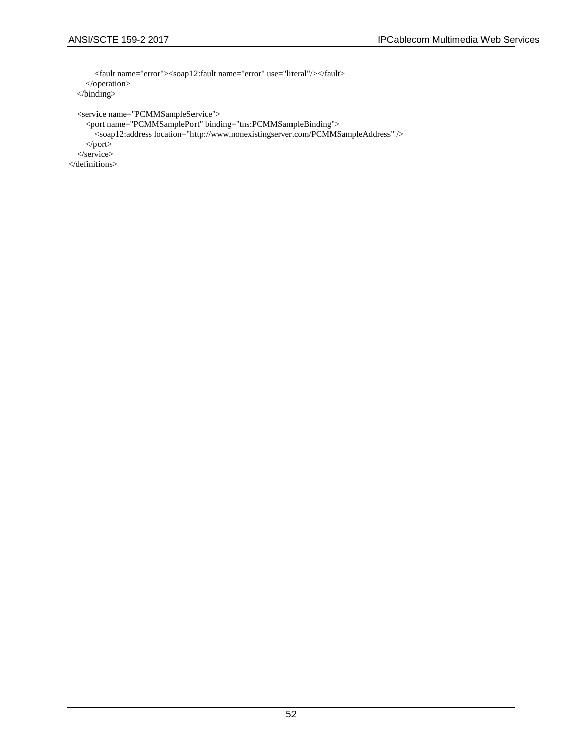```xml
        <fault name="error"><soap12:fault name="error" use="literal"/></fault>
      </operation>
   </binding>

   <service name="PCMMSampleService">
      <port name="PCMMSamplePort" binding="tns:PCMMSampleBinding">
         <soap12:address location="http://www.nonexistingserver.com/PCMMSampleAddress" />
      </port>
   </service>
</definitions>
```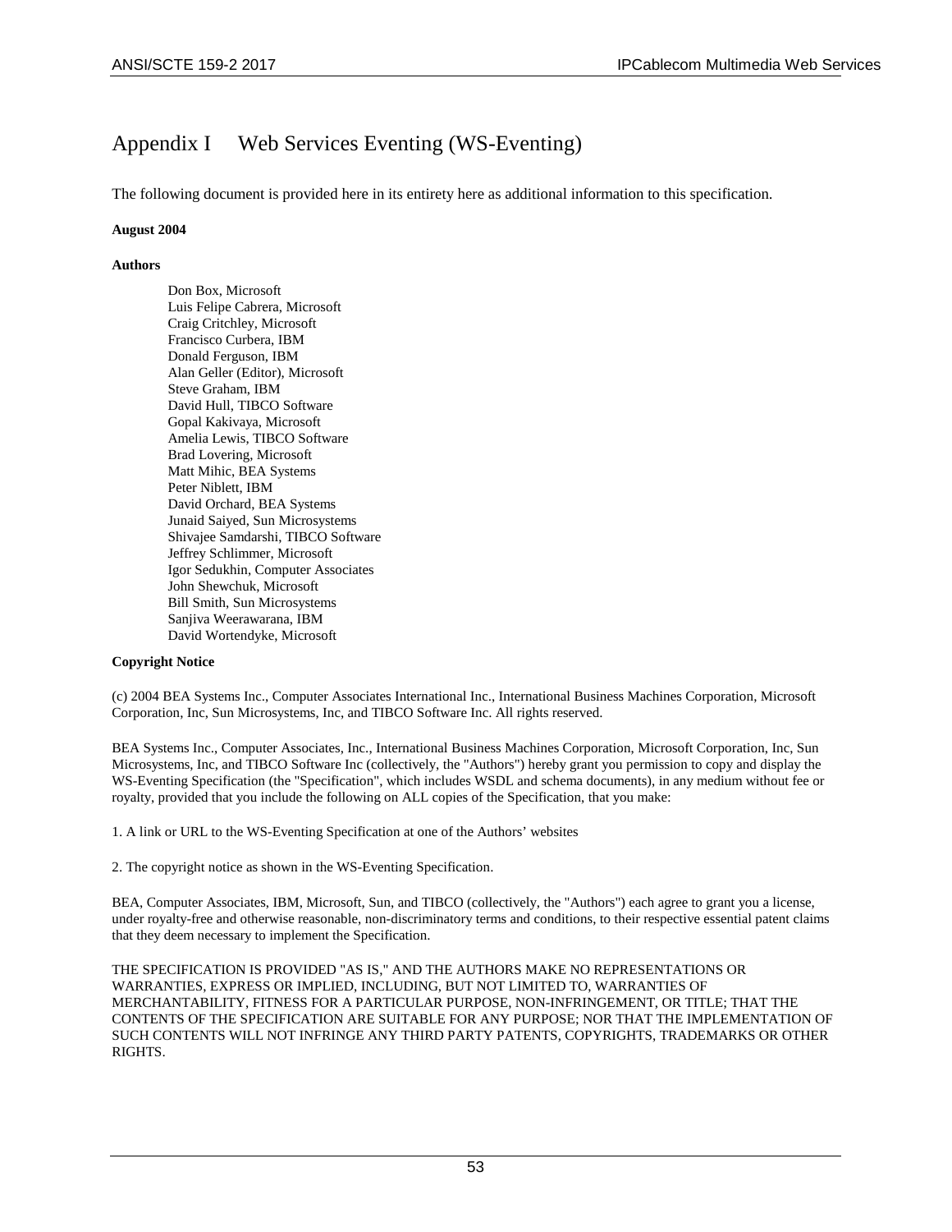# Appendix I Web Services Eventing (WS-Eventing)

The following document is provided here in its entirety here as additional information to this specification.

**August 2004**

**Authors**

Don Box, Microsoft
Luis Felipe Cabrera, Microsoft
Craig Critchley, Microsoft
Francisco Curbera, IBM
Donald Ferguson, IBM
Alan Geller (Editor), Microsoft
Steve Graham, IBM
David Hull, TIBCO Software
Gopal Kakivaya, Microsoft
Amelia Lewis, TIBCO Software
Brad Lovering, Microsoft
Matt Mihic, BEA Systems
Peter Niblett, IBM
David Orchard, BEA Systems
Junaid Saiyed, Sun Microsystems
Shivajee Samdarshi, TIBCO Software
Jeffrey Schlimmer, Microsoft
Igor Sedukhin, Computer Associates
John Shewchuk, Microsoft
Bill Smith, Sun Microsystems
Sanjiva Weerawarana, IBM
David Wortendyke, Microsoft

**Copyright Notice**

(c) 2004 BEA Systems Inc., Computer Associates International Inc., International Business Machines Corporation, Microsoft Corporation, Inc, Sun Microsystems, Inc, and TIBCO Software Inc. All rights reserved.

BEA Systems Inc., Computer Associates, Inc., International Business Machines Corporation, Microsoft Corporation, Inc, Sun Microsystems, Inc, and TIBCO Software Inc (collectively, the "Authors") hereby grant you permission to copy and display the WS-Eventing Specification (the "Specification", which includes WSDL and schema documents), in any medium without fee or royalty, provided that you include the following on ALL copies of the Specification, that you make:

1. A link or URL to the WS-Eventing Specification at one of the Authors' websites

2. The copyright notice as shown in the WS-Eventing Specification.

BEA, Computer Associates, IBM, Microsoft, Sun, and TIBCO (collectively, the "Authors") each agree to grant you a license, under royalty-free and otherwise reasonable, non-discriminatory terms and conditions, to their respective essential patent claims that they deem necessary to implement the Specification.

THE SPECIFICATION IS PROVIDED "AS IS," AND THE AUTHORS MAKE NO REPRESENTATIONS OR WARRANTIES, EXPRESS OR IMPLIED, INCLUDING, BUT NOT LIMITED TO, WARRANTIES OF MERCHANTABILITY, FITNESS FOR A PARTICULAR PURPOSE, NON-INFRINGEMENT, OR TITLE; THAT THE CONTENTS OF THE SPECIFICATION ARE SUITABLE FOR ANY PURPOSE; NOR THAT THE IMPLEMENTATION OF SUCH CONTENTS WILL NOT INFRINGE ANY THIRD PARTY PATENTS, COPYRIGHTS, TRADEMARKS OR OTHER RIGHTS.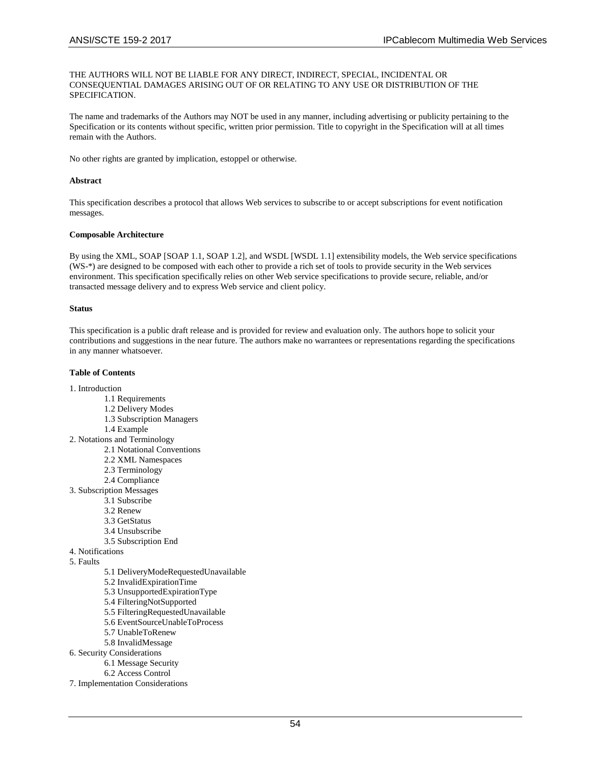THE AUTHORS WILL NOT BE LIABLE FOR ANY DIRECT, INDIRECT, SPECIAL, INCIDENTAL OR CONSEQUENTIAL DAMAGES ARISING OUT OF OR RELATING TO ANY USE OR DISTRIBUTION OF THE SPECIFICATION.

The name and trademarks of the Authors may NOT be used in any manner, including advertising or publicity pertaining to the Specification or its contents without specific, written prior permission. Title to copyright in the Specification will at all times remain with the Authors.

No other rights are granted by implication, estoppel or otherwise.

**Abstract**

This specification describes a protocol that allows Web services to subscribe to or accept subscriptions for event notification messages.

**Composable Architecture**

By using the XML, SOAP [SOAP 1.1, SOAP 1.2], and WSDL [WSDL 1.1] extensibility models, the Web service specifications (WS-*) are designed to be composed with each other to provide a rich set of tools to provide security in the Web services environment. This specification specifically relies on other Web service specifications to provide secure, reliable, and/or transacted message delivery and to express Web service and client policy.

**Status**

This specification is a public draft release and is provided for review and evaluation only. The authors hope to solicit your contributions and suggestions in the near future. The authors make no warrantees or representations regarding the specifications in any manner whatsoever.

**Table of Contents**

1. Introduction
    - 1.1 Requirements
    - 1.2 Delivery Modes
    - 1.3 Subscription Managers
    - 1.4 Example
2. Notations and Terminology
    - 2.1 Notational Conventions
    - 2.2 XML Namespaces
    - 2.3 Terminology
    - 2.4 Compliance
3. Subscription Messages
    - 3.1 Subscribe
    - 3.2 Renew
    - 3.3 GetStatus
    - 3.4 Unsubscribe
    - 3.5 Subscription End
4. Notifications
5. Faults
    - 5.1 DeliveryModeRequestedUnavailable
    - 5.2 InvalidExpirationTime
    - 5.3 UnsupportedExpirationType
    - 5.4 FilteringNotSupported
    - 5.5 FilteringRequestedUnavailable
    - 5.6 EventSourceUnableToProcess
    - 5.7 UnableToRenew
    - 5.8 InvalidMessage
6. Security Considerations
    - 6.1 Message Security
    - 6.2 Access Control
7. Implementation Considerations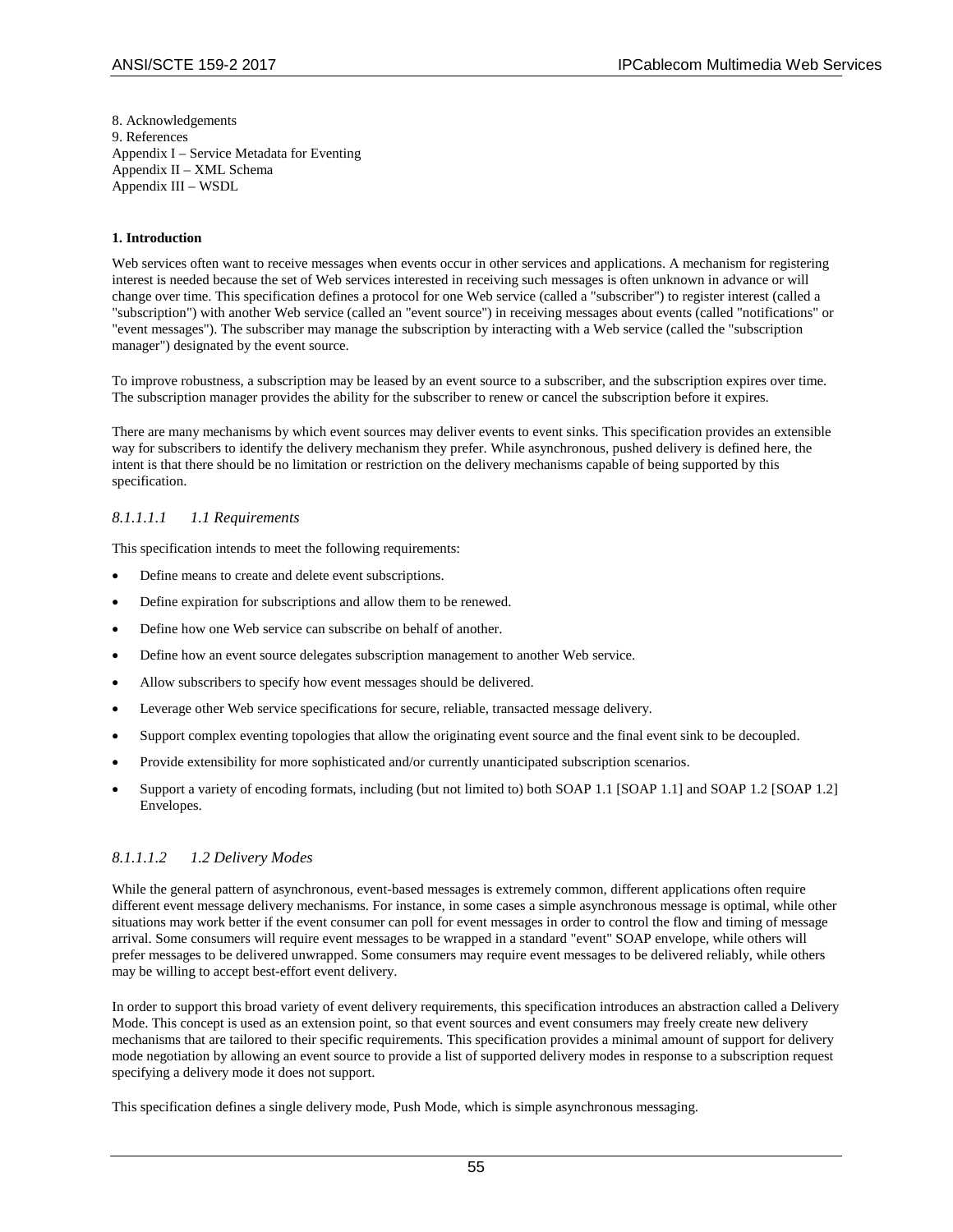8. Acknowledgements
9. References
Appendix I – Service Metadata for Eventing
Appendix II – XML Schema
Appendix III – WSDL

**1. Introduction**

Web services often want to receive messages when events occur in other services and applications. A mechanism for registering interest is needed because the set of Web services interested in receiving such messages is often unknown in advance or will change over time. This specification defines a protocol for one Web service (called a "subscriber") to register interest (called a "subscription") with another Web service (called an "event source") in receiving messages about events (called "notifications" or "event messages"). The subscriber may manage the subscription by interacting with a Web service (called the "subscription manager") designated by the event source.

To improve robustness, a subscription may be leased by an event source to a subscriber, and the subscription expires over time. The subscription manager provides the ability for the subscriber to renew or cancel the subscription before it expires.

There are many mechanisms by which event sources may deliver events to event sinks. This specification provides an extensible way for subscribers to identify the delivery mechanism they prefer. While asynchronous, pushed delivery is defined here, the intent is that there should be no limitation or restriction on the delivery mechanisms capable of being supported by this specification.

###### *8.1.1.1.1 1.1 Requirements*

This specification intends to meet the following requirements:

- Define means to create and delete event subscriptions.
- Define expiration for subscriptions and allow them to be renewed.
- Define how one Web service can subscribe on behalf of another.
- Define how an event source delegates subscription management to another Web service.
- Allow subscribers to specify how event messages should be delivered.
- Leverage other Web service specifications for secure, reliable, transacted message delivery.
- Support complex eventing topologies that allow the originating event source and the final event sink to be decoupled.
- Provide extensibility for more sophisticated and/or currently unanticipated subscription scenarios.
- Support a variety of encoding formats, including (but not limited to) both SOAP 1.1 [SOAP 1.1] and SOAP 1.2 [SOAP 1.2] Envelopes.

###### *8.1.1.1.2 1.2 Delivery Modes*

While the general pattern of asynchronous, event-based messages is extremely common, different applications often require different event message delivery mechanisms. For instance, in some cases a simple asynchronous message is optimal, while other situations may work better if the event consumer can poll for event messages in order to control the flow and timing of message arrival. Some consumers will require event messages to be wrapped in a standard "event" SOAP envelope, while others will prefer messages to be delivered unwrapped. Some consumers may require event messages to be delivered reliably, while others may be willing to accept best-effort event delivery.

In order to support this broad variety of event delivery requirements, this specification introduces an abstraction called a Delivery Mode. This concept is used as an extension point, so that event sources and event consumers may freely create new delivery mechanisms that are tailored to their specific requirements. This specification provides a minimal amount of support for delivery mode negotiation by allowing an event source to provide a list of supported delivery modes in response to a subscription request specifying a delivery mode it does not support.

This specification defines a single delivery mode, Push Mode, which is simple asynchronous messaging.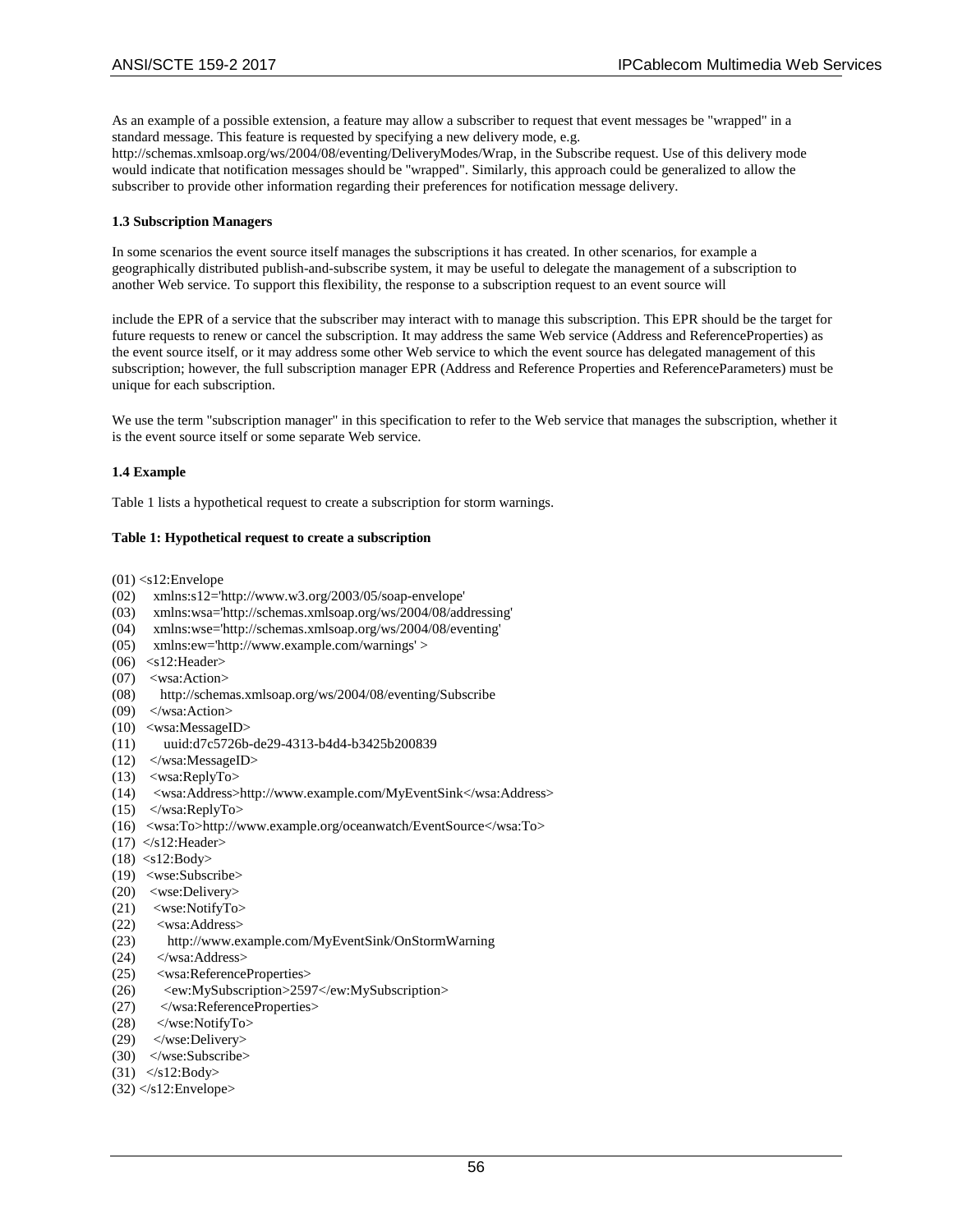As an example of a possible extension, a feature may allow a subscriber to request that event messages be "wrapped" in a standard message. This feature is requested by specifying a new delivery mode, e.g. http://schemas.xmlsoap.org/ws/2004/08/eventing/DeliveryModes/Wrap, in the Subscribe request. Use of this delivery mode would indicate that notification messages should be "wrapped". Similarly, this approach could be generalized to allow the subscriber to provide other information regarding their preferences for notification message delivery.

### 1.3 Subscription Managers

In some scenarios the event source itself manages the subscriptions it has created. In other scenarios, for example a geographically distributed publish-and-subscribe system, it may be useful to delegate the management of a subscription to another Web service. To support this flexibility, the response to a subscription request to an event source will

include the EPR of a service that the subscriber may interact with to manage this subscription. This EPR should be the target for future requests to renew or cancel the subscription. It may address the same Web service (Address and ReferenceProperties) as the event source itself, or it may address some other Web service to which the event source has delegated management of this subscription; however, the full subscription manager EPR (Address and Reference Properties and ReferenceParameters) must be unique for each subscription.

We use the term "subscription manager" in this specification to refer to the Web service that manages the subscription, whether it is the event source itself or some separate Web service.

### 1.4 Example

Table 1 lists a hypothetical request to create a subscription for storm warnings.

**Table 1: Hypothetical request to create a subscription**

```
(01) <s12:Envelope
(02)     xmlns:s12='http://www.w3.org/2003/05/soap-envelope'
(03)     xmlns:wsa='http://schemas.xmlsoap.org/ws/2004/08/addressing'
(04)     xmlns:wse='http://schemas.xmlsoap.org/ws/2004/08/eventing'
(05)     xmlns:ew='http://www.example.com/warnings' >
(06)   <s12:Header>
(07)    <wsa:Action>
(08)      http://schemas.xmlsoap.org/ws/2004/08/eventing/Subscribe
(09)    </wsa:Action>
(10)   <wsa:MessageID>
(11)       uuid:d7c5726b-de29-4313-b4d4-b3425b200839
(12)    </wsa:MessageID>
(13)    <wsa:ReplyTo>
(14)     <wsa:Address>http://www.example.com/MyEventSink</wsa:Address>
(15)    </wsa:ReplyTo>
(16)   <wsa:To>http://www.example.org/oceanwatch/EventSource</wsa:To>
(17)  </s12:Header>
(18)  <s12:Body>
(19)   <wse:Subscribe>
(20)    <wse:Delivery>
(21)     <wse:NotifyTo>
(22)      <wsa:Address>
(23)        http://www.example.com/MyEventSink/OnStormWarning
(24)      </wsa:Address>
(25)      <wsa:ReferenceProperties>
(26)       <ew:MySubscription>2597</ew:MySubscription>
(27)      </wsa:ReferenceProperties>
(28)     </wse:NotifyTo>
(29)    </wse:Delivery>
(30)   </wse:Subscribe>
(31)  </s12:Body>
(32) </s12:Envelope>
```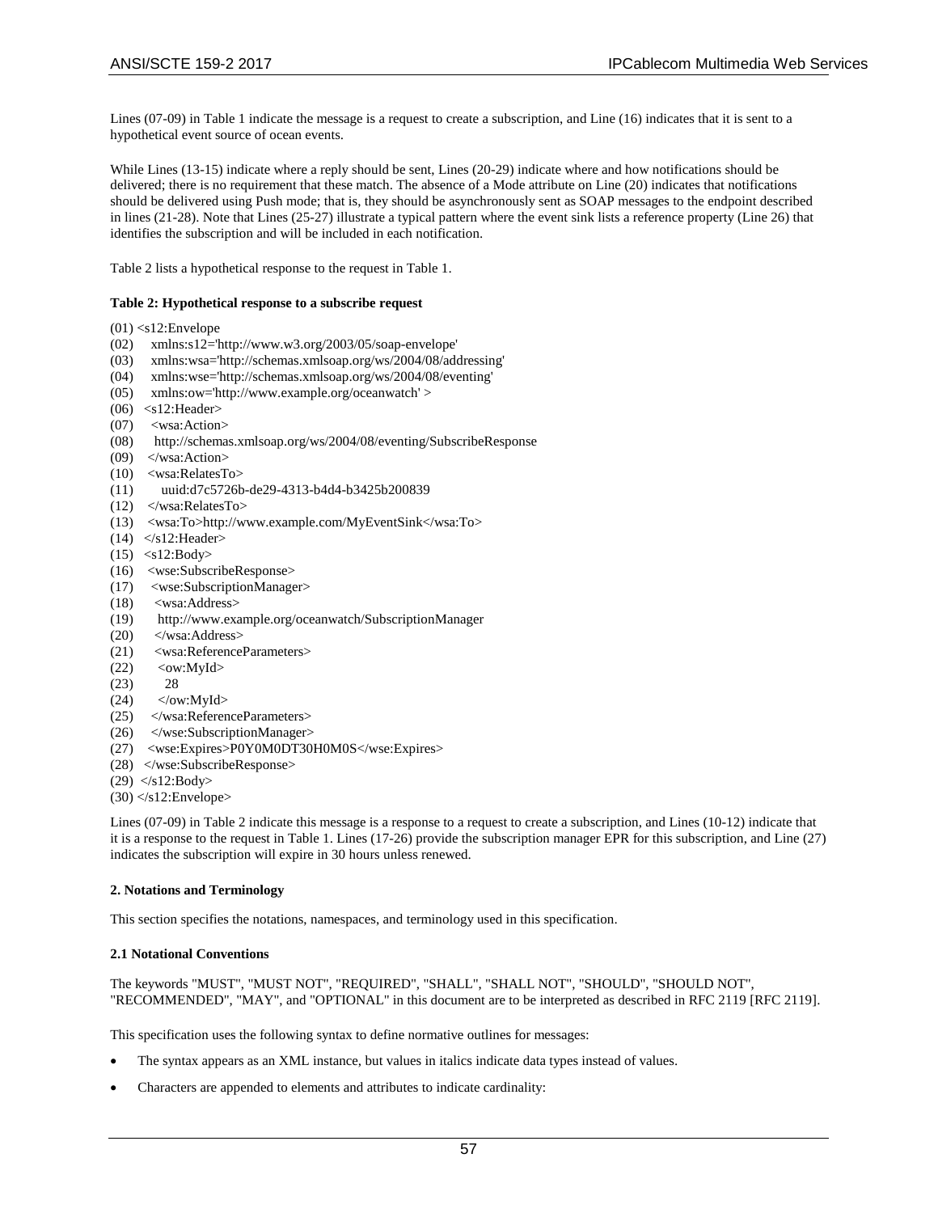Lines (07-09) in Table 1 indicate the message is a request to create a subscription, and Line (16) indicates that it is sent to a hypothetical event source of ocean events.

While Lines (13-15) indicate where a reply should be sent, Lines (20-29) indicate where and how notifications should be delivered; there is no requirement that these match. The absence of a Mode attribute on Line (20) indicates that notifications should be delivered using Push mode; that is, they should be asynchronously sent as SOAP messages to the endpoint described in lines (21-28). Note that Lines (25-27) illustrate a typical pattern where the event sink lists a reference property (Line 26) that identifies the subscription and will be included in each notification.

Table 2 lists a hypothetical response to the request in Table 1.

**Table 2: Hypothetical response to a subscribe request**

```
(01) <s12:Envelope
(02)     xmlns:s12='http://www.w3.org/2003/05/soap-envelope'
(03)     xmlns:wsa='http://schemas.xmlsoap.org/ws/2004/08/addressing'
(04)     xmlns:wse='http://schemas.xmlsoap.org/ws/2004/08/eventing'
(05)     xmlns:ow='http://www.example.org/oceanwatch' >
(06)  <s12:Header>
(07)    <wsa:Action>
(08)     http://schemas.xmlsoap.org/ws/2004/08/eventing/SubscribeResponse
(09)   </wsa:Action>
(10)   <wsa:RelatesTo>
(11)       uuid:d7c5726b-de29-4313-b4d4-b3425b200839
(12)   </wsa:RelatesTo>
(13)   <wsa:To>http://www.example.com/MyEventSink</wsa:To>
(14)  </s12:Header>
(15)  <s12:Body>
(16)   <wse:SubscribeResponse>
(17)    <wse:SubscriptionManager>
(18)     <wsa:Address>
(19)      http://www.example.org/oceanwatch/SubscriptionManager
(20)     </wsa:Address>
(21)     <wsa:ReferenceParameters>
(22)      <ow:MyId>
(23)       28
(24)      </ow:MyId>
(25)     </wsa:ReferenceParameters>
(26)    </wse:SubscriptionManager>
(27)   <wse:Expires>P0Y0M0DT30H0M0S</wse:Expires>
(28)  </wse:SubscribeResponse>
(29)  </s12:Body>
(30) </s12:Envelope>
```

Lines (07-09) in Table 2 indicate this message is a response to a request to create a subscription, and Lines (10-12) indicate that it is a response to the request in Table 1. Lines (17-26) provide the subscription manager EPR for this subscription, and Line (27) indicates the subscription will expire in 30 hours unless renewed.

#### 2. Notations and Terminology

This section specifies the notations, namespaces, and terminology used in this specification.

##### 2.1 Notational Conventions

The keywords "MUST", "MUST NOT", "REQUIRED", "SHALL", "SHALL NOT", "SHOULD", "SHOULD NOT", "RECOMMENDED", "MAY", and "OPTIONAL" in this document are to be interpreted as described in RFC 2119 [RFC 2119].

This specification uses the following syntax to define normative outlines for messages:

- The syntax appears as an XML instance, but values in italics indicate data types instead of values.
- Characters are appended to elements and attributes to indicate cardinality: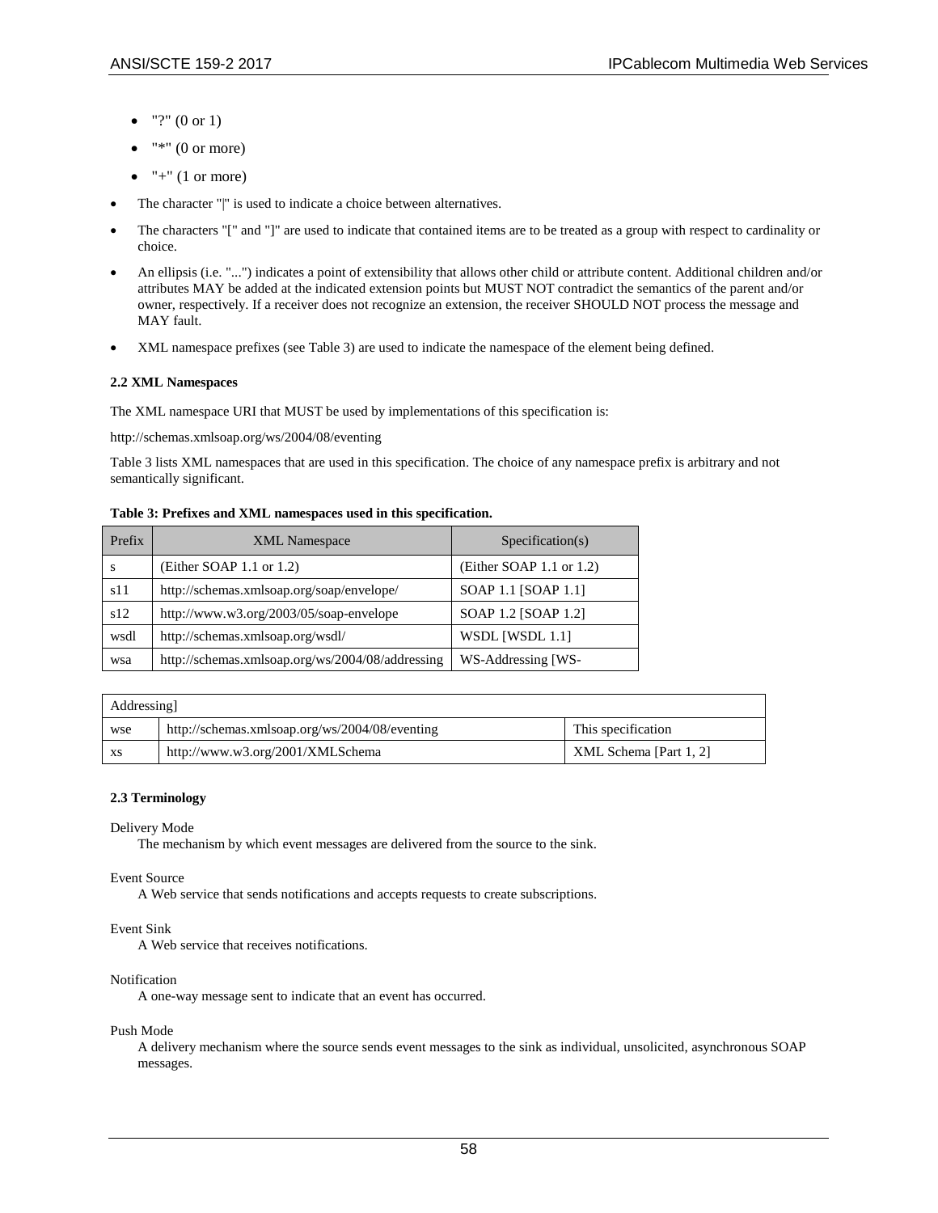- "?" (0 or 1)
  - "*" (0 or more)
  - "+" (1 or more)
- The character "|" is used to indicate a choice between alternatives.
- The characters "[" and "]" are used to indicate that contained items are to be treated as a group with respect to cardinality or choice.
- An ellipsis (i.e. "...") indicates a point of extensibility that allows other child or attribute content. Additional children and/or attributes MAY be added at the indicated extension points but MUST NOT contradict the semantics of the parent and/or owner, respectively. If a receiver does not recognize an extension, the receiver SHOULD NOT process the message and MAY fault.
- XML namespace prefixes (see Table 3) are used to indicate the namespace of the element being defined.

**2.2 XML Namespaces**

The XML namespace URI that MUST be used by implementations of this specification is:

http://schemas.xmlsoap.org/ws/2004/08/eventing

Table 3 lists XML namespaces that are used in this specification. The choice of any namespace prefix is arbitrary and not semantically significant.

**Table 3: Prefixes and XML namespaces used in this specification.**

| Prefix | XML Namespace | Specification(s) |
|---|---|---|
| s | (Either SOAP 1.1 or 1.2) | (Either SOAP 1.1 or 1.2) |
| s11 | http://schemas.xmlsoap.org/soap/envelope/ | SOAP 1.1 [SOAP 1.1] |
| s12 | http://www.w3.org/2003/05/soap-envelope | SOAP 1.2 [SOAP 1.2] |
| wsdl | http://schemas.xmlsoap.org/wsdl/ | WSDL [WSDL 1.1] |
| wsa | http://schemas.xmlsoap.org/ws/2004/08/addressing | WS-Addressing [WS-Addressing] |
| wse | http://schemas.xmlsoap.org/ws/2004/08/eventing | This specification |
| xs | http://www.w3.org/2001/XMLSchema | XML Schema [Part 1, 2] |

**2.3 Terminology**

Delivery Mode
: The mechanism by which event messages are delivered from the source to the sink.

Event Source
: A Web service that sends notifications and accepts requests to create subscriptions.

Event Sink
: A Web service that receives notifications.

Notification
: A one-way message sent to indicate that an event has occurred.

Push Mode
: A delivery mechanism where the source sends event messages to the sink as individual, unsolicited, asynchronous SOAP messages.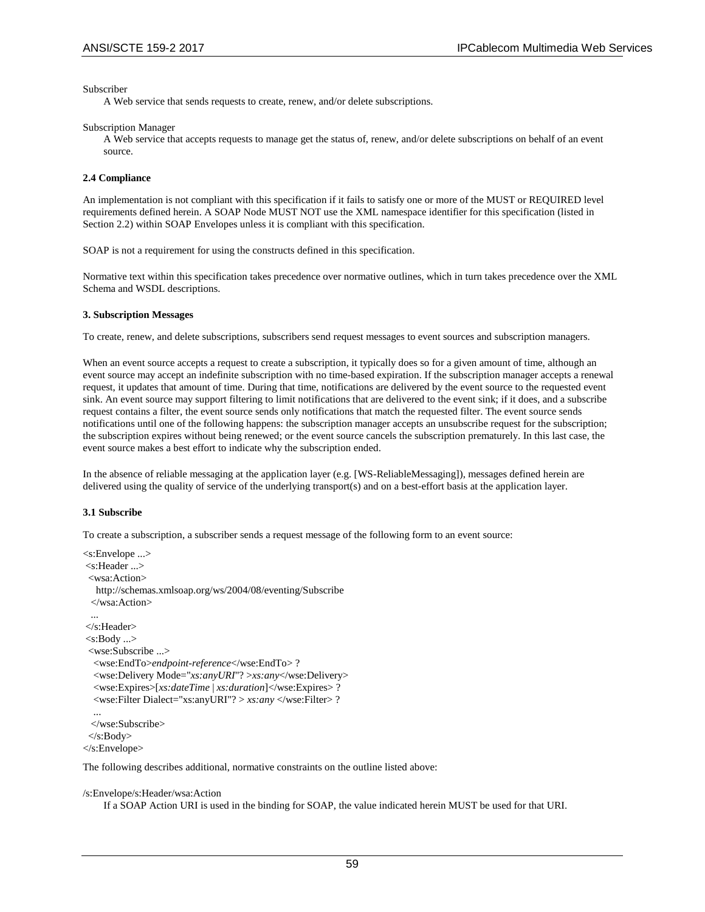Subscriber

A Web service that sends requests to create, renew, and/or delete subscriptions.

Subscription Manager

A Web service that accepts requests to manage get the status of, renew, and/or delete subscriptions on behalf of an event source.

**2.4 Compliance**

An implementation is not compliant with this specification if it fails to satisfy one or more of the MUST or REQUIRED level requirements defined herein. A SOAP Node MUST NOT use the XML namespace identifier for this specification (listed in Section 2.2) within SOAP Envelopes unless it is compliant with this specification.

SOAP is not a requirement for using the constructs defined in this specification.

Normative text within this specification takes precedence over normative outlines, which in turn takes precedence over the XML Schema and WSDL descriptions.

**3. Subscription Messages**

To create, renew, and delete subscriptions, subscribers send request messages to event sources and subscription managers.

When an event source accepts a request to create a subscription, it typically does so for a given amount of time, although an event source may accept an indefinite subscription with no time-based expiration. If the subscription manager accepts a renewal request, it updates that amount of time. During that time, notifications are delivered by the event source to the requested event sink. An event source may support filtering to limit notifications that are delivered to the event sink; if it does, and a subscribe request contains a filter, the event source sends only notifications that match the requested filter. The event source sends notifications until one of the following happens: the subscription manager accepts an unsubscribe request for the subscription; the subscription expires without being renewed; or the event source cancels the subscription prematurely. In this last case, the event source makes a best effort to indicate why the subscription ended.

In the absence of reliable messaging at the application layer (e.g. [WS-ReliableMessaging]), messages defined herein are delivered using the quality of service of the underlying transport(s) and on a best-effort basis at the application layer.

**3.1 Subscribe**

To create a subscription, a subscriber sends a request message of the following form to an event source:

```
<s:Envelope ...>
 <s:Header ...>
  <wsa:Action>
    http://schemas.xmlsoap.org/ws/2004/08/eventing/Subscribe
  </wsa:Action>
  ...
 </s:Header>
 <s:Body ...>
  <wse:Subscribe ...>
   <wse:EndTo>endpoint-reference</wse:EndTo> ?
   <wse:Delivery Mode="xs:anyURI"? >xs:any</wse:Delivery>
   <wse:Expires>[xs:dateTime | xs:duration]</wse:Expires> ?
   <wse:Filter Dialect="xs:anyURI"? > xs:any </wse:Filter> ?
   ...
  </wse:Subscribe>
 </s:Body>
</s:Envelope>
```

The following describes additional, normative constraints on the outline listed above:

/s:Envelope/s:Header/wsa:Action

If a SOAP Action URI is used in the binding for SOAP, the value indicated herein MUST be used for that URI.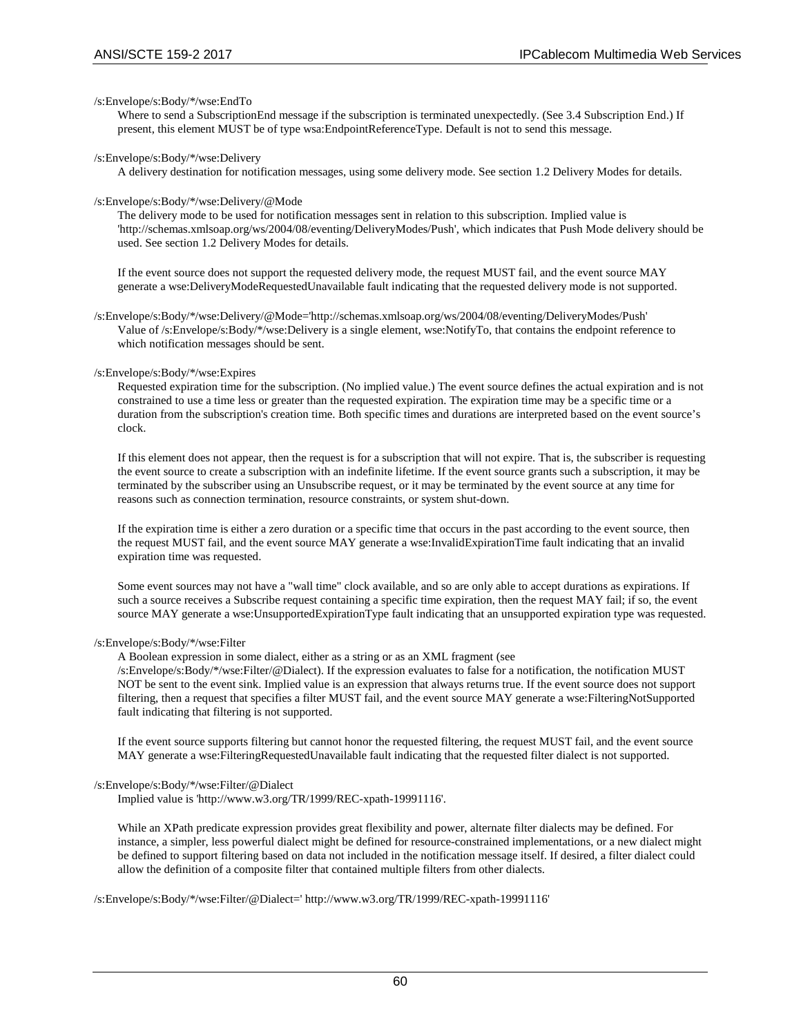/s:Envelope/s:Body/*/wse:EndTo

Where to send a SubscriptionEnd message if the subscription is terminated unexpectedly. (See 3.4 Subscription End.) If present, this element MUST be of type wsa:EndpointReferenceType. Default is not to send this message.

/s:Envelope/s:Body/*/wse:Delivery

A delivery destination for notification messages, using some delivery mode. See section 1.2 Delivery Modes for details.

/s:Envelope/s:Body/*/wse:Delivery/@Mode

The delivery mode to be used for notification messages sent in relation to this subscription. Implied value is 'http://schemas.xmlsoap.org/ws/2004/08/eventing/DeliveryModes/Push', which indicates that Push Mode delivery should be used. See section 1.2 Delivery Modes for details.

If the event source does not support the requested delivery mode, the request MUST fail, and the event source MAY generate a wse:DeliveryModeRequestedUnavailable fault indicating that the requested delivery mode is not supported.

/s:Envelope/s:Body/*/wse:Delivery/@Mode='http://schemas.xmlsoap.org/ws/2004/08/eventing/DeliveryModes/Push'

Value of /s:Envelope/s:Body/*/wse:Delivery is a single element, wse:NotifyTo, that contains the endpoint reference to which notification messages should be sent.

/s:Envelope/s:Body/*/wse:Expires

Requested expiration time for the subscription. (No implied value.) The event source defines the actual expiration and is not constrained to use a time less or greater than the requested expiration. The expiration time may be a specific time or a duration from the subscription's creation time. Both specific times and durations are interpreted based on the event source's clock.

If this element does not appear, then the request is for a subscription that will not expire. That is, the subscriber is requesting the event source to create a subscription with an indefinite lifetime. If the event source grants such a subscription, it may be terminated by the subscriber using an Unsubscribe request, or it may be terminated by the event source at any time for reasons such as connection termination, resource constraints, or system shut-down.

If the expiration time is either a zero duration or a specific time that occurs in the past according to the event source, then the request MUST fail, and the event source MAY generate a wse:InvalidExpirationTime fault indicating that an invalid expiration time was requested.

Some event sources may not have a "wall time" clock available, and so are only able to accept durations as expirations. If such a source receives a Subscribe request containing a specific time expiration, then the request MAY fail; if so, the event source MAY generate a wse:UnsupportedExpirationType fault indicating that an unsupported expiration type was requested.

/s:Envelope/s:Body/*/wse:Filter

A Boolean expression in some dialect, either as a string or as an XML fragment (see /s:Envelope/s:Body/*/wse:Filter/@Dialect). If the expression evaluates to false for a notification, the notification MUST NOT be sent to the event sink. Implied value is an expression that always returns true. If the event source does not support filtering, then a request that specifies a filter MUST fail, and the event source MAY generate a wse:FilteringNotSupported fault indicating that filtering is not supported.

If the event source supports filtering but cannot honor the requested filtering, the request MUST fail, and the event source MAY generate a wse:FilteringRequestedUnavailable fault indicating that the requested filter dialect is not supported.

/s:Envelope/s:Body/*/wse:Filter/@Dialect

Implied value is 'http://www.w3.org/TR/1999/REC-xpath-19991116'.

While an XPath predicate expression provides great flexibility and power, alternate filter dialects may be defined. For instance, a simpler, less powerful dialect might be defined for resource-constrained implementations, or a new dialect might be defined to support filtering based on data not included in the notification message itself. If desired, a filter dialect could allow the definition of a composite filter that contained multiple filters from other dialects.

/s:Envelope/s:Body/*/wse:Filter/@Dialect=' http://www.w3.org/TR/1999/REC-xpath-19991116'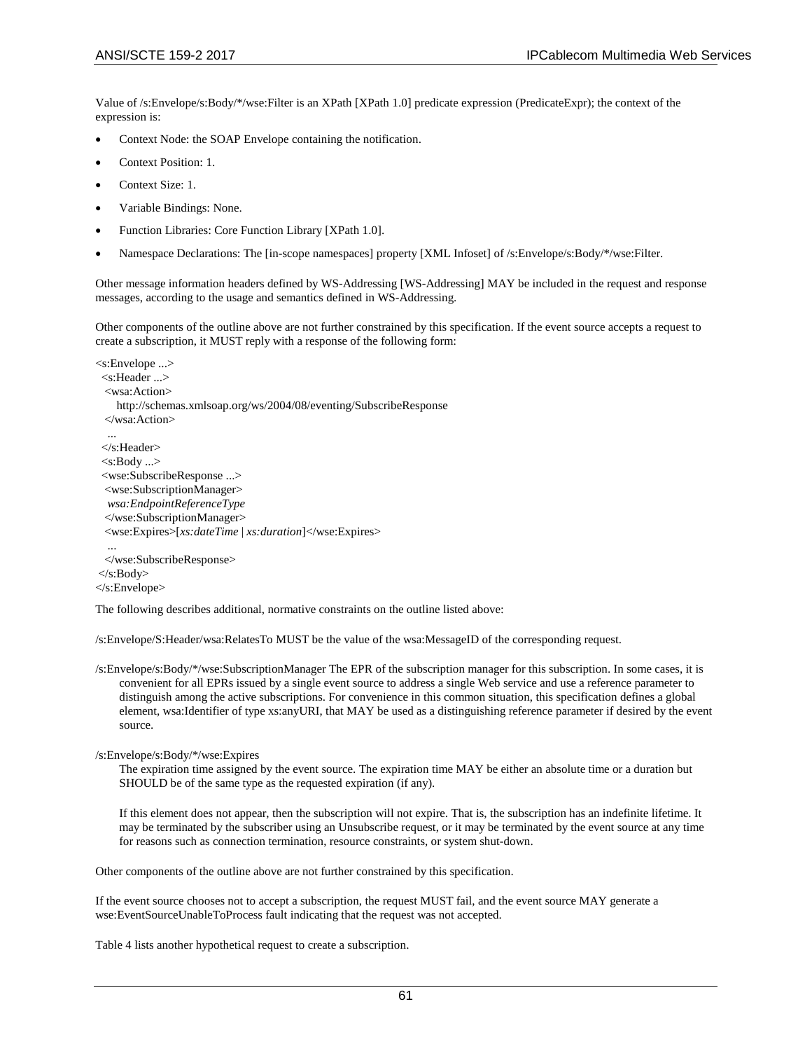Value of /s:Envelope/s:Body/*/wse:Filter is an XPath [XPath 1.0] predicate expression (PredicateExpr); the context of the expression is:

- Context Node: the SOAP Envelope containing the notification.
- Context Position: 1.
- Context Size: 1.
- Variable Bindings: None.
- Function Libraries: Core Function Library [XPath 1.0].
- Namespace Declarations: The [in-scope namespaces] property [XML Infoset] of /s:Envelope/s:Body/*/wse:Filter.

Other message information headers defined by WS-Addressing [WS-Addressing] MAY be included in the request and response messages, according to the usage and semantics defined in WS-Addressing.

Other components of the outline above are not further constrained by this specification. If the event source accepts a request to create a subscription, it MUST reply with a response of the following form:

```
<s:Envelope ...>
  <s:Header ...>
   <wsa:Action>
      http://schemas.xmlsoap.org/ws/2004/08/eventing/SubscribeResponse
   </wsa:Action>
    ...
  </s:Header>
  <s:Body ...>
  <wse:SubscribeResponse ...>
   <wse:SubscriptionManager>
    wsa:EndpointReferenceType
   </wse:SubscriptionManager>
   <wse:Expires>[xs:dateTime | xs:duration]</wse:Expires>
    ...
   </wse:SubscribeResponse>
 </s:Body>
</s:Envelope>
```

The following describes additional, normative constraints on the outline listed above:

/s:Envelope/S:Header/wsa:RelatesTo MUST be the value of the wsa:MessageID of the corresponding request.

/s:Envelope/s:Body/*/wse:SubscriptionManager The EPR of the subscription manager for this subscription. In some cases, it is convenient for all EPRs issued by a single event source to address a single Web service and use a reference parameter to distinguish among the active subscriptions. For convenience in this common situation, this specification defines a global element, wsa:Identifier of type xs:anyURI, that MAY be used as a distinguishing reference parameter if desired by the event source.

/s:Envelope/s:Body/*/wse:Expires

The expiration time assigned by the event source. The expiration time MAY be either an absolute time or a duration but SHOULD be of the same type as the requested expiration (if any).

If this element does not appear, then the subscription will not expire. That is, the subscription has an indefinite lifetime. It may be terminated by the subscriber using an Unsubscribe request, or it may be terminated by the event source at any time for reasons such as connection termination, resource constraints, or system shut-down.

Other components of the outline above are not further constrained by this specification.

If the event source chooses not to accept a subscription, the request MUST fail, and the event source MAY generate a wse:EventSourceUnableToProcess fault indicating that the request was not accepted.

Table 4 lists another hypothetical request to create a subscription.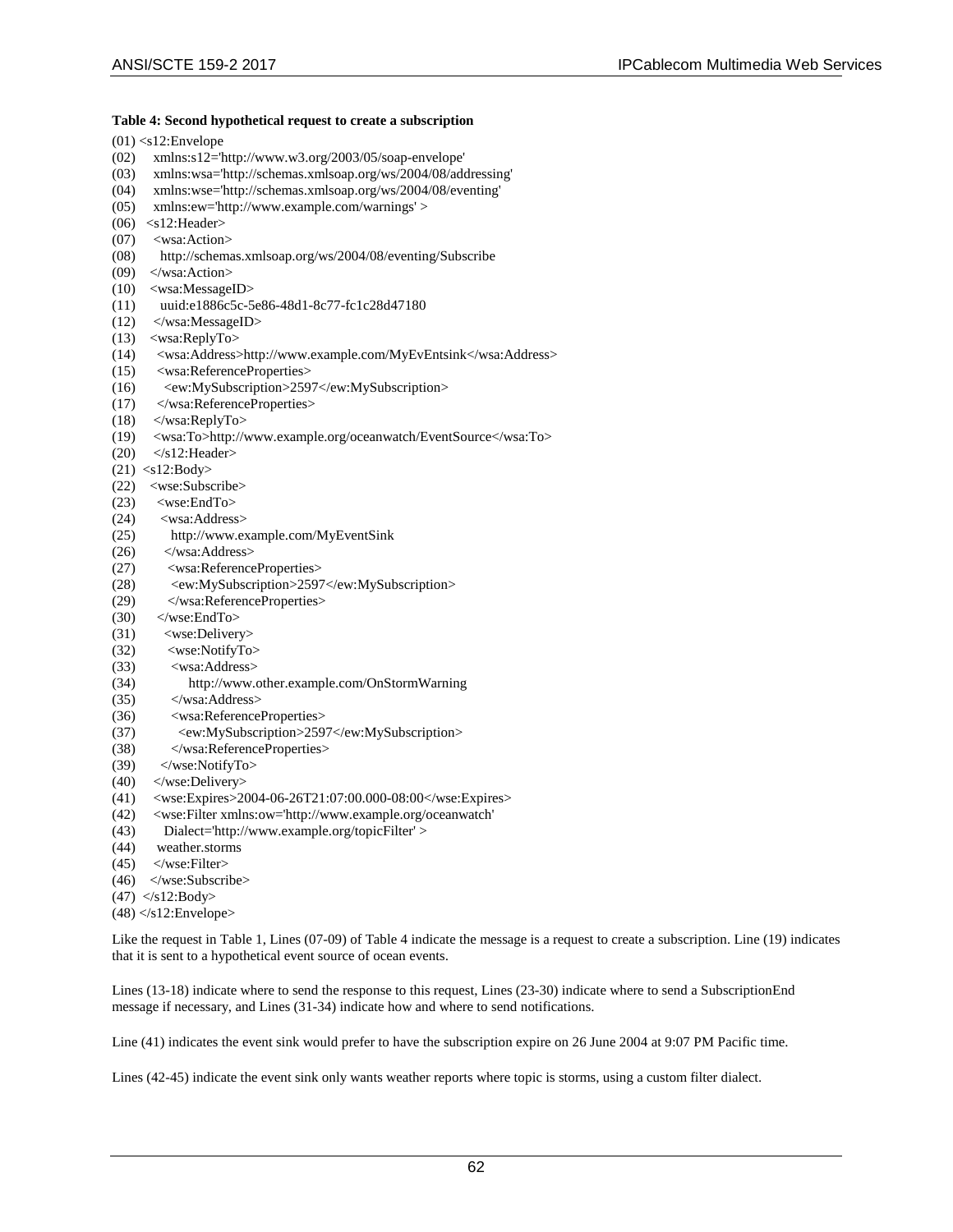**Table 4: Second hypothetical request to create a subscription**

```
(01) <s12:Envelope
(02)    xmlns:s12='http://www.w3.org/2003/05/soap-envelope'
(03)    xmlns:wsa='http://schemas.xmlsoap.org/ws/2004/08/addressing'
(04)    xmlns:wse='http://schemas.xmlsoap.org/ws/2004/08/eventing'
(05)    xmlns:ew='http://www.example.com/warnings' >
(06)  <s12:Header>
(07)   <wsa:Action>
(08)     http://schemas.xmlsoap.org/ws/2004/08/eventing/Subscribe
(09)   </wsa:Action>
(10)   <wsa:MessageID>
(11)     uuid:e1886c5c-5e86-48d1-8c77-fc1c28d47180
(12)   </wsa:MessageID>
(13)   <wsa:ReplyTo>
(14)    <wsa:Address>http://www.example.com/MyEvEntsink</wsa:Address>
(15)    <wsa:ReferenceProperties>
(16)     <ew:MySubscription>2597</ew:MySubscription>
(17)    </wsa:ReferenceProperties>
(18)   </wsa:ReplyTo>
(19)   <wsa:To>http://www.example.org/oceanwatch/EventSource</wsa:To>
(20)   </s12:Header>
(21)  <s12:Body>
(22)   <wse:Subscribe>
(23)    <wse:EndTo>
(24)     <wsa:Address>
(25)       http://www.example.com/MyEventSink
(26)     </wsa:Address>
(27)      <wsa:ReferenceProperties>
(28)       <ew:MySubscription>2597</ew:MySubscription>
(29)      </wsa:ReferenceProperties>
(30)    </wse:EndTo>
(31)     <wse:Delivery>
(32)      <wse:NotifyTo>
(33)       <wsa:Address>
(34)          http://www.other.example.com/OnStormWarning
(35)       </wsa:Address>
(36)       <wsa:ReferenceProperties>
(37)        <ew:MySubscription>2597</ew:MySubscription>
(38)       </wsa:ReferenceProperties>
(39)     </wse:NotifyTo>
(40)    </wse:Delivery>
(41)    <wse:Expires>2004-06-26T21:07:00.000-08:00</wse:Expires>
(42)    <wse:Filter xmlns:ow='http://www.example.org/oceanwatch'
(43)      Dialect='http://www.example.org/topicFilter' >
(44)     weather.storms
(45)    </wse:Filter>
(46)   </wse:Subscribe>
(47)  </s12:Body>
(48) </s12:Envelope>
```

Like the request in Table 1, Lines (07-09) of Table 4 indicate the message is a request to create a subscription. Line (19) indicates that it is sent to a hypothetical event source of ocean events.

Lines (13-18) indicate where to send the response to this request, Lines (23-30) indicate where to send a SubscriptionEnd message if necessary, and Lines (31-34) indicate how and where to send notifications.

Line (41) indicates the event sink would prefer to have the subscription expire on 26 June 2004 at 9:07 PM Pacific time.

Lines (42-45) indicate the event sink only wants weather reports where topic is storms, using a custom filter dialect.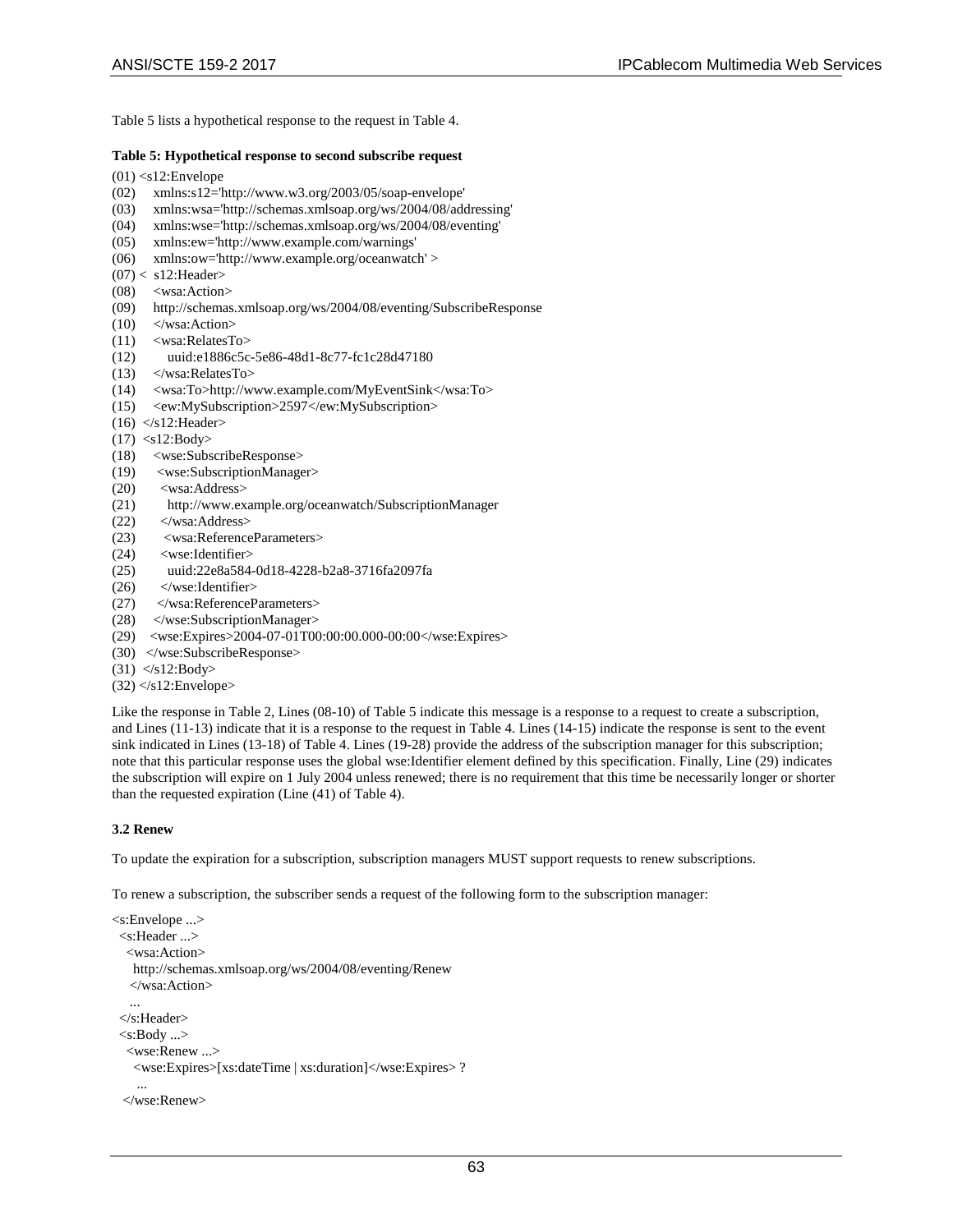Table 5 lists a hypothetical response to the request in Table 4.

**Table 5: Hypothetical response to second subscribe request**

```
(01) <s12:Envelope
(02)     xmlns:s12='http://www.w3.org/2003/05/soap-envelope'
(03)     xmlns:wsa='http://schemas.xmlsoap.org/ws/2004/08/addressing'
(04)     xmlns:wse='http://schemas.xmlsoap.org/ws/2004/08/eventing'
(05)     xmlns:ew='http://www.example.com/warnings'
(06)     xmlns:ow='http://www.example.org/oceanwatch' >
(07) <  s12:Header>
(08)     <wsa:Action>
(09)     http://schemas.xmlsoap.org/ws/2004/08/eventing/SubscribeResponse
(10)     </wsa:Action>
(11)     <wsa:RelatesTo>
(12)        uuid:e1886c5c-5e86-48d1-8c77-fc1c28d47180
(13)     </wsa:RelatesTo>
(14)     <wsa:To>http://www.example.com/MyEventSink</wsa:To>
(15)     <ew:MySubscription>2597</ew:MySubscription>
(16)  </s12:Header>
(17)  <s12:Body>
(18)     <wse:SubscribeResponse>
(19)      <wse:SubscriptionManager>
(20)       <wsa:Address>
(21)         http://www.example.org/oceanwatch/SubscriptionManager
(22)       </wsa:Address>
(23)        <wsa:ReferenceParameters>
(24)       <wse:Identifier>
(25)         uuid:22e8a584-0d18-4228-b2a8-3716fa2097fa
(26)       </wse:Identifier>
(27)      </wsa:ReferenceParameters>
(28)     </wse:SubscriptionManager>
(29)    <wse:Expires>2004-07-01T00:00:00.000-00:00</wse:Expires>
(30)   </wse:SubscribeResponse>
(31)  </s12:Body>
(32) </s12:Envelope>
```

Like the response in Table 2, Lines (08-10) of Table 5 indicate this message is a response to a request to create a subscription, and Lines (11-13) indicate that it is a response to the request in Table 4. Lines (14-15) indicate the response is sent to the event sink indicated in Lines (13-18) of Table 4. Lines (19-28) provide the address of the subscription manager for this subscription; note that this particular response uses the global wse:Identifier element defined by this specification. Finally, Line (29) indicates the subscription will expire on 1 July 2004 unless renewed; there is no requirement that this time be necessarily longer or shorter than the requested expiration (Line (41) of Table 4).

### 3.2 Renew

To update the expiration for a subscription, subscription managers MUST support requests to renew subscriptions.

To renew a subscription, the subscriber sends a request of the following form to the subscription manager:

```
<s:Envelope ...>
  <s:Header ...>
    <wsa:Action>
      http://schemas.xmlsoap.org/ws/2004/08/eventing/Renew
     </wsa:Action>
     ...
  </s:Header>
  <s:Body ...>
    <wse:Renew ...>
      <wse:Expires>[xs:dateTime | xs:duration]</wse:Expires> ?
       ...
   </wse:Renew>
```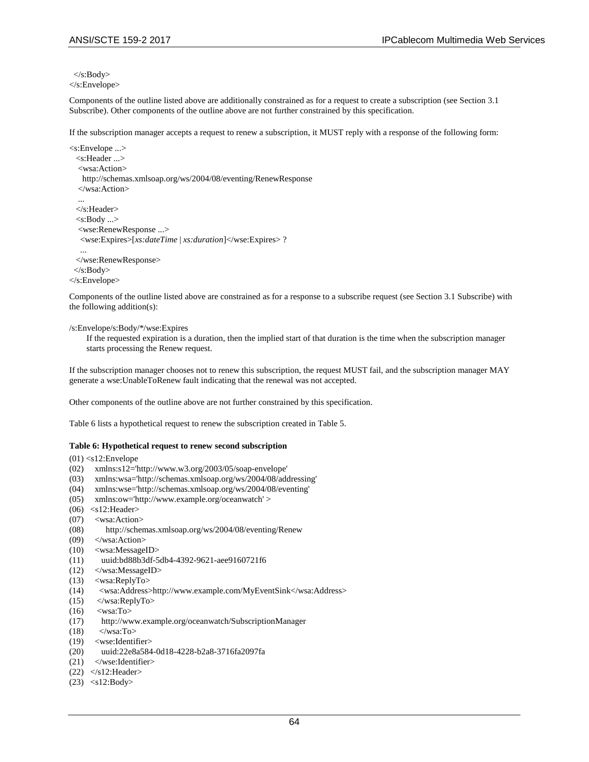```
  </s:Body>
</s:Envelope>
```

Components of the outline listed above are additionally constrained as for a request to create a subscription (see Section 3.1 Subscribe). Other components of the outline above are not further constrained by this specification.

If the subscription manager accepts a request to renew a subscription, it MUST reply with a response of the following form:

```
<s:Envelope ...>
  <s:Header ...>
   <wsa:Action>
     http://schemas.xmlsoap.org/ws/2004/08/eventing/RenewResponse
   </wsa:Action>
   ...
  </s:Header>
  <s:Body ...>
   <wse:RenewResponse ...>
    <wse:Expires>[xs:dateTime | xs:duration]</wse:Expires> ?
    ...
  </wse:RenewResponse>
 </s:Body>
</s:Envelope>
```

Components of the outline listed above are constrained as for a response to a subscribe request (see Section 3.1 Subscribe) with the following addition(s):

/s:Envelope/s:Body/*/wse:Expires

If the requested expiration is a duration, then the implied start of that duration is the time when the subscription manager starts processing the Renew request.

If the subscription manager chooses not to renew this subscription, the request MUST fail, and the subscription manager MAY generate a wse:UnableToRenew fault indicating that the renewal was not accepted.

Other components of the outline above are not further constrained by this specification.

Table 6 lists a hypothetical request to renew the subscription created in Table 5.

**Table 6: Hypothetical request to renew second subscription**

```
(01) <s12:Envelope
(02)     xmlns:s12='http://www.w3.org/2003/05/soap-envelope'
(03)     xmlns:wsa='http://schemas.xmlsoap.org/ws/2004/08/addressing'
(04)     xmlns:wse='http://schemas.xmlsoap.org/ws/2004/08/eventing'
(05)     xmlns:ow='http://www.example.org/oceanwatch' >
(06)   <s12:Header>
(07)     <wsa:Action>
(08)         http://schemas.xmlsoap.org/ws/2004/08/eventing/Renew
(09)     </wsa:Action>
(10)     <wsa:MessageID>
(11)       uuid:bd88b3df-5db4-4392-9621-aee9160721f6
(12)     </wsa:MessageID>
(13)     <wsa:ReplyTo>
(14)       <wsa:Address>http://www.example.com/MyEventSink</wsa:Address>
(15)     </wsa:ReplyTo>
(16)     <wsa:To>
(17)       http://www.example.org/oceanwatch/SubscriptionManager
(18)     </wsa:To>
(19)     <wse:Identifier>
(20)       uuid:22e8a584-0d18-4228-b2a8-3716fa2097fa
(21)     </wse:Identifier>
(22)   </s12:Header>
(23)   <s12:Body>
```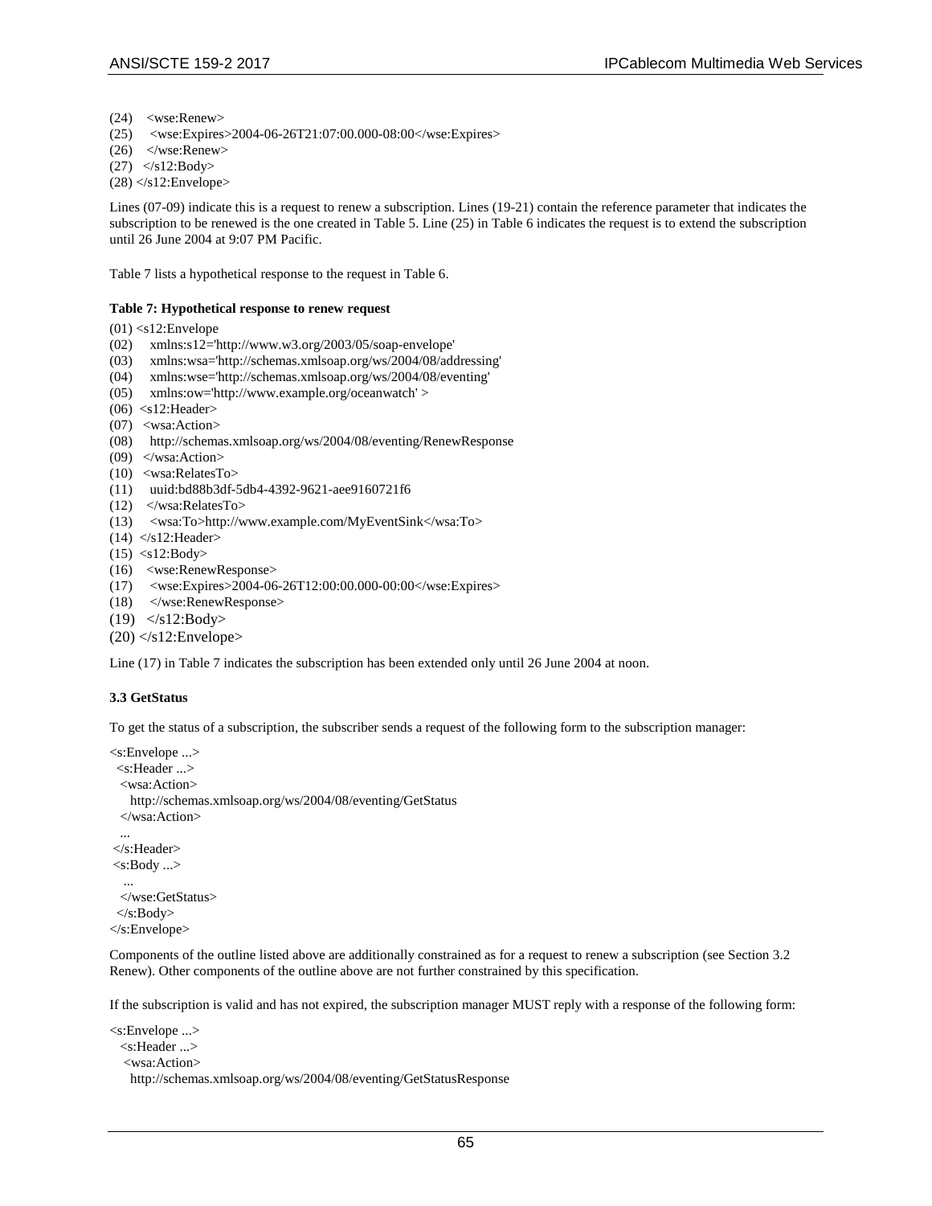```
(24)   <wse:Renew>
(25)    <wse:Expires>2004-06-26T21:07:00.000-08:00</wse:Expires>
(26)   </wse:Renew>
(27)  </s12:Body>
(28) </s12:Envelope>
```

Lines (07-09) indicate this is a request to renew a subscription. Lines (19-21) contain the reference parameter that indicates the subscription to be renewed is the one created in Table 5. Line (25) in Table 6 indicates the request is to extend the subscription until 26 June 2004 at 9:07 PM Pacific.

Table 7 lists a hypothetical response to the request in Table 6.

**Table 7: Hypothetical response to renew request**

```
(01) <s12:Envelope
(02)     xmlns:s12='http://www.w3.org/2003/05/soap-envelope'
(03)     xmlns:wsa='http://schemas.xmlsoap.org/ws/2004/08/addressing'
(04)     xmlns:wse='http://schemas.xmlsoap.org/ws/2004/08/eventing'
(05)     xmlns:ow='http://www.example.org/oceanwatch' >
(06)  <s12:Header>
(07)   <wsa:Action>
(08)    http://schemas.xmlsoap.org/ws/2004/08/eventing/RenewResponse
(09)   </wsa:Action>
(10)   <wsa:RelatesTo>
(11)    uuid:bd88b3df-5db4-4392-9621-aee9160721f6
(12)   </wsa:RelatesTo>
(13)    <wsa:To>http://www.example.com/MyEventSink</wsa:To>
(14)  </s12:Header>
(15)  <s12:Body>
(16)   <wse:RenewResponse>
(17)    <wse:Expires>2004-06-26T12:00:00.000-00:00</wse:Expires>
(18)   </wse:RenewResponse>
(19)  </s12:Body>
(20) </s12:Envelope>
```

Line (17) in Table 7 indicates the subscription has been extended only until 26 June 2004 at noon.

### 3.3 GetStatus

To get the status of a subscription, the subscriber sends a request of the following form to the subscription manager:

```
<s:Envelope ...>
  <s:Header ...>
   <wsa:Action>
     http://schemas.xmlsoap.org/ws/2004/08/eventing/GetStatus
   </wsa:Action>
   ...
 </s:Header>
 <s:Body ...>
   ...
   </wse:GetStatus>
  </s:Body>
</s:Envelope>
```

Components of the outline listed above are additionally constrained as for a request to renew a subscription (see Section 3.2 Renew). Other components of the outline above are not further constrained by this specification.

If the subscription is valid and has not expired, the subscription manager MUST reply with a response of the following form:

```
<s:Envelope ...>
  <s:Header ...>
   <wsa:Action>
     http://schemas.xmlsoap.org/ws/2004/08/eventing/GetStatusResponse
```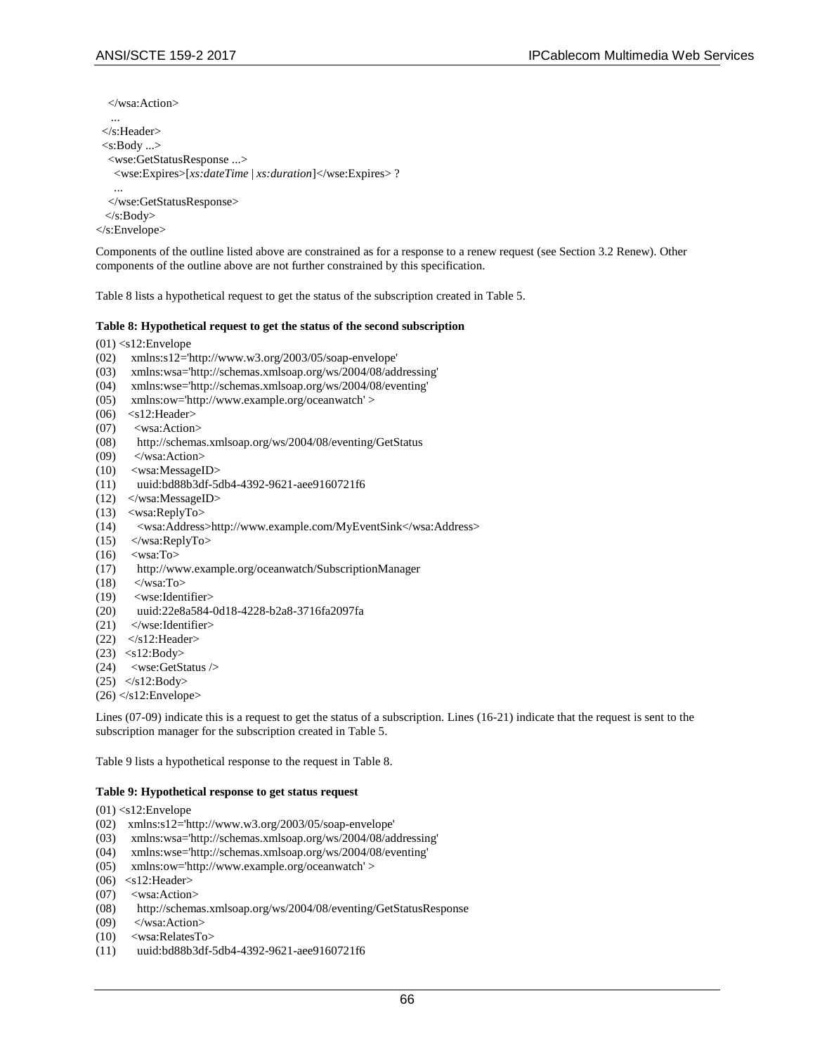```
    </wsa:Action>
    ...
  </s:Header>
  <s:Body ...>
    <wse:GetStatusResponse ...>
      <wse:Expires>[xs:dateTime | xs:duration]</wse:Expires> ?
      ...
    </wse:GetStatusResponse>
  </s:Body>
</s:Envelope>
```

Components of the outline listed above are constrained as for a response to a renew request (see Section 3.2 Renew). Other components of the outline above are not further constrained by this specification.

Table 8 lists a hypothetical request to get the status of the subscription created in Table 5.

**Table 8: Hypothetical request to get the status of the second subscription**

```
(01) <s12:Envelope
(02)     xmlns:s12='http://www.w3.org/2003/05/soap-envelope'
(03)     xmlns:wsa='http://schemas.xmlsoap.org/ws/2004/08/addressing'
(04)     xmlns:wse='http://schemas.xmlsoap.org/ws/2004/08/eventing'
(05)     xmlns:ow='http://www.example.org/oceanwatch' >
(06)   <s12:Header>
(07)     <wsa:Action>
(08)       http://schemas.xmlsoap.org/ws/2004/08/eventing/GetStatus
(09)     </wsa:Action>
(10)     <wsa:MessageID>
(11)       uuid:bd88b3df-5db4-4392-9621-aee9160721f6
(12)   </wsa:MessageID>
(13)   <wsa:ReplyTo>
(14)       <wsa:Address>http://www.example.com/MyEventSink</wsa:Address>
(15)     </wsa:ReplyTo>
(16)     <wsa:To>
(17)       http://www.example.org/oceanwatch/SubscriptionManager
(18)     </wsa:To>
(19)     <wse:Identifier>
(20)       uuid:22e8a584-0d18-4228-b2a8-3716fa2097fa
(21)     </wse:Identifier>
(22)   </s12:Header>
(23)   <s12:Body>
(24)     <wse:GetStatus />
(25)   </s12:Body>
(26) </s12:Envelope>
```

Lines (07-09) indicate this is a request to get the status of a subscription. Lines (16-21) indicate that the request is sent to the subscription manager for the subscription created in Table 5.

Table 9 lists a hypothetical response to the request in Table 8.

**Table 9: Hypothetical response to get status request**

```
(01) <s12:Envelope
(02)    xmlns:s12='http://www.w3.org/2003/05/soap-envelope'
(03)     xmlns:wsa='http://schemas.xmlsoap.org/ws/2004/08/addressing'
(04)     xmlns:wse='http://schemas.xmlsoap.org/ws/2004/08/eventing'
(05)     xmlns:ow='http://www.example.org/oceanwatch' >
(06)   <s12:Header>
(07)     <wsa:Action>
(08)       http://schemas.xmlsoap.org/ws/2004/08/eventing/GetStatusResponse
(09)     </wsa:Action>
(10)     <wsa:RelatesTo>
(11)       uuid:bd88b3df-5db4-4392-9621-aee9160721f6
```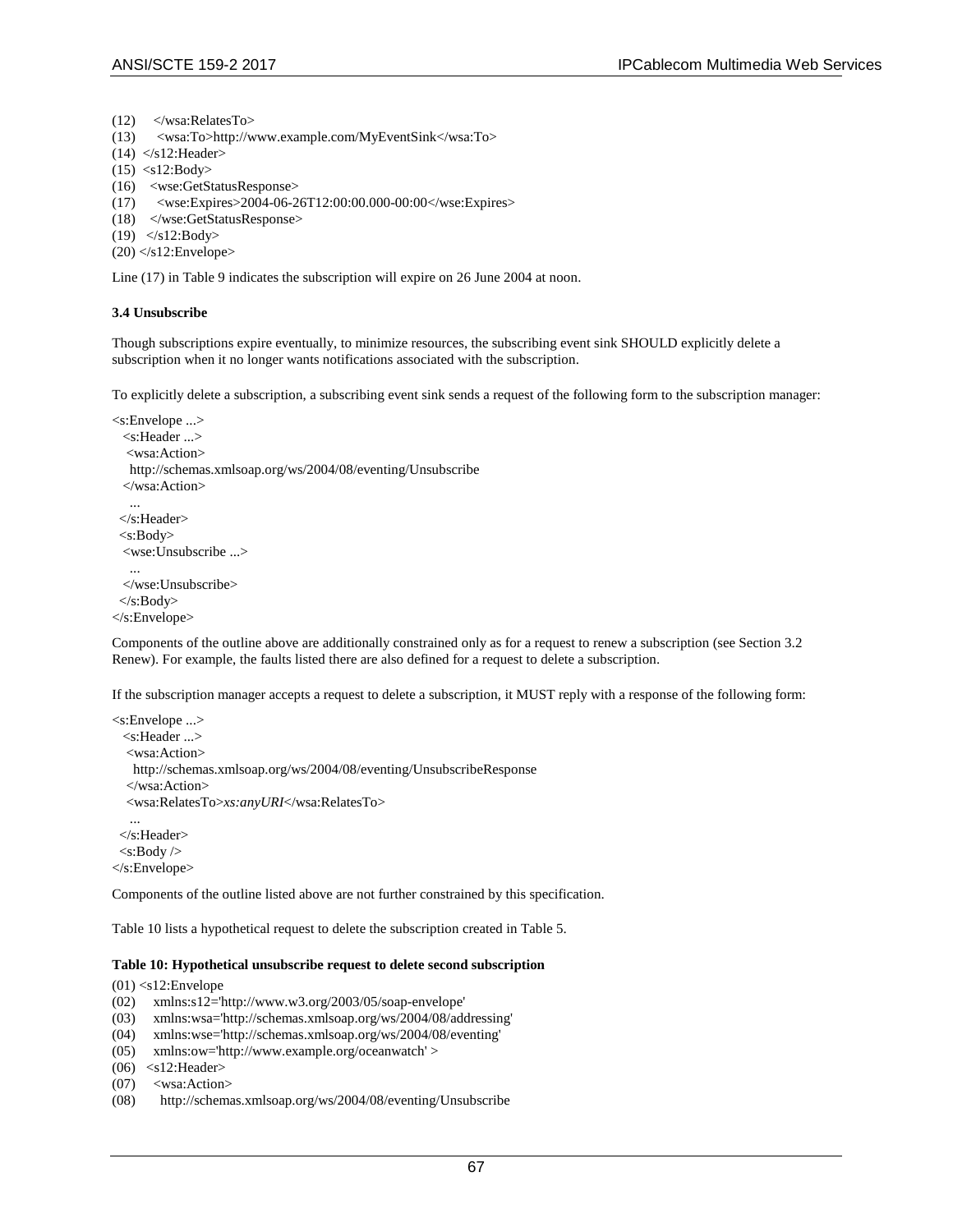```
(12)    </wsa:RelatesTo>
(13)    <wsa:To>http://www.example.com/MyEventSink</wsa:To>
(14)  </s12:Header>
(15)  <s12:Body>
(16)    <wse:GetStatusResponse>
(17)      <wse:Expires>2004-06-26T12:00:00.000-00:00</wse:Expires>
(18)    </wse:GetStatusResponse>
(19)  </s12:Body>
(20) </s12:Envelope>
```

Line (17) in Table 9 indicates the subscription will expire on 26 June 2004 at noon.

### 3.4 Unsubscribe

Though subscriptions expire eventually, to minimize resources, the subscribing event sink SHOULD explicitly delete a subscription when it no longer wants notifications associated with the subscription.

To explicitly delete a subscription, a subscribing event sink sends a request of the following form to the subscription manager:

```
<s:Envelope ...>
  <s:Header ...>
   <wsa:Action>
    http://schemas.xmlsoap.org/ws/2004/08/eventing/Unsubscribe
   </wsa:Action>
    ...
  </s:Header>
  <s:Body>
   <wse:Unsubscribe ...>
    ...
   </wse:Unsubscribe>
  </s:Body>
</s:Envelope>
```

Components of the outline above are additionally constrained only as for a request to renew a subscription (see Section 3.2 Renew). For example, the faults listed there are also defined for a request to delete a subscription.

If the subscription manager accepts a request to delete a subscription, it MUST reply with a response of the following form:

```
<s:Envelope ...>
  <s:Header ...>
   <wsa:Action>
     http://schemas.xmlsoap.org/ws/2004/08/eventing/UnsubscribeResponse
   </wsa:Action>
   <wsa:RelatesTo>xs:anyURI</wsa:RelatesTo>
    ...
  </s:Header>
  <s:Body />
</s:Envelope>
```

Components of the outline listed above are not further constrained by this specification.

Table 10 lists a hypothetical request to delete the subscription created in Table 5.

**Table 10: Hypothetical unsubscribe request to delete second subscription**

```
(01) <s12:Envelope
(02)     xmlns:s12='http://www.w3.org/2003/05/soap-envelope'
(03)     xmlns:wsa='http://schemas.xmlsoap.org/ws/2004/08/addressing'
(04)     xmlns:wse='http://schemas.xmlsoap.org/ws/2004/08/eventing'
(05)     xmlns:ow='http://www.example.org/oceanwatch' >
(06)   <s12:Header>
(07)     <wsa:Action>
(08)       http://schemas.xmlsoap.org/ws/2004/08/eventing/Unsubscribe
```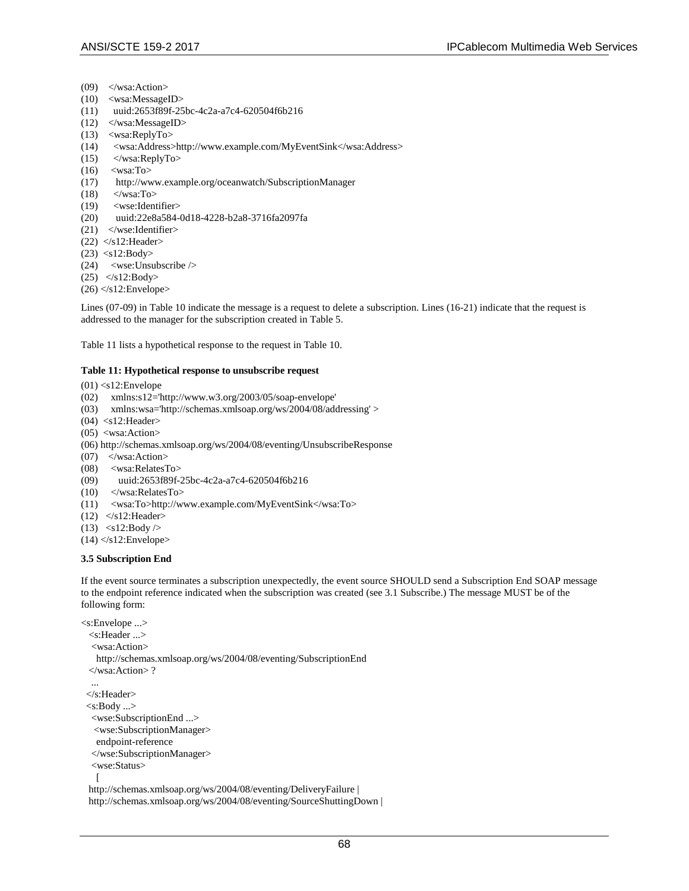```
(09)   </wsa:Action>
(10)   <wsa:MessageID>
(11)     uuid:2653f89f-25bc-4c2a-a7c4-620504f6b216
(12)   </wsa:MessageID>
(13)   <wsa:ReplyTo>
(14)     <wsa:Address>http://www.example.com/MyEventSink</wsa:Address>
(15)     </wsa:ReplyTo>
(16)    <wsa:To>
(17)      http://www.example.org/oceanwatch/SubscriptionManager
(18)     </wsa:To>
(19)     <wse:Identifier>
(20)      uuid:22e8a584-0d18-4228-b2a8-3716fa2097fa
(21)   </wse:Identifier>
(22)  </s12:Header>
(23)  <s12:Body>
(24)    <wse:Unsubscribe />
(25)   </s12:Body>
(26) </s12:Envelope>
```

Lines (07-09) in Table 10 indicate the message is a request to delete a subscription. Lines (16-21) indicate that the request is addressed to the manager for the subscription created in Table 5.

Table 11 lists a hypothetical response to the request in Table 10.

**Table 11: Hypothetical response to unsubscribe request**

```
(01) <s12:Envelope
(02)     xmlns:s12='http://www.w3.org/2003/05/soap-envelope'
(03)     xmlns:wsa='http://schemas.xmlsoap.org/ws/2004/08/addressing' >
(04)  <s12:Header>
(05)  <wsa:Action>
(06) http://schemas.xmlsoap.org/ws/2004/08/eventing/UnsubscribeResponse
(07)   </wsa:Action>
(08)    <wsa:RelatesTo>
(09)       uuid:2653f89f-25bc-4c2a-a7c4-620504f6b216
(10)    </wsa:RelatesTo>
(11)    <wsa:To>http://www.example.com/MyEventSink</wsa:To>
(12)  </s12:Header>
(13)  <s12:Body />
(14) </s12:Envelope>
```

**3.5 Subscription End**

If the event source terminates a subscription unexpectedly, the event source SHOULD send a Subscription End SOAP message to the endpoint reference indicated when the subscription was created (see 3.1 Subscribe.) The message MUST be of the following form:

```
<s:Envelope ...>
  <s:Header ...>
   <wsa:Action>
     http://schemas.xmlsoap.org/ws/2004/08/eventing/SubscriptionEnd
  </wsa:Action> ?
   ...
 </s:Header>
 <s:Body ...>
   <wse:SubscriptionEnd ...>
    <wse:SubscriptionManager>
     endpoint-reference
    </wse:SubscriptionManager>
   <wse:Status>
    [
  http://schemas.xmlsoap.org/ws/2004/08/eventing/DeliveryFailure |
  http://schemas.xmlsoap.org/ws/2004/08/eventing/SourceShuttingDown |
```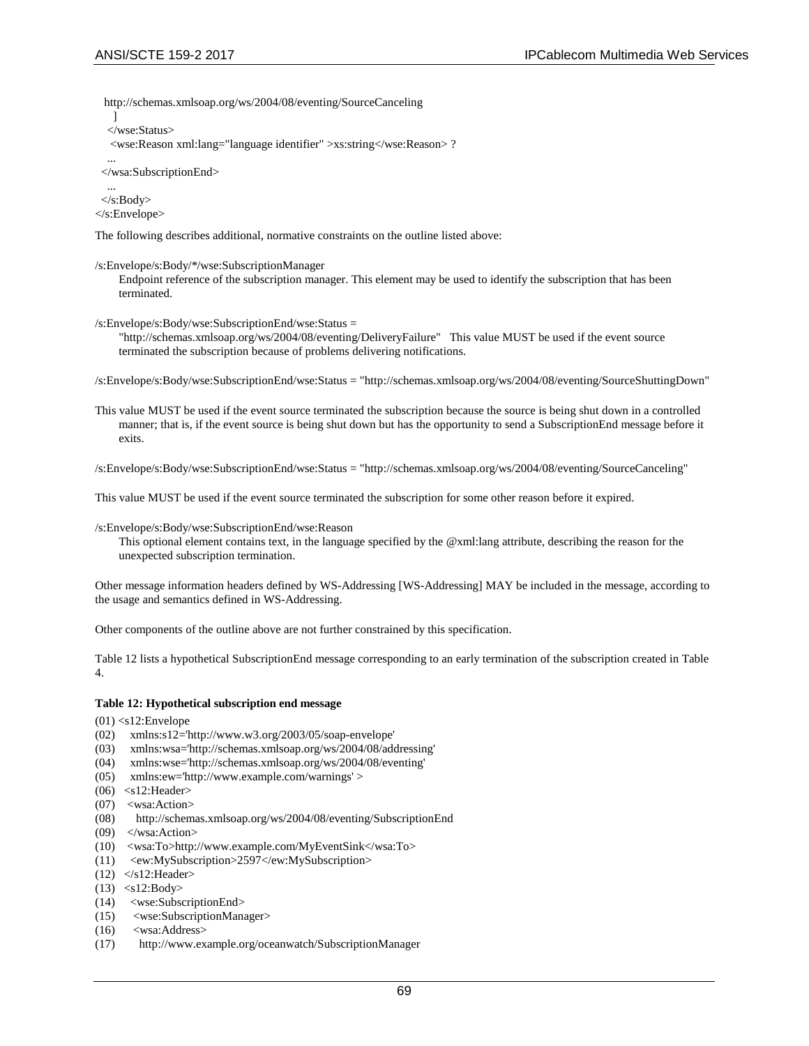```
   http://schemas.xmlsoap.org/ws/2004/08/eventing/SourceCanceling
    ]
   </wse:Status>
    <wse:Reason xml:lang="language identifier" >xs:string</wse:Reason> ?
   ...
 </wsa:SubscriptionEnd>
   ...
 </s:Body>
</s:Envelope>
```

The following describes additional, normative constraints on the outline listed above:

/s:Envelope/s:Body/*/wse:SubscriptionManager

Endpoint reference of the subscription manager. This element may be used to identify the subscription that has been terminated.

/s:Envelope/s:Body/wse:SubscriptionEnd/wse:Status =

"http://schemas.xmlsoap.org/ws/2004/08/eventing/DeliveryFailure" This value MUST be used if the event source terminated the subscription because of problems delivering notifications.

/s:Envelope/s:Body/wse:SubscriptionEnd/wse:Status = "http://schemas.xmlsoap.org/ws/2004/08/eventing/SourceShuttingDown"

This value MUST be used if the event source terminated the subscription because the source is being shut down in a controlled manner; that is, if the event source is being shut down but has the opportunity to send a SubscriptionEnd message before it exits.

/s:Envelope/s:Body/wse:SubscriptionEnd/wse:Status = "http://schemas.xmlsoap.org/ws/2004/08/eventing/SourceCanceling"

This value MUST be used if the event source terminated the subscription for some other reason before it expired.

/s:Envelope/s:Body/wse:SubscriptionEnd/wse:Reason

This optional element contains text, in the language specified by the @xml:lang attribute, describing the reason for the unexpected subscription termination.

Other message information headers defined by WS-Addressing [WS-Addressing] MAY be included in the message, according to the usage and semantics defined in WS-Addressing.

Other components of the outline above are not further constrained by this specification.

Table 12 lists a hypothetical SubscriptionEnd message corresponding to an early termination of the subscription created in Table 4.

**Table 12: Hypothetical subscription end message**

```
(01) <s12:Envelope
(02)     xmlns:s12='http://www.w3.org/2003/05/soap-envelope'
(03)     xmlns:wsa='http://schemas.xmlsoap.org/ws/2004/08/addressing'
(04)     xmlns:wse='http://schemas.xmlsoap.org/ws/2004/08/eventing'
(05)     xmlns:ew='http://www.example.com/warnings' >
(06)   <s12:Header>
(07)    <wsa:Action>
(08)      http://schemas.xmlsoap.org/ws/2004/08/eventing/SubscriptionEnd
(09)    </wsa:Action>
(10)    <wsa:To>http://www.example.com/MyEventSink</wsa:To>
(11)    <ew:MySubscription>2597</ew:MySubscription>
(12)   </s12:Header>
(13)   <s12:Body>
(14)    <wse:SubscriptionEnd>
(15)     <wse:SubscriptionManager>
(16)     <wsa:Address>
(17)       http://www.example.org/oceanwatch/SubscriptionManager
```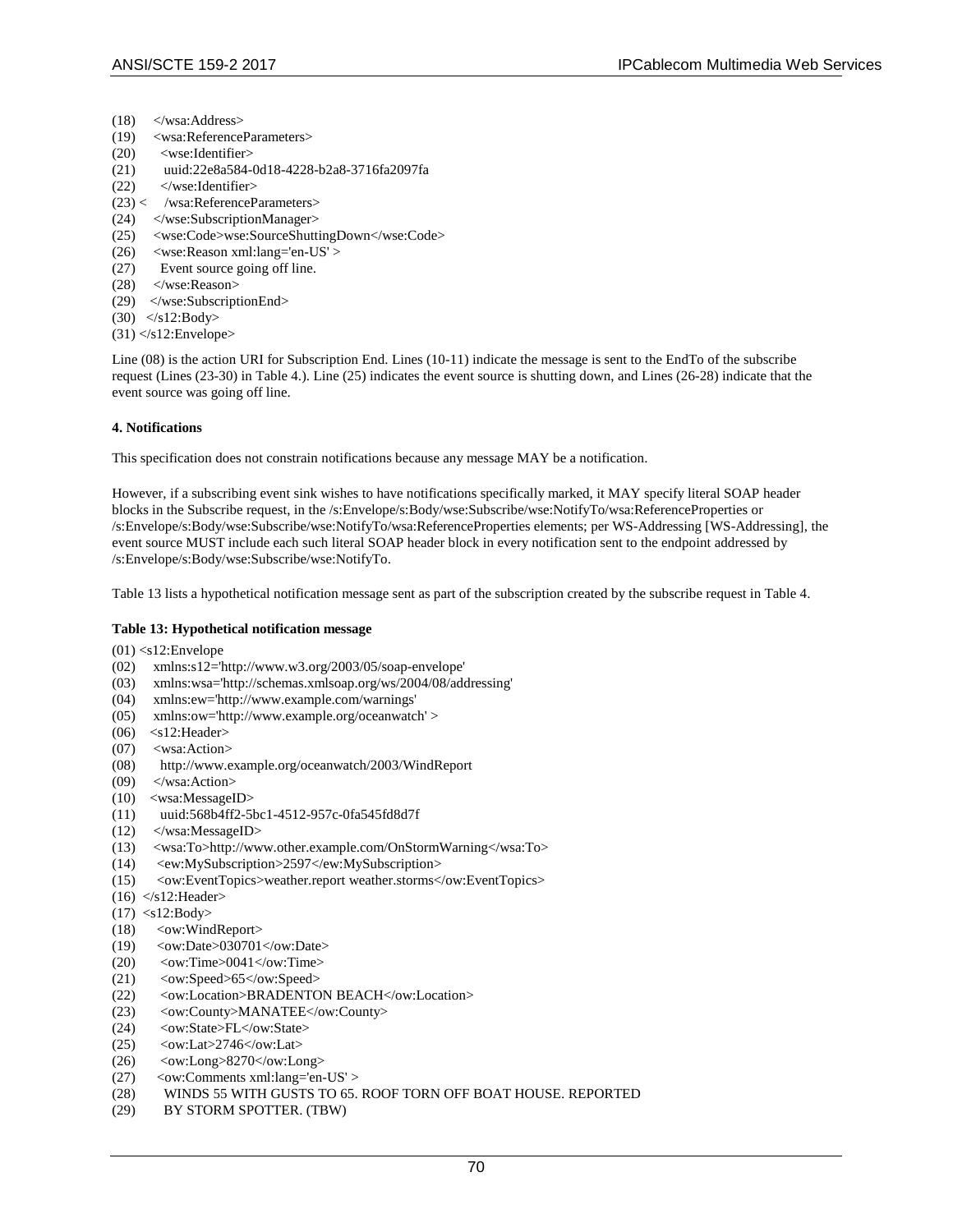```
(18)    </wsa:Address>
(19)    <wsa:ReferenceParameters>
(20)      <wse:Identifier>
(21)       uuid:22e8a584-0d18-4228-b2a8-3716fa2097fa
(22)      </wse:Identifier>
(23) <    /wsa:ReferenceParameters>
(24)    </wse:SubscriptionManager>
(25)    <wse:Code>wse:SourceShuttingDown</wse:Code>
(26)    <wse:Reason xml:lang='en-US' >
(27)      Event source going off line.
(28)    </wse:Reason>
(29)   </wse:SubscriptionEnd>
(30)  </s12:Body>
(31) </s12:Envelope>
```

Line (08) is the action URI for Subscription End. Lines (10-11) indicate the message is sent to the EndTo of the subscribe request (Lines (23-30) in Table 4.). Line (25) indicates the event source is shutting down, and Lines (26-28) indicate that the event source was going off line.

**4. Notifications**

This specification does not constrain notifications because any message MAY be a notification.

However, if a subscribing event sink wishes to have notifications specifically marked, it MAY specify literal SOAP header blocks in the Subscribe request, in the /s:Envelope/s:Body/wse:Subscribe/wse:NotifyTo/wsa:ReferenceProperties or /s:Envelope/s:Body/wse:Subscribe/wse:NotifyTo/wsa:ReferenceProperties elements; per WS-Addressing [WS-Addressing], the event source MUST include each such literal SOAP header block in every notification sent to the endpoint addressed by /s:Envelope/s:Body/wse:Subscribe/wse:NotifyTo.

Table 13 lists a hypothetical notification message sent as part of the subscription created by the subscribe request in Table 4.

**Table 13: Hypothetical notification message**

```
(01) <s12:Envelope
(02)     xmlns:s12='http://www.w3.org/2003/05/soap-envelope'
(03)     xmlns:wsa='http://schemas.xmlsoap.org/ws/2004/08/addressing'
(04)     xmlns:ew='http://www.example.com/warnings'
(05)     xmlns:ow='http://www.example.org/oceanwatch' >
(06)   <s12:Header>
(07)    <wsa:Action>
(08)      http://www.example.org/oceanwatch/2003/WindReport
(09)    </wsa:Action>
(10)   <wsa:MessageID>
(11)      uuid:568b4ff2-5bc1-4512-957c-0fa545fd8d7f
(12)    </wsa:MessageID>
(13)    <wsa:To>http://www.other.example.com/OnStormWarning</wsa:To>
(14)     <ew:MySubscription>2597</ew:MySubscription>
(15)     <ow:EventTopics>weather.report weather.storms</ow:EventTopics>
(16)  </s12:Header>
(17)  <s12:Body>
(18)     <ow:WindReport>
(19)     <ow:Date>030701</ow:Date>
(20)      <ow:Time>0041</ow:Time>
(21)      <ow:Speed>65</ow:Speed>
(22)      <ow:Location>BRADENTON BEACH</ow:Location>
(23)      <ow:County>MANATEE</ow:County>
(24)      <ow:State>FL</ow:State>
(25)      <ow:Lat>2746</ow:Lat>
(26)      <ow:Long>8270</ow:Long>
(27)     <ow:Comments xml:lang='en-US' >
(28)       WINDS 55 WITH GUSTS TO 65. ROOF TORN OFF BOAT HOUSE. REPORTED
(29)       BY STORM SPOTTER. (TBW)
```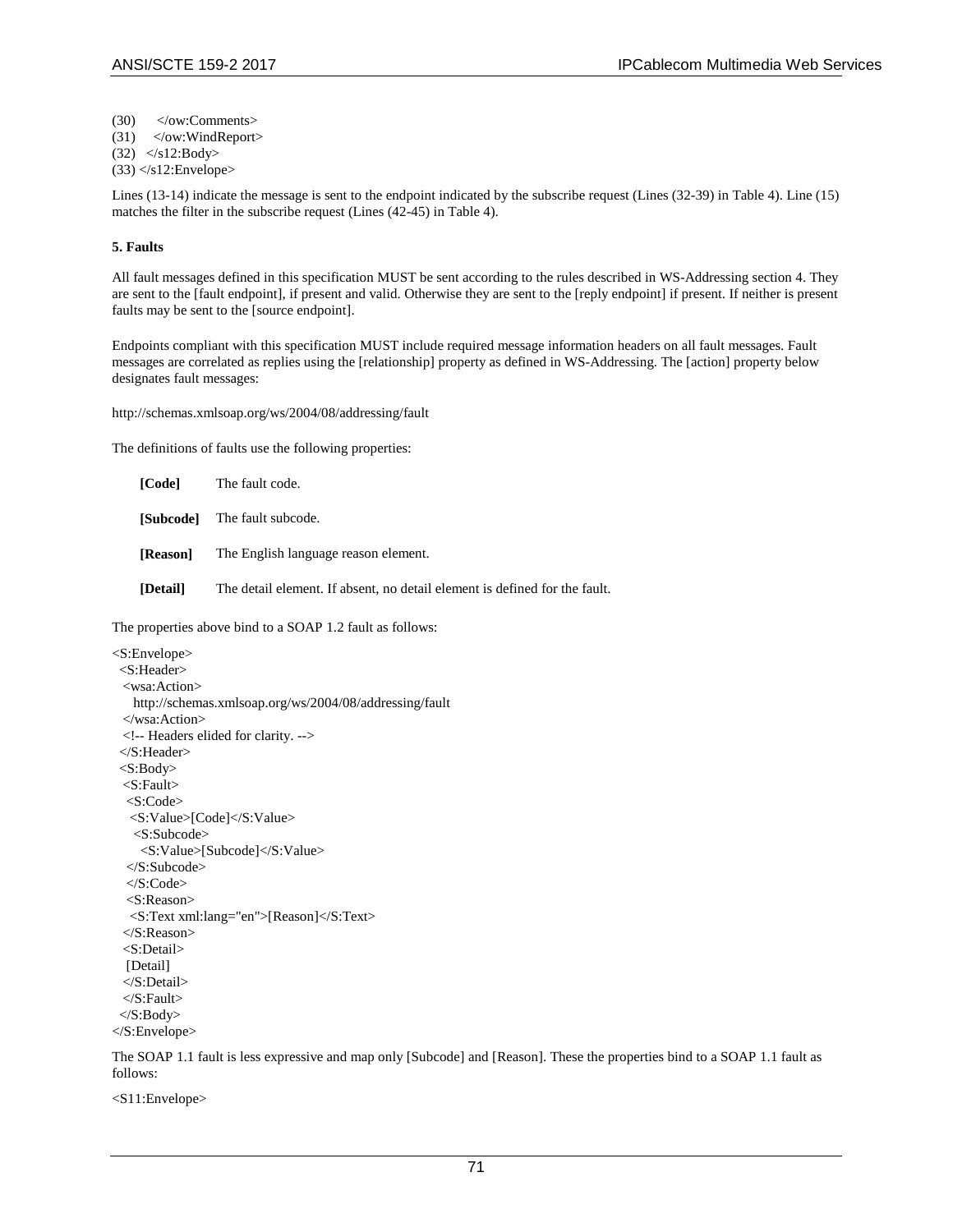```
(30)     </ow:Comments>
(31)    </ow:WindReport>
(32)  </s12:Body>
(33) </s12:Envelope>
```

Lines (13-14) indicate the message is sent to the endpoint indicated by the subscribe request (Lines (32-39) in Table 4). Line (15) matches the filter in the subscribe request (Lines (42-45) in Table 4).

**5. Faults**

All fault messages defined in this specification MUST be sent according to the rules described in WS-Addressing section 4. They are sent to the [fault endpoint], if present and valid. Otherwise they are sent to the [reply endpoint] if present. If neither is present faults may be sent to the [source endpoint].

Endpoints compliant with this specification MUST include required message information headers on all fault messages. Fault messages are correlated as replies using the [relationship] property as defined in WS-Addressing. The [action] property below designates fault messages:

http://schemas.xmlsoap.org/ws/2004/08/addressing/fault

The definitions of faults use the following properties:

**[Code]** The fault code.

**[Subcode]** The fault subcode.

**[Reason]** The English language reason element.

**[Detail]** The detail element. If absent, no detail element is defined for the fault.

The properties above bind to a SOAP 1.2 fault as follows:

```
<S:Envelope>
  <S:Header>
   <wsa:Action>
     http://schemas.xmlsoap.org/ws/2004/08/addressing/fault
   </wsa:Action>
   <!-- Headers elided for clarity. -->
  </S:Header>
  <S:Body>
   <S:Fault>
    <S:Code>
     <S:Value>[Code]</S:Value>
      <S:Subcode>
       <S:Value>[Subcode]</S:Value>
    </S:Subcode>
    </S:Code>
    <S:Reason>
     <S:Text xml:lang="en">[Reason]</S:Text>
   </S:Reason>
   <S:Detail>
    [Detail]
   </S:Detail>
   </S:Fault>
  </S:Body>
</S:Envelope>
```

The SOAP 1.1 fault is less expressive and map only [Subcode] and [Reason]. These the properties bind to a SOAP 1.1 fault as follows:

```
<S11:Envelope>
```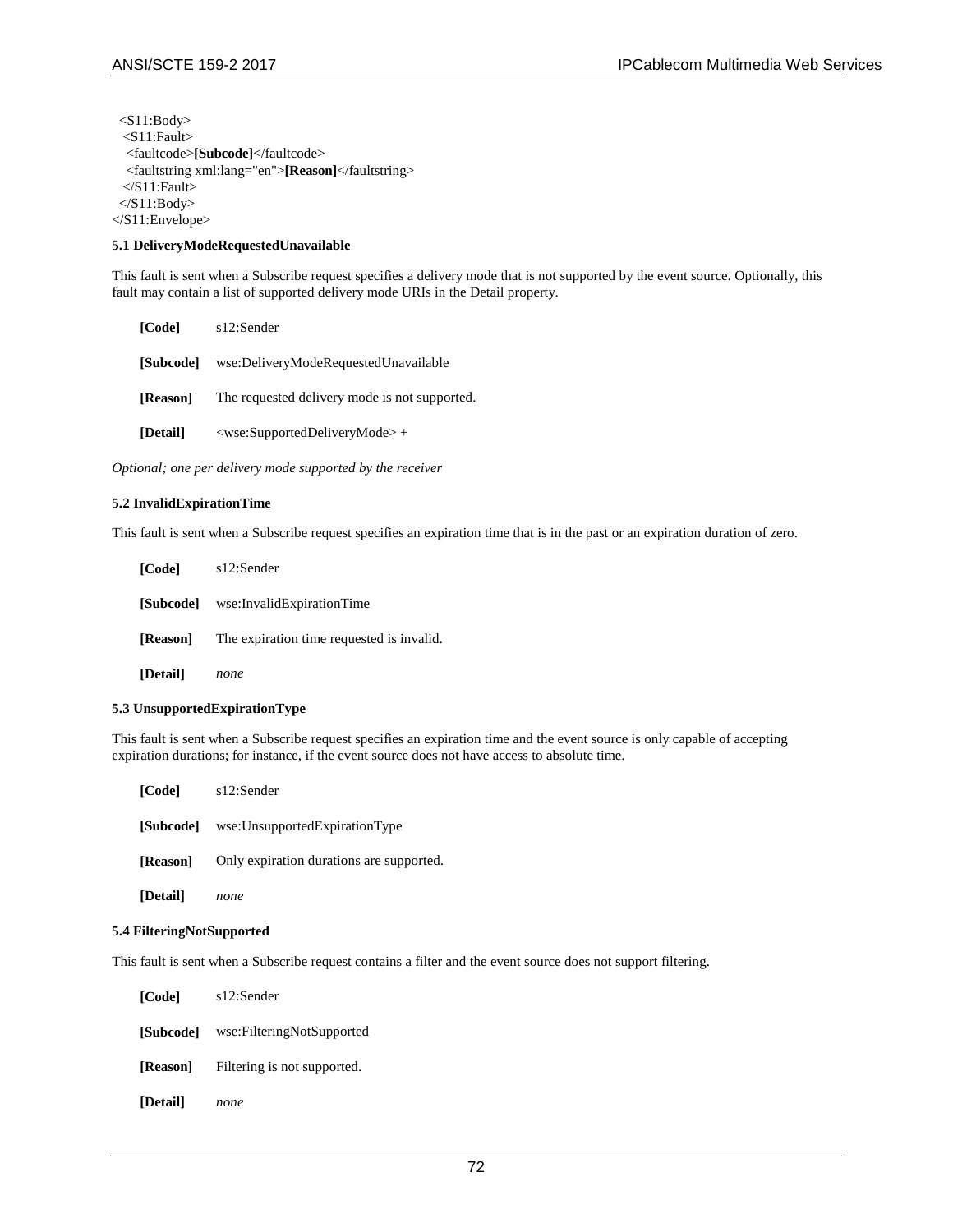```
  <S11:Body>
   <S11:Fault>
    <faultcode>[Subcode]</faultcode>
    <faultstring xml:lang="en">[Reason]</faultstring>
   </S11:Fault>
  </S11:Body>
</S11:Envelope>
```

### 5.1 DeliveryModeRequestedUnavailable

This fault is sent when a Subscribe request specifies a delivery mode that is not supported by the event source. Optionally, this fault may contain a list of supported delivery mode URIs in the Detail property.

**[Code]** s12:Sender

**[Subcode]** wse:DeliveryModeRequestedUnavailable

**[Reason]** The requested delivery mode is not supported.

**[Detail]** <wse:SupportedDeliveryMode> +

*Optional; one per delivery mode supported by the receiver*

### 5.2 InvalidExpirationTime

This fault is sent when a Subscribe request specifies an expiration time that is in the past or an expiration duration of zero.

**[Code]** s12:Sender

**[Subcode]** wse:InvalidExpirationTime

**[Reason]** The expiration time requested is invalid.

**[Detail]** *none*

### 5.3 UnsupportedExpirationType

This fault is sent when a Subscribe request specifies an expiration time and the event source is only capable of accepting expiration durations; for instance, if the event source does not have access to absolute time.

**[Code]** s12:Sender

**[Subcode]** wse:UnsupportedExpirationType

**[Reason]** Only expiration durations are supported.

**[Detail]** *none*

### 5.4 FilteringNotSupported

This fault is sent when a Subscribe request contains a filter and the event source does not support filtering.

**[Code]** s12:Sender

**[Subcode]** wse:FilteringNotSupported

**[Reason]** Filtering is not supported.

**[Detail]** *none*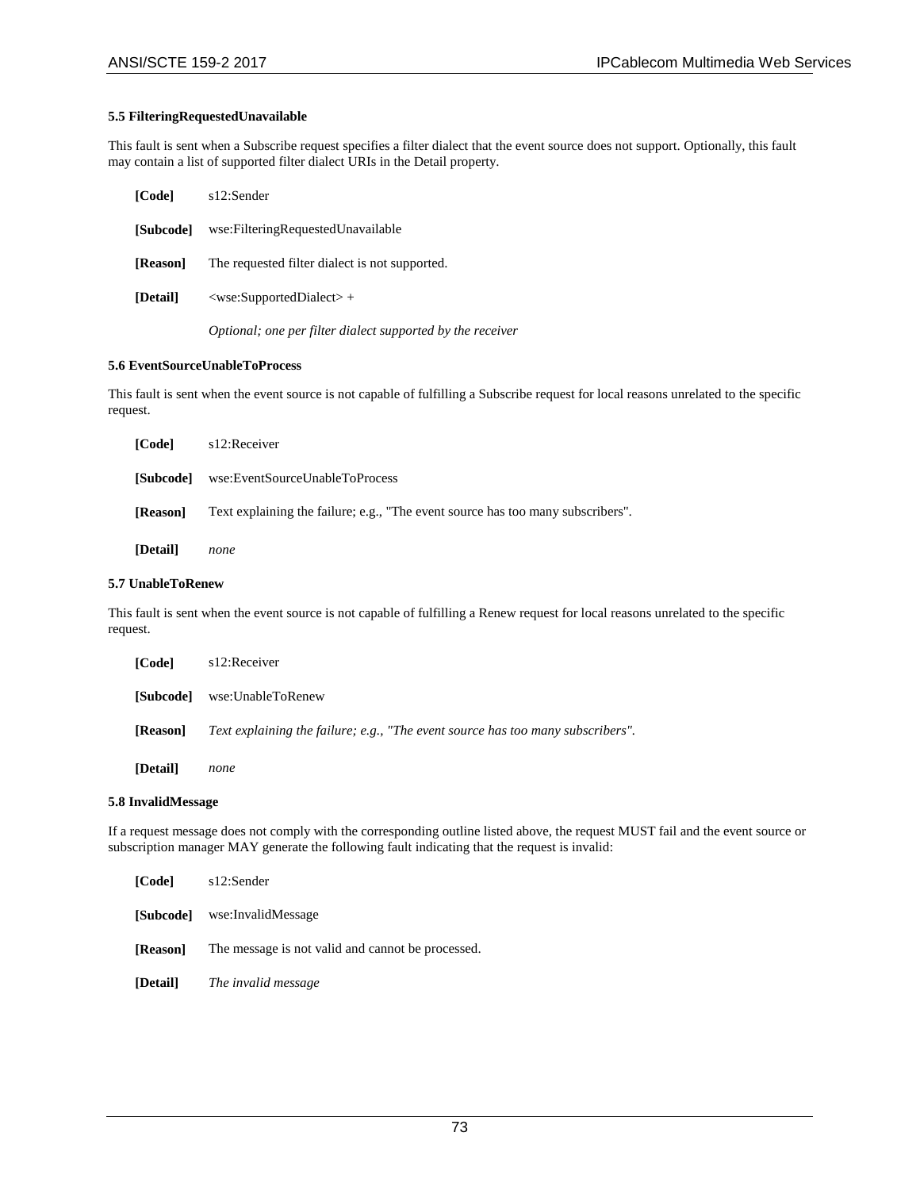### 5.5 FilteringRequestedUnavailable

This fault is sent when a Subscribe request specifies a filter dialect that the event source does not support. Optionally, this fault may contain a list of supported filter dialect URIs in the Detail property.

**[Code]** s12:Sender

**[Subcode]** wse:FilteringRequestedUnavailable

**[Reason]** The requested filter dialect is not supported.

**[Detail]** <wse:SupportedDialect> +

*Optional; one per filter dialect supported by the receiver*

### 5.6 EventSourceUnableToProcess

This fault is sent when the event source is not capable of fulfilling a Subscribe request for local reasons unrelated to the specific request.

**[Code]** s12:Receiver

**[Subcode]** wse:EventSourceUnableToProcess

**[Reason]** Text explaining the failure; e.g., "The event source has too many subscribers".

**[Detail]** *none*

### 5.7 UnableToRenew

This fault is sent when the event source is not capable of fulfilling a Renew request for local reasons unrelated to the specific request.

**[Code]** s12:Receiver

**[Subcode]** wse:UnableToRenew

**[Reason]** *Text explaining the failure; e.g., "The event source has too many subscribers".*

**[Detail]** *none*

### 5.8 InvalidMessage

If a request message does not comply with the corresponding outline listed above, the request MUST fail and the event source or subscription manager MAY generate the following fault indicating that the request is invalid:

**[Code]** s12:Sender

**[Subcode]** wse:InvalidMessage

**[Reason]** The message is not valid and cannot be processed.

**[Detail]** *The invalid message*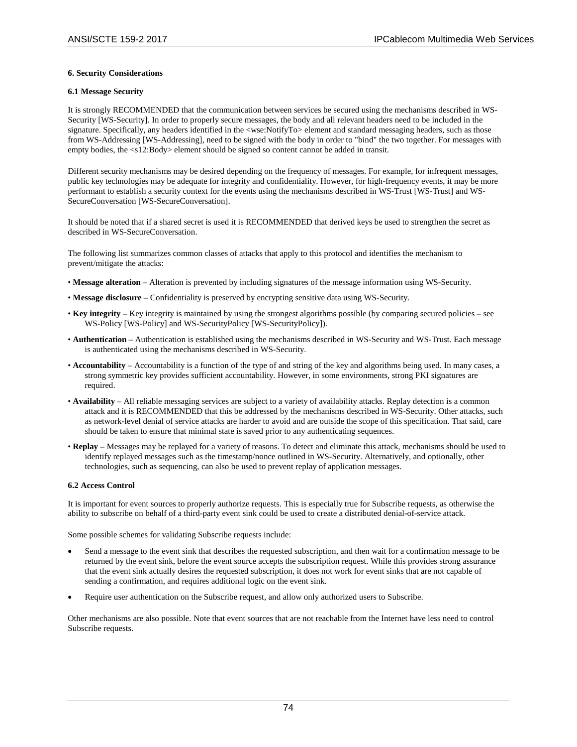## 6. Security Considerations

### 6.1 Message Security

It is strongly RECOMMENDED that the communication between services be secured using the mechanisms described in WS-Security [WS-Security]. In order to properly secure messages, the body and all relevant headers need to be included in the signature. Specifically, any headers identified in the <wse:NotifyTo> element and standard messaging headers, such as those from WS-Addressing [WS-Addressing], need to be signed with the body in order to "bind" the two together. For messages with empty bodies, the <s12:Body> element should be signed so content cannot be added in transit.

Different security mechanisms may be desired depending on the frequency of messages. For example, for infrequent messages, public key technologies may be adequate for integrity and confidentiality. However, for high-frequency events, it may be more performant to establish a security context for the events using the mechanisms described in WS-Trust [WS-Trust] and WS-SecureConversation [WS-SecureConversation].

It should be noted that if a shared secret is used it is RECOMMENDED that derived keys be used to strengthen the secret as described in WS-SecureConversation.

The following list summarizes common classes of attacks that apply to this protocol and identifies the mechanism to prevent/mitigate the attacks:

- **Message alteration** – Alteration is prevented by including signatures of the message information using WS-Security.
- **Message disclosure** – Confidentiality is preserved by encrypting sensitive data using WS-Security.
- **Key integrity** – Key integrity is maintained by using the strongest algorithms possible (by comparing secured policies – see WS-Policy [WS-Policy] and WS-SecurityPolicy [WS-SecurityPolicy]).
- **Authentication** – Authentication is established using the mechanisms described in WS-Security and WS-Trust. Each message is authenticated using the mechanisms described in WS-Security.
- **Accountability** – Accountability is a function of the type of and string of the key and algorithms being used. In many cases, a strong symmetric key provides sufficient accountability. However, in some environments, strong PKI signatures are required.
- **Availability** – All reliable messaging services are subject to a variety of availability attacks. Replay detection is a common attack and it is RECOMMENDED that this be addressed by the mechanisms described in WS-Security. Other attacks, such as network-level denial of service attacks are harder to avoid and are outside the scope of this specification. That said, care should be taken to ensure that minimal state is saved prior to any authenticating sequences.
- **Replay** – Messages may be replayed for a variety of reasons. To detect and eliminate this attack, mechanisms should be used to identify replayed messages such as the timestamp/nonce outlined in WS-Security. Alternatively, and optionally, other technologies, such as sequencing, can also be used to prevent replay of application messages.

### 6.2 Access Control

It is important for event sources to properly authorize requests. This is especially true for Subscribe requests, as otherwise the ability to subscribe on behalf of a third-party event sink could be used to create a distributed denial-of-service attack.

Some possible schemes for validating Subscribe requests include:

- Send a message to the event sink that describes the requested subscription, and then wait for a confirmation message to be returned by the event sink, before the event source accepts the subscription request. While this provides strong assurance that the event sink actually desires the requested subscription, it does not work for event sinks that are not capable of sending a confirmation, and requires additional logic on the event sink.
- Require user authentication on the Subscribe request, and allow only authorized users to Subscribe.

Other mechanisms are also possible. Note that event sources that are not reachable from the Internet have less need to control Subscribe requests.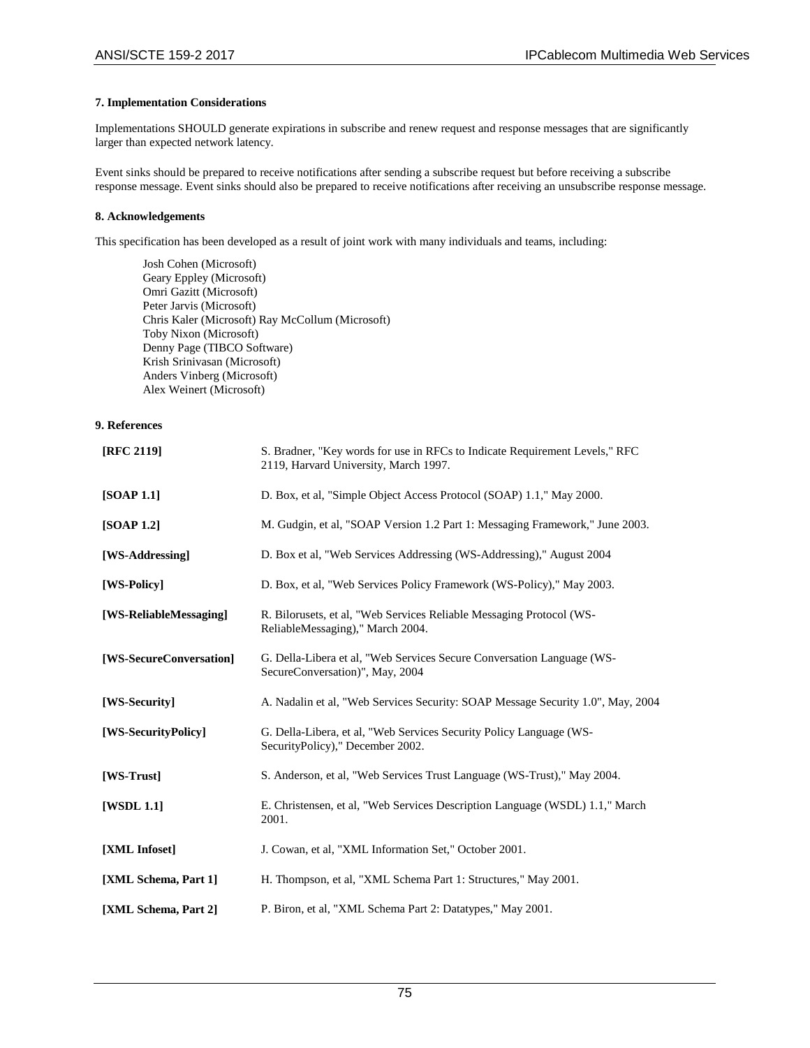### 7. Implementation Considerations

Implementations SHOULD generate expirations in subscribe and renew request and response messages that are significantly larger than expected network latency.

Event sinks should be prepared to receive notifications after sending a subscribe request but before receiving a subscribe response message. Event sinks should also be prepared to receive notifications after receiving an unsubscribe response message.

### 8. Acknowledgements

This specification has been developed as a result of joint work with many individuals and teams, including:

Josh Cohen (Microsoft)
Geary Eppley (Microsoft)
Omri Gazitt (Microsoft)
Peter Jarvis (Microsoft)
Chris Kaler (Microsoft) Ray McCollum (Microsoft)
Toby Nixon (Microsoft)
Denny Page (TIBCO Software)
Krish Srinivasan (Microsoft)
Anders Vinberg (Microsoft)
Alex Weinert (Microsoft)

### 9. References

| | |
|---|---|
| **[RFC 2119]** | S. Bradner, "Key words for use in RFCs to Indicate Requirement Levels," RFC 2119, Harvard University, March 1997. |
| **[SOAP 1.1]** | D. Box, et al, "Simple Object Access Protocol (SOAP) 1.1," May 2000. |
| **[SOAP 1.2]** | M. Gudgin, et al, "SOAP Version 1.2 Part 1: Messaging Framework," June 2003. |
| **[WS-Addressing]** | D. Box et al, "Web Services Addressing (WS-Addressing)," August 2004 |
| **[WS-Policy]** | D. Box, et al, "Web Services Policy Framework (WS-Policy)," May 2003. |
| **[WS-ReliableMessaging]** | R. Bilorusets, et al, "Web Services Reliable Messaging Protocol (WS-ReliableMessaging)," March 2004. |
| **[WS-SecureConversation]** | G. Della-Libera et al, "Web Services Secure Conversation Language (WS-SecureConversation)", May, 2004 |
| **[WS-Security]** | A. Nadalin et al, "Web Services Security: SOAP Message Security 1.0", May, 2004 |
| **[WS-SecurityPolicy]** | G. Della-Libera, et al, "Web Services Security Policy Language (WS-SecurityPolicy)," December 2002. |
| **[WS-Trust]** | S. Anderson, et al, "Web Services Trust Language (WS-Trust)," May 2004. |
| **[WSDL 1.1]** | E. Christensen, et al, "Web Services Description Language (WSDL) 1.1," March 2001. |
| **[XML Infoset]** | J. Cowan, et al, "XML Information Set," October 2001. |
| **[XML Schema, Part 1]** | H. Thompson, et al, "XML Schema Part 1: Structures," May 2001. |
| **[XML Schema, Part 2]** | P. Biron, et al, "XML Schema Part 2: Datatypes," May 2001. |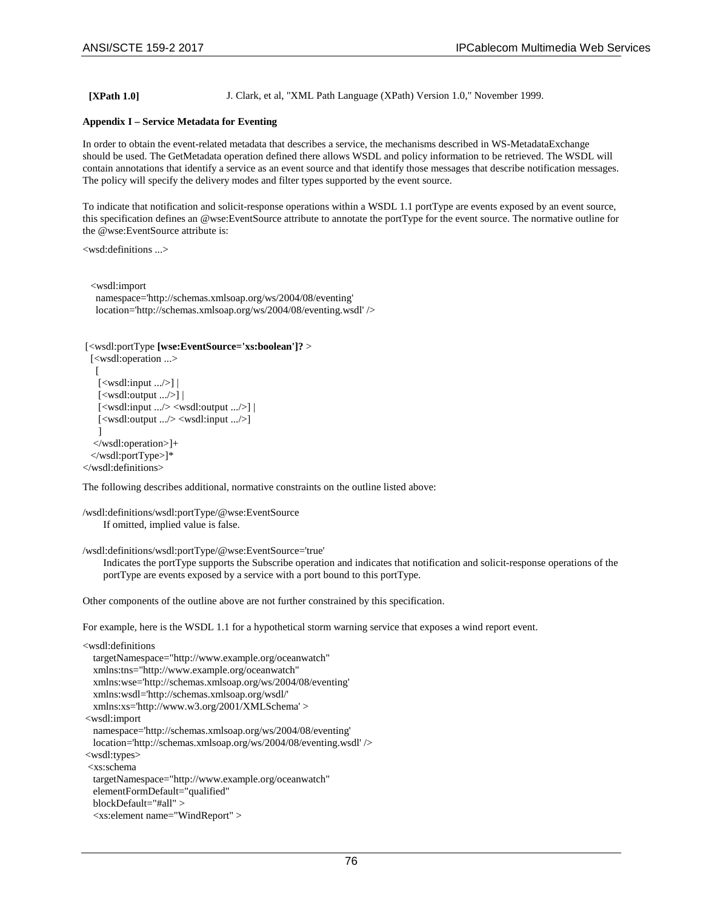**[XPath 1.0]** J. Clark, et al, "XML Path Language (XPath) Version 1.0," November 1999.

**Appendix I – Service Metadata for Eventing**

In order to obtain the event-related metadata that describes a service, the mechanisms described in WS-MetadataExchange should be used. The GetMetadata operation defined there allows WSDL and policy information to be retrieved. The WSDL will contain annotations that identify a service as an event source and that identify those messages that describe notification messages. The policy will specify the delivery modes and filter types supported by the event source.

To indicate that notification and solicit-response operations within a WSDL 1.1 portType are events exposed by an event source, this specification defines an @wse:EventSource attribute to annotate the portType for the event source. The normative outline for the @wse:EventSource attribute is:

```
<wsd:definitions ...>


  <wsdl:import
    namespace='http://schemas.xmlsoap.org/ws/2004/08/eventing'
    location='http://schemas.xmlsoap.org/ws/2004/08/eventing.wsdl' />


 [<wsdl:portType [wse:EventSource='xs:boolean']? >
   [<wsdl:operation ...>
    [
     [<wsdl:input .../>] |
     [<wsdl:output .../>] |
     [<wsdl:input .../> <wsdl:output .../>] |
     [<wsdl:output .../> <wsdl:input .../>]
    ]
   </wsdl:operation>]+
  </wsdl:portType>]*
</wsdl:definitions>
```

The following describes additional, normative constraints on the outline listed above:

/wsdl:definitions/wsdl:portType/@wse:EventSource
    If omitted, implied value is false.

/wsdl:definitions/wsdl:portType/@wse:EventSource='true'
    Indicates the portType supports the Subscribe operation and indicates that notification and solicit-response operations of the portType are events exposed by a service with a port bound to this portType.

Other components of the outline above are not further constrained by this specification.

For example, here is the WSDL 1.1 for a hypothetical storm warning service that exposes a wind report event.

```
<wsdl:definitions
   targetNamespace="http://www.example.org/oceanwatch"
   xmlns:tns="http://www.example.org/oceanwatch"
   xmlns:wse='http://schemas.xmlsoap.org/ws/2004/08/eventing'
   xmlns:wsdl='http://schemas.xmlsoap.org/wsdl/'
   xmlns:xs='http://www.w3.org/2001/XMLSchema' >
 <wsdl:import
   namespace='http://schemas.xmlsoap.org/ws/2004/08/eventing'
   location='http://schemas.xmlsoap.org/ws/2004/08/eventing.wsdl' />
 <wsdl:types>
  <xs:schema
   targetNamespace="http://www.example.org/oceanwatch"
   elementFormDefault="qualified"
   blockDefault="#all" >
   <xs:element name="WindReport" >
```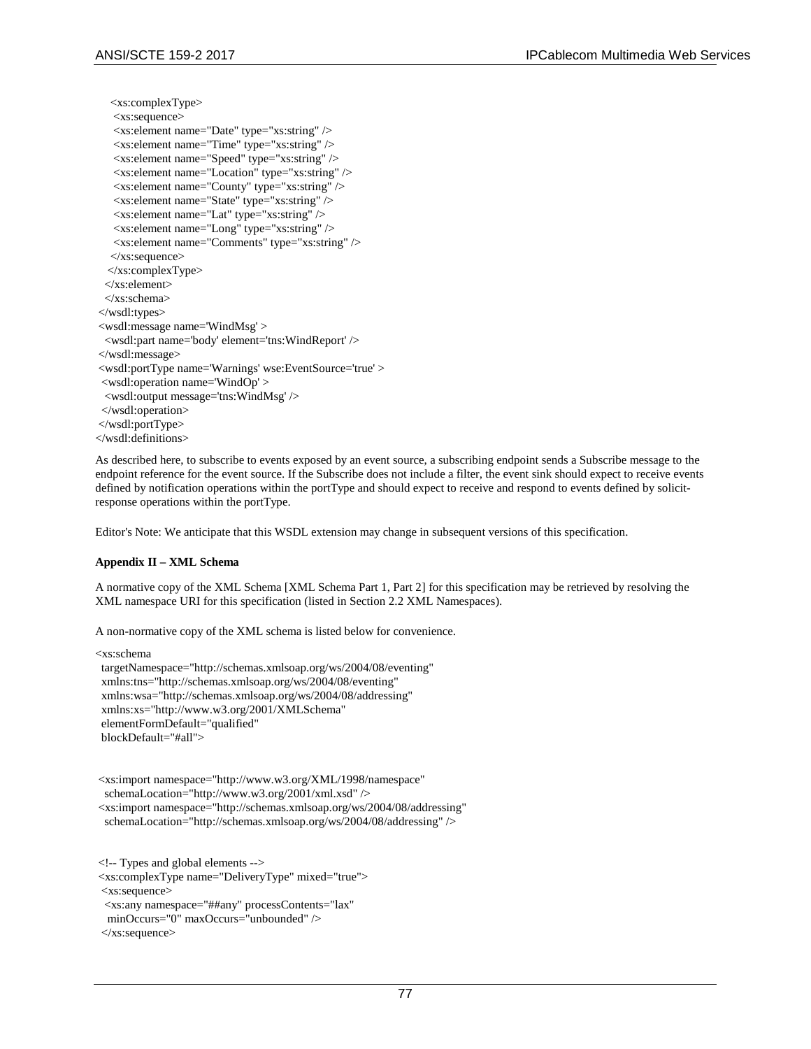```
    <xs:complexType>
     <xs:sequence>
     <xs:element name="Date" type="xs:string" />
     <xs:element name="Time" type="xs:string" />
     <xs:element name="Speed" type="xs:string" />
     <xs:element name="Location" type="xs:string" />
     <xs:element name="County" type="xs:string" />
     <xs:element name="State" type="xs:string" />
     <xs:element name="Lat" type="xs:string" />
     <xs:element name="Long" type="xs:string" />
     <xs:element name="Comments" type="xs:string" />
    </xs:sequence>
   </xs:complexType>
  </xs:element>
  </xs:schema>
 </wsdl:types>
 <wsdl:message name='WindMsg' >
  <wsdl:part name='body' element='tns:WindReport' />
 </wsdl:message>
 <wsdl:portType name='Warnings' wse:EventSource='true' >
  <wsdl:operation name='WindOp' >
   <wsdl:output message='tns:WindMsg' />
  </wsdl:operation>
 </wsdl:portType>
</wsdl:definitions>
```

As described here, to subscribe to events exposed by an event source, a subscribing endpoint sends a Subscribe message to the endpoint reference for the event source. If the Subscribe does not include a filter, the event sink should expect to receive events defined by notification operations within the portType and should expect to receive and respond to events defined by solicit-response operations within the portType.

Editor's Note: We anticipate that this WSDL extension may change in subsequent versions of this specification.

**Appendix II – XML Schema**

A normative copy of the XML Schema [XML Schema Part 1, Part 2] for this specification may be retrieved by resolving the XML namespace URI for this specification (listed in Section 2.2 XML Namespaces).

A non-normative copy of the XML schema is listed below for convenience.

```
<xs:schema
  targetNamespace="http://schemas.xmlsoap.org/ws/2004/08/eventing"
  xmlns:tns="http://schemas.xmlsoap.org/ws/2004/08/eventing"
  xmlns:wsa="http://schemas.xmlsoap.org/ws/2004/08/addressing"
  xmlns:xs="http://www.w3.org/2001/XMLSchema"
  elementFormDefault="qualified"
  blockDefault="#all">


 <xs:import namespace="http://www.w3.org/XML/1998/namespace"
   schemaLocation="http://www.w3.org/2001/xml.xsd" />
 <xs:import namespace="http://schemas.xmlsoap.org/ws/2004/08/addressing"
   schemaLocation="http://schemas.xmlsoap.org/ws/2004/08/addressing" />


 <!-- Types and global elements -->
 <xs:complexType name="DeliveryType" mixed="true">
  <xs:sequence>
   <xs:any namespace="##any" processContents="lax"
    minOccurs="0" maxOccurs="unbounded" />
  </xs:sequence>
```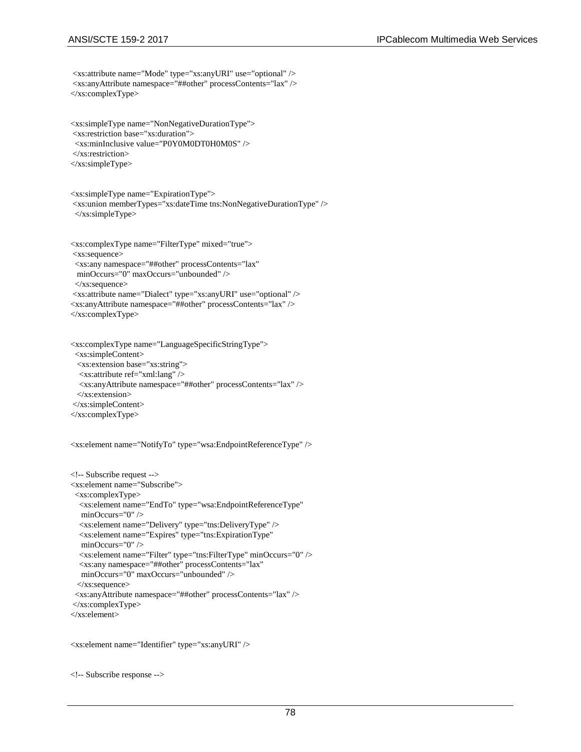```
 <xs:attribute name="Mode" type="xs:anyURI" use="optional" />
 <xs:anyAttribute namespace="##other" processContents="lax" />
</xs:complexType>

<xs:simpleType name="NonNegativeDurationType">
 <xs:restriction base="xs:duration">
  <xs:minInclusive value="P0Y0M0DT0H0M0S" />
 </xs:restriction>
</xs:simpleType>

<xs:simpleType name="ExpirationType">
 <xs:union memberTypes="xs:dateTime tns:NonNegativeDurationType" />
  </xs:simpleType>

<xs:complexType name="FilterType" mixed="true">
 <xs:sequence>
  <xs:any namespace="##other" processContents="lax"
   minOccurs="0" maxOccurs="unbounded" />
  </xs:sequence>
 <xs:attribute name="Dialect" type="xs:anyURI" use="optional" />
<xs:anyAttribute namespace="##other" processContents="lax" />
</xs:complexType>

<xs:complexType name="LanguageSpecificStringType">
  <xs:simpleContent>
   <xs:extension base="xs:string">
    <xs:attribute ref="xml:lang" />
    <xs:anyAttribute namespace="##other" processContents="lax" />
   </xs:extension>
 </xs:simpleContent>
</xs:complexType>

<xs:element name="NotifyTo" type="wsa:EndpointReferenceType" />

<!-- Subscribe request -->
<xs:element name="Subscribe">
  <xs:complexType>
    <xs:element name="EndTo" type="wsa:EndpointReferenceType"
     minOccurs="0" />
    <xs:element name="Delivery" type="tns:DeliveryType" />
    <xs:element name="Expires" type="tns:ExpirationType"
     minOccurs="0" />
    <xs:element name="Filter" type="tns:FilterType" minOccurs="0" />
    <xs:any namespace="##other" processContents="lax"
     minOccurs="0" maxOccurs="unbounded" />
   </xs:sequence>
  <xs:anyAttribute namespace="##other" processContents="lax" />
 </xs:complexType>
</xs:element>

<xs:element name="Identifier" type="xs:anyURI" />

<!-- Subscribe response -->
```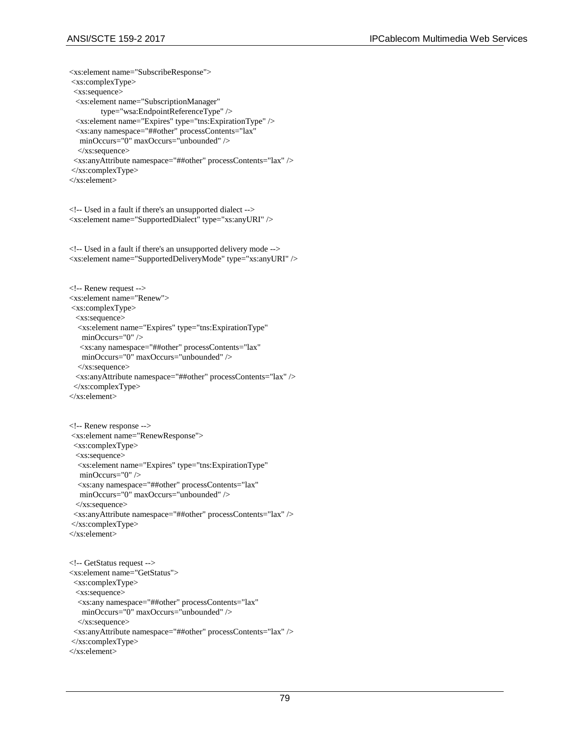```
<xs:element name="SubscribeResponse">
 <xs:complexType>
  <xs:sequence>
   <xs:element name="SubscriptionManager"
            type="wsa:EndpointReferenceType" />
   <xs:element name="Expires" type="tns:ExpirationType" />
   <xs:any namespace="##other" processContents="lax"
    minOccurs="0" maxOccurs="unbounded" />
   </xs:sequence>
  <xs:anyAttribute namespace="##other" processContents="lax" />
 </xs:complexType>
</xs:element>


<!-- Used in a fault if there's an unsupported dialect -->
<xs:element name="SupportedDialect" type="xs:anyURI" />


<!-- Used in a fault if there's an unsupported delivery mode -->
<xs:element name="SupportedDeliveryMode" type="xs:anyURI" />


<!-- Renew request -->
<xs:element name="Renew">
 <xs:complexType>
   <xs:sequence>
    <xs:element name="Expires" type="tns:ExpirationType"
     minOccurs="0" />
    <xs:any namespace="##other" processContents="lax"
     minOccurs="0" maxOccurs="unbounded" />
   </xs:sequence>
   <xs:anyAttribute namespace="##other" processContents="lax" />
  </xs:complexType>
</xs:element>


<!-- Renew response -->
 <xs:element name="RenewResponse">
  <xs:complexType>
   <xs:sequence>
    <xs:element name="Expires" type="tns:ExpirationType"
    minOccurs="0" />
   <xs:any namespace="##other" processContents="lax"
    minOccurs="0" maxOccurs="unbounded" />
   </xs:sequence>
  <xs:anyAttribute namespace="##other" processContents="lax" />
 </xs:complexType>
</xs:element>


<!-- GetStatus request -->
<xs:element name="GetStatus">
  <xs:complexType>
   <xs:sequence>
    <xs:any namespace="##other" processContents="lax"
     minOccurs="0" maxOccurs="unbounded" />
   </xs:sequence>
  <xs:anyAttribute namespace="##other" processContents="lax" />
 </xs:complexType>
</xs:element>
```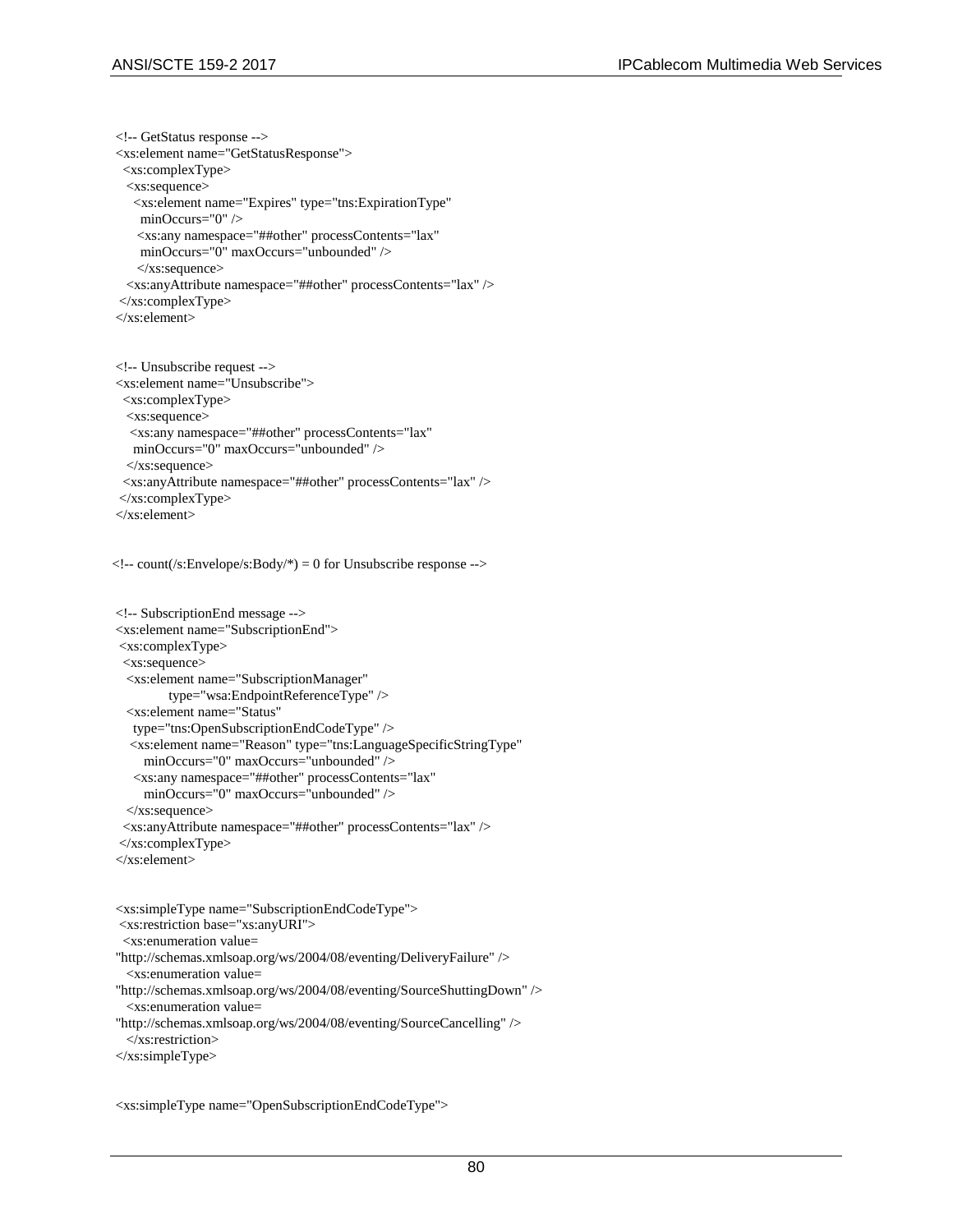```
<!-- GetStatus response -->
<xs:element name="GetStatusResponse">
  <xs:complexType>
   <xs:sequence>
     <xs:element name="Expires" type="tns:ExpirationType"
       minOccurs="0" />
     <xs:any namespace="##other" processContents="lax"
       minOccurs="0" maxOccurs="unbounded" />
     </xs:sequence>
   <xs:anyAttribute namespace="##other" processContents="lax" />
 </xs:complexType>
</xs:element>


<!-- Unsubscribe request -->
<xs:element name="Unsubscribe">
  <xs:complexType>
   <xs:sequence>
    <xs:any namespace="##other" processContents="lax"
     minOccurs="0" maxOccurs="unbounded" />
   </xs:sequence>
  <xs:anyAttribute namespace="##other" processContents="lax" />
 </xs:complexType>
</xs:element>


<!-- count(/s:Envelope/s:Body/*) = 0 for Unsubscribe response -->


<!-- SubscriptionEnd message -->
<xs:element name="SubscriptionEnd">
 <xs:complexType>
  <xs:sequence>
   <xs:element name="SubscriptionManager"
             type="wsa:EndpointReferenceType" />
   <xs:element name="Status"
     type="tns:OpenSubscriptionEndCodeType" />
    <xs:element name="Reason" type="tns:LanguageSpecificStringType"
       minOccurs="0" maxOccurs="unbounded" />
    <xs:any namespace="##other" processContents="lax"
       minOccurs="0" maxOccurs="unbounded" />
   </xs:sequence>
  <xs:anyAttribute namespace="##other" processContents="lax" />
 </xs:complexType>
</xs:element>


<xs:simpleType name="SubscriptionEndCodeType">
 <xs:restriction base="xs:anyURI">
  <xs:enumeration value=
"http://schemas.xmlsoap.org/ws/2004/08/eventing/DeliveryFailure" />
   <xs:enumeration value=
"http://schemas.xmlsoap.org/ws/2004/08/eventing/SourceShuttingDown" />
   <xs:enumeration value=
"http://schemas.xmlsoap.org/ws/2004/08/eventing/SourceCancelling" />
   </xs:restriction>
</xs:simpleType>


<xs:simpleType name="OpenSubscriptionEndCodeType">
```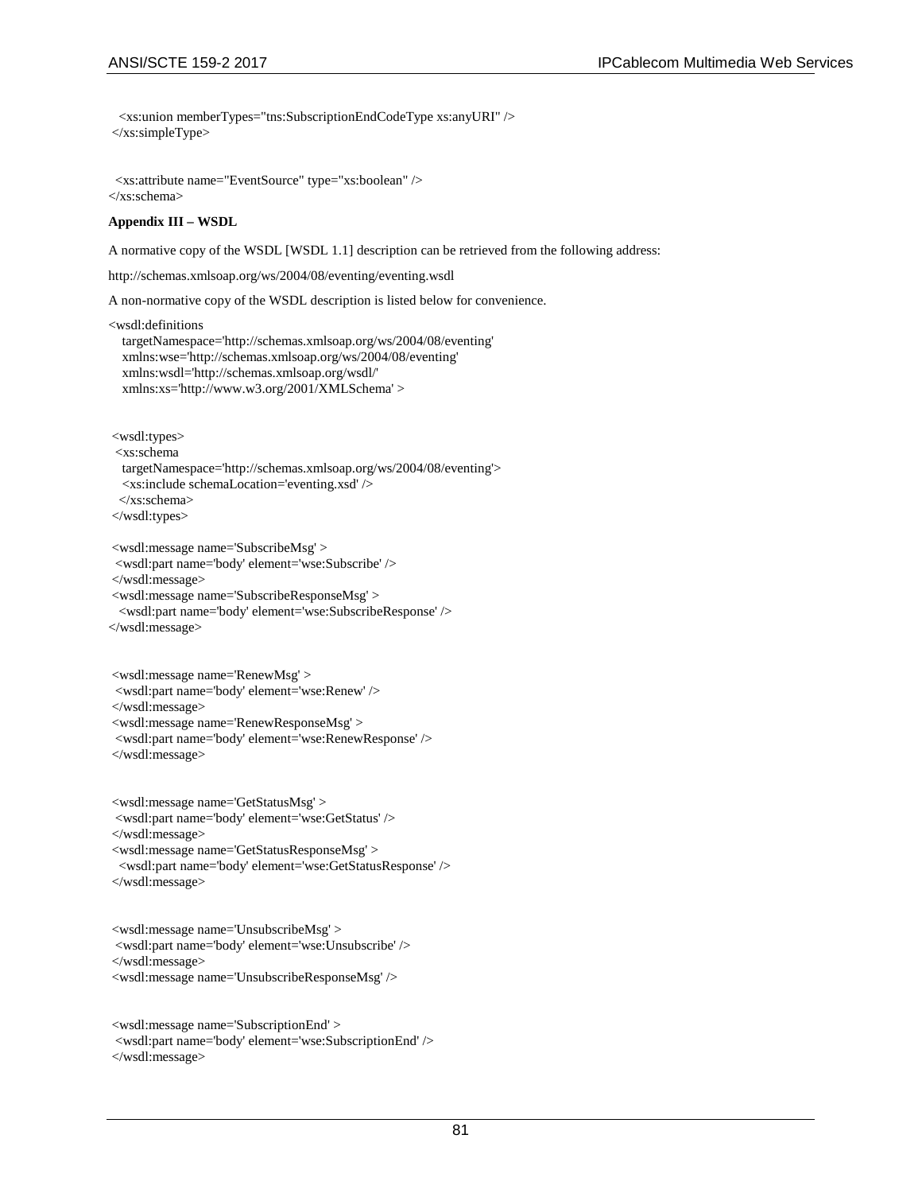```
  <xs:union memberTypes="tns:SubscriptionEndCodeType xs:anyURI" />
 </xs:simpleType>


  <xs:attribute name="EventSource" type="xs:boolean" />
</xs:schema>
```

**Appendix III – WSDL**

A normative copy of the WSDL [WSDL 1.1] description can be retrieved from the following address:

http://schemas.xmlsoap.org/ws/2004/08/eventing/eventing.wsdl

A non-normative copy of the WSDL description is listed below for convenience.

```
<wsdl:definitions
    targetNamespace='http://schemas.xmlsoap.org/ws/2004/08/eventing'
    xmlns:wse='http://schemas.xmlsoap.org/ws/2004/08/eventing'
    xmlns:wsdl='http://schemas.xmlsoap.org/wsdl/'
    xmlns:xs='http://www.w3.org/2001/XMLSchema' >


 <wsdl:types>
  <xs:schema
    targetNamespace='http://schemas.xmlsoap.org/ws/2004/08/eventing'>
    <xs:include schemaLocation='eventing.xsd' />
   </xs:schema>
 </wsdl:types>

 <wsdl:message name='SubscribeMsg' >
  <wsdl:part name='body' element='wse:Subscribe' />
 </wsdl:message>
 <wsdl:message name='SubscribeResponseMsg' >
   <wsdl:part name='body' element='wse:SubscribeResponse' />
</wsdl:message>


 <wsdl:message name='RenewMsg' >
  <wsdl:part name='body' element='wse:Renew' />
 </wsdl:message>
 <wsdl:message name='RenewResponseMsg' >
  <wsdl:part name='body' element='wse:RenewResponse' />
 </wsdl:message>


 <wsdl:message name='GetStatusMsg' >
  <wsdl:part name='body' element='wse:GetStatus' />
 </wsdl:message>
 <wsdl:message name='GetStatusResponseMsg' >
   <wsdl:part name='body' element='wse:GetStatusResponse' />
 </wsdl:message>


 <wsdl:message name='UnsubscribeMsg' >
  <wsdl:part name='body' element='wse:Unsubscribe' />
 </wsdl:message>
 <wsdl:message name='UnsubscribeResponseMsg' />


 <wsdl:message name='SubscriptionEnd' >
  <wsdl:part name='body' element='wse:SubscriptionEnd' />
 </wsdl:message>
```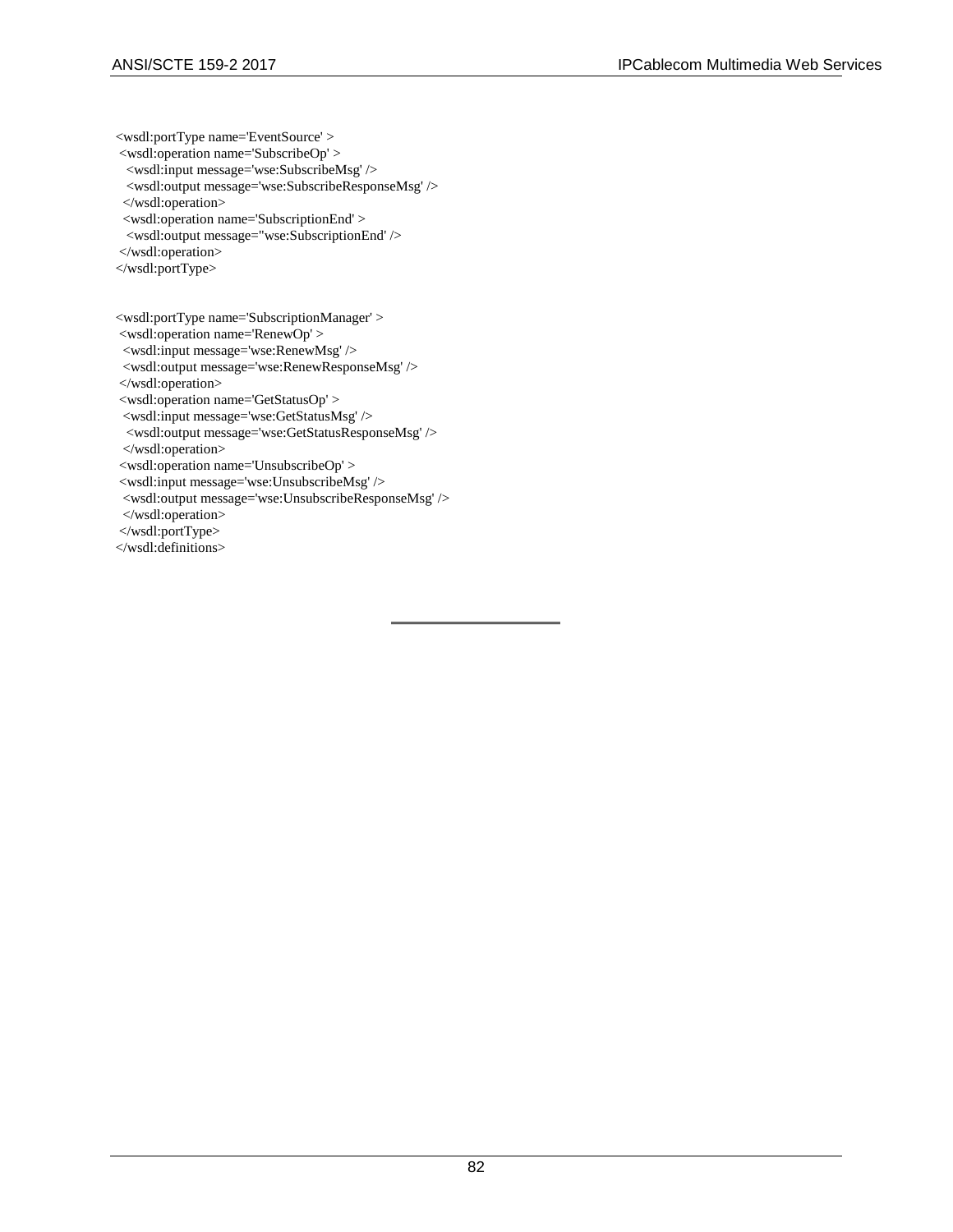```
<wsdl:portType name='EventSource' >
 <wsdl:operation name='SubscribeOp' >
  <wsdl:input message='wse:SubscribeMsg' />
  <wsdl:output message='wse:SubscribeResponseMsg' />
 </wsdl:operation>
 <wsdl:operation name='SubscriptionEnd' >
  <wsdl:output message="wse:SubscriptionEnd' />
 </wsdl:operation>
</wsdl:portType>

<wsdl:portType name='SubscriptionManager' >
 <wsdl:operation name='RenewOp' >
  <wsdl:input message='wse:RenewMsg' />
  <wsdl:output message='wse:RenewResponseMsg' />
 </wsdl:operation>
 <wsdl:operation name='GetStatusOp' >
  <wsdl:input message='wse:GetStatusMsg' />
  <wsdl:output message='wse:GetStatusResponseMsg' />
 </wsdl:operation>
 <wsdl:operation name='UnsubscribeOp' >
 <wsdl:input message='wse:UnsubscribeMsg' />
  <wsdl:output message='wse:UnsubscribeResponseMsg' />
 </wsdl:operation>
 </wsdl:portType>
</wsdl:definitions>
```